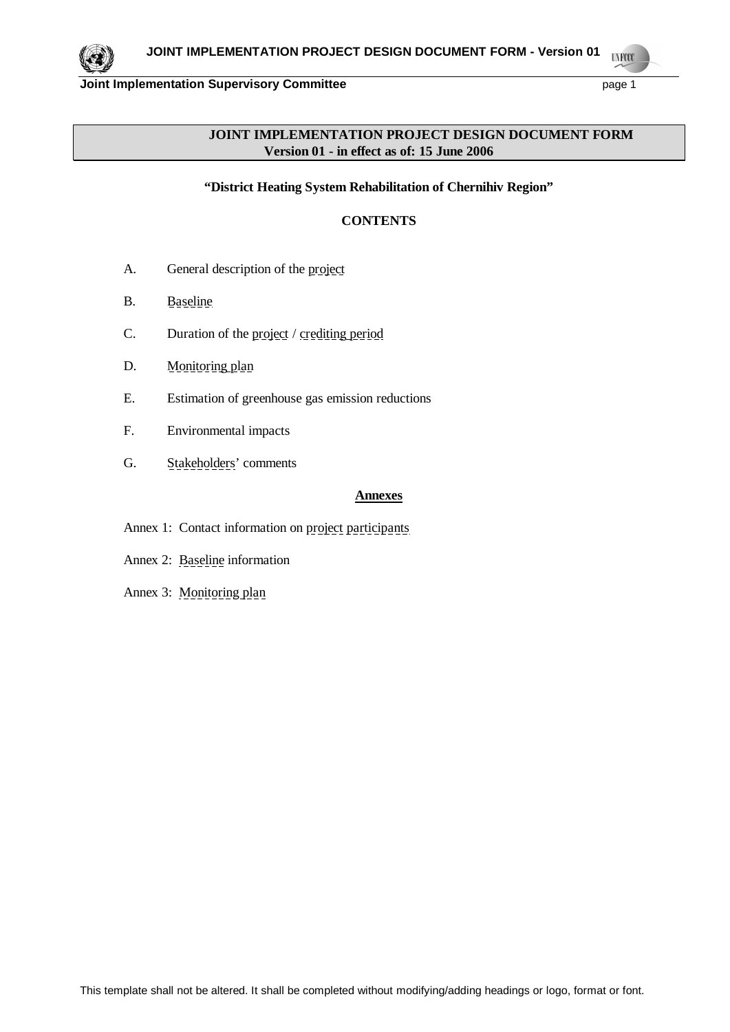# JOINT IMPLEMENTATION PROJECT DESIGN DOCUMENT FORM
**Version 01 - in effect as of: 15 June 2006**

**"District Heating System Rehabilitation of Chernihiv Region"**

## CONTENTS

A. General description of the project

B. Baseline

C. Duration of the project / crediting period

D. Monitoring plan

E. Estimation of greenhouse gas emission reductions

F. Environmental impacts

G. Stakeholders' comments

**Annexes**

Annex 1: Contact information on project participants

Annex 2: Baseline information

Annex 3: Monitoring plan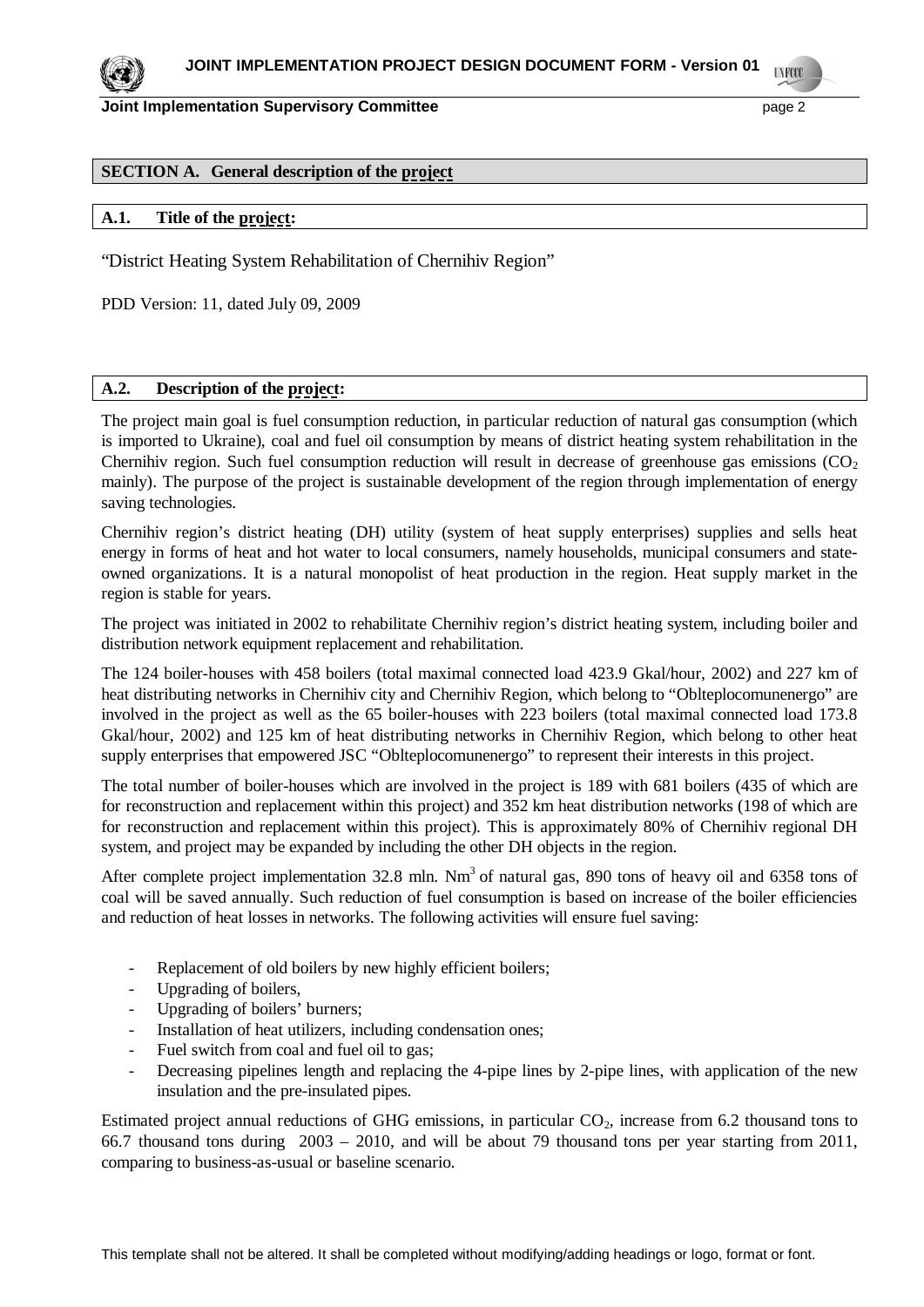## SECTION A. General description of the project

### A.1. Title of the project:

"District Heating System Rehabilitation of Chernihiv Region"

PDD Version: 11, dated July 09, 2009

### A.2. Description of the project:

The project main goal is fuel consumption reduction, in particular reduction of natural gas consumption (which is imported to Ukraine), coal and fuel oil consumption by means of district heating system rehabilitation in the Chernihiv region. Such fuel consumption reduction will result in decrease of greenhouse gas emissions ($CO_2$ mainly). The purpose of the project is sustainable development of the region through implementation of energy saving technologies.

Chernihiv region's district heating (DH) utility (system of heat supply enterprises) supplies and sells heat energy in forms of heat and hot water to local consumers, namely households, municipal consumers and state-owned organizations. It is a natural monopolist of heat production in the region. Heat supply market in the region is stable for years.

The project was initiated in 2002 to rehabilitate Chernihiv region's district heating system, including boiler and distribution network equipment replacement and rehabilitation.

The 124 boiler-houses with 458 boilers (total maximal connected load 423.9 Gkal/hour, 2002) and 227 km of heat distributing networks in Chernihiv city and Chernihiv Region, which belong to "Oblteplocomunenergo" are involved in the project as well as the 65 boiler-houses with 223 boilers (total maximal connected load 173.8 Gkal/hour, 2002) and 125 km of heat distributing networks in Chernihiv Region, which belong to other heat supply enterprises that empowered JSC "Oblteplocomunenergo" to represent their interests in this project.

The total number of boiler-houses which are involved in the project is 189 with 681 boilers (435 of which are for reconstruction and replacement within this project) and 352 km heat distribution networks (198 of which are for reconstruction and replacement within this project). This is approximately 80% of Chernihiv regional DH system, and project may be expanded by including the other DH objects in the region.

After complete project implementation 32.8 mln. $Nm^3$ of natural gas, 890 tons of heavy oil and 6358 tons of coal will be saved annually. Such reduction of fuel consumption is based on increase of the boiler efficiencies and reduction of heat losses in networks. The following activities will ensure fuel saving:

- Replacement of old boilers by new highly efficient boilers;
- Upgrading of boilers,
- Upgrading of boilers' burners;
- Installation of heat utilizers, including condensation ones;
- Fuel switch from coal and fuel oil to gas;
- Decreasing pipelines length and replacing the 4-pipe lines by 2-pipe lines, with application of the new insulation and the pre-insulated pipes.

Estimated project annual reductions of GHG emissions, in particular $CO_2$, increase from 6.2 thousand tons to 66.7 thousand tons during 2003 – 2010, and will be about 79 thousand tons per year starting from 2011, comparing to business-as-usual or baseline scenario.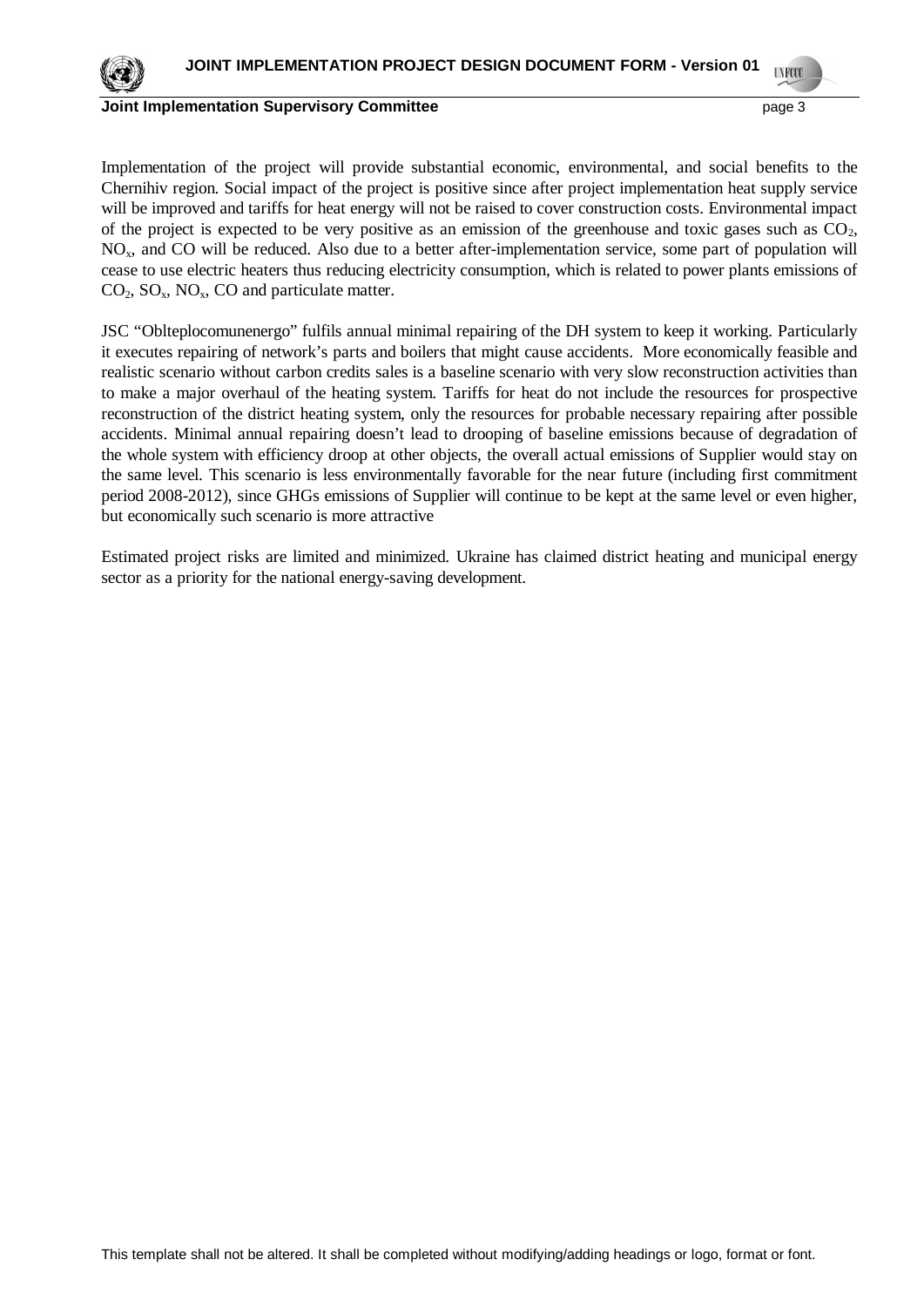Implementation of the project will provide substantial economic, environmental, and social benefits to the Chernihiv region. Social impact of the project is positive since after project implementation heat supply service will be improved and tariffs for heat energy will not be raised to cover construction costs. Environmental impact of the project is expected to be very positive as an emission of the greenhouse and toxic gases such as $CO_2$, $NO_x$, and CO will be reduced. Also due to a better after-implementation service, some part of population will cease to use electric heaters thus reducing electricity consumption, which is related to power plants emissions of $CO_2$, $SO_x$, $NO_x$, CO and particulate matter.

JSC "Oblteplocomunenergo" fulfils annual minimal repairing of the DH system to keep it working. Particularly it executes repairing of network's parts and boilers that might cause accidents. More economically feasible and realistic scenario without carbon credits sales is a baseline scenario with very slow reconstruction activities than to make a major overhaul of the heating system. Tariffs for heat do not include the resources for prospective reconstruction of the district heating system, only the resources for probable necessary repairing after possible accidents. Minimal annual repairing doesn't lead to drooping of baseline emissions because of degradation of the whole system with efficiency droop at other objects, the overall actual emissions of Supplier would stay on the same level. This scenario is less environmentally favorable for the near future (including first commitment period 2008-2012), since GHGs emissions of Supplier will continue to be kept at the same level or even higher, but economically such scenario is more attractive

Estimated project risks are limited and minimized. Ukraine has claimed district heating and municipal energy sector as a priority for the national energy-saving development.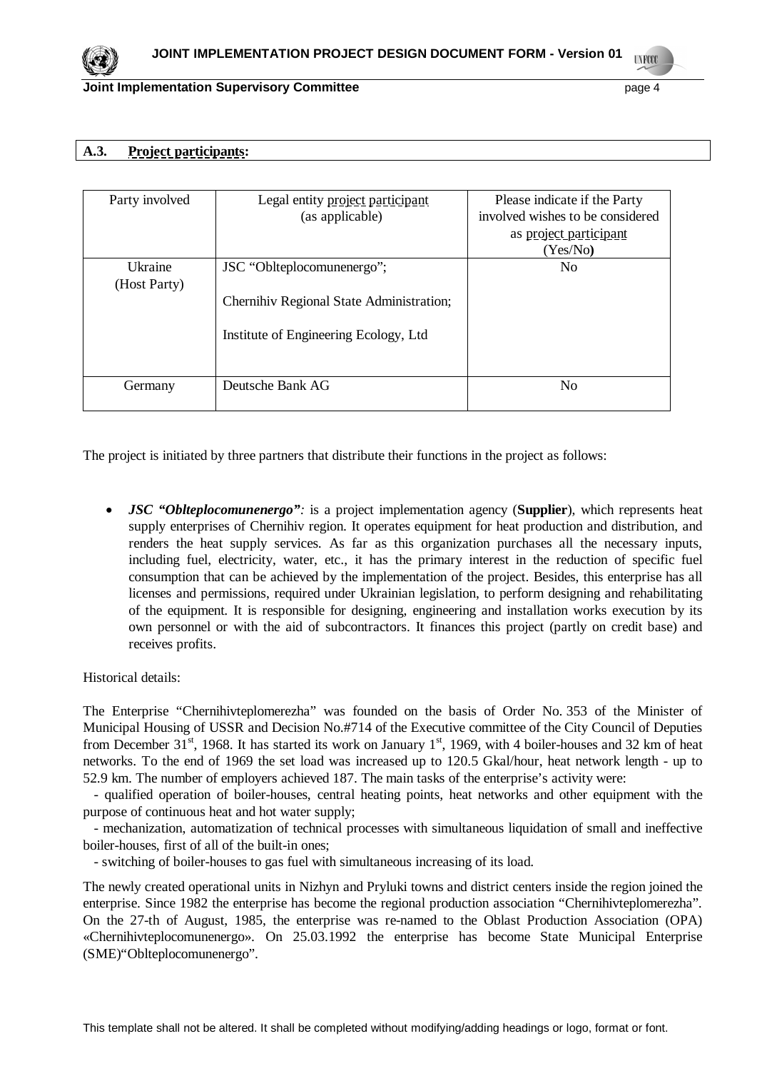## A.3. Project participants:

| Party involved | Legal entity project participant (as applicable) | Please indicate if the Party involved wishes to be considered as project participant (Yes/No) |
|---|---|---|
| Ukraine (Host Party) | JSC "Oblteplocomunenergo"; Chernihiv Regional State Administration; Institute of Engineering Ecology, Ltd | No |
| Germany | Deutsche Bank AG | No |

The project is initiated by three partners that distribute their functions in the project as follows:

- ***JSC "Oblteplocomunenergo"***: is a project implementation agency (**Supplier**), which represents heat supply enterprises of Chernihiv region. It operates equipment for heat production and distribution, and renders the heat supply services. As far as this organization purchases all the necessary inputs, including fuel, electricity, water, etc., it has the primary interest in the reduction of specific fuel consumption that can be achieved by the implementation of the project. Besides, this enterprise has all licenses and permissions, required under Ukrainian legislation, to perform designing and rehabilitating of the equipment. It is responsible for designing, engineering and installation works execution by its own personnel or with the aid of subcontractors. It finances this project (partly on credit base) and receives profits.

Historical details:

The Enterprise "Chernihivteplomerezha" was founded on the basis of Order No. 353 of the Minister of Municipal Housing of USSR and Decision No.#714 of the Executive committee of the City Council of Deputies from December 31st, 1968. It has started its work on January 1st, 1969, with 4 boiler-houses and 32 km of heat networks. To the end of 1969 the set load was increased up to 120.5 Gkal/hour, heat network length - up to 52.9 km. The number of employers achieved 187. The main tasks of the enterprise's activity were:

- qualified operation of boiler-houses, central heating points, heat networks and other equipment with the purpose of continuous heat and hot water supply;
- mechanization, automatization of technical processes with simultaneous liquidation of small and ineffective boiler-houses, first of all of the built-in ones;
- switching of boiler-houses to gas fuel with simultaneous increasing of its load.

The newly created operational units in Nizhyn and Pryluki towns and district centers inside the region joined the enterprise. Since 1982 the enterprise has become the regional production association "Chernihivteplomerezha". On the 27-th of August, 1985, the enterprise was re-named to the Oblast Production Association (OPA) «Chernihivteplocomunenergo». On 25.03.1992 the enterprise has become State Municipal Enterprise (SME)"Oblteplocomunenergo".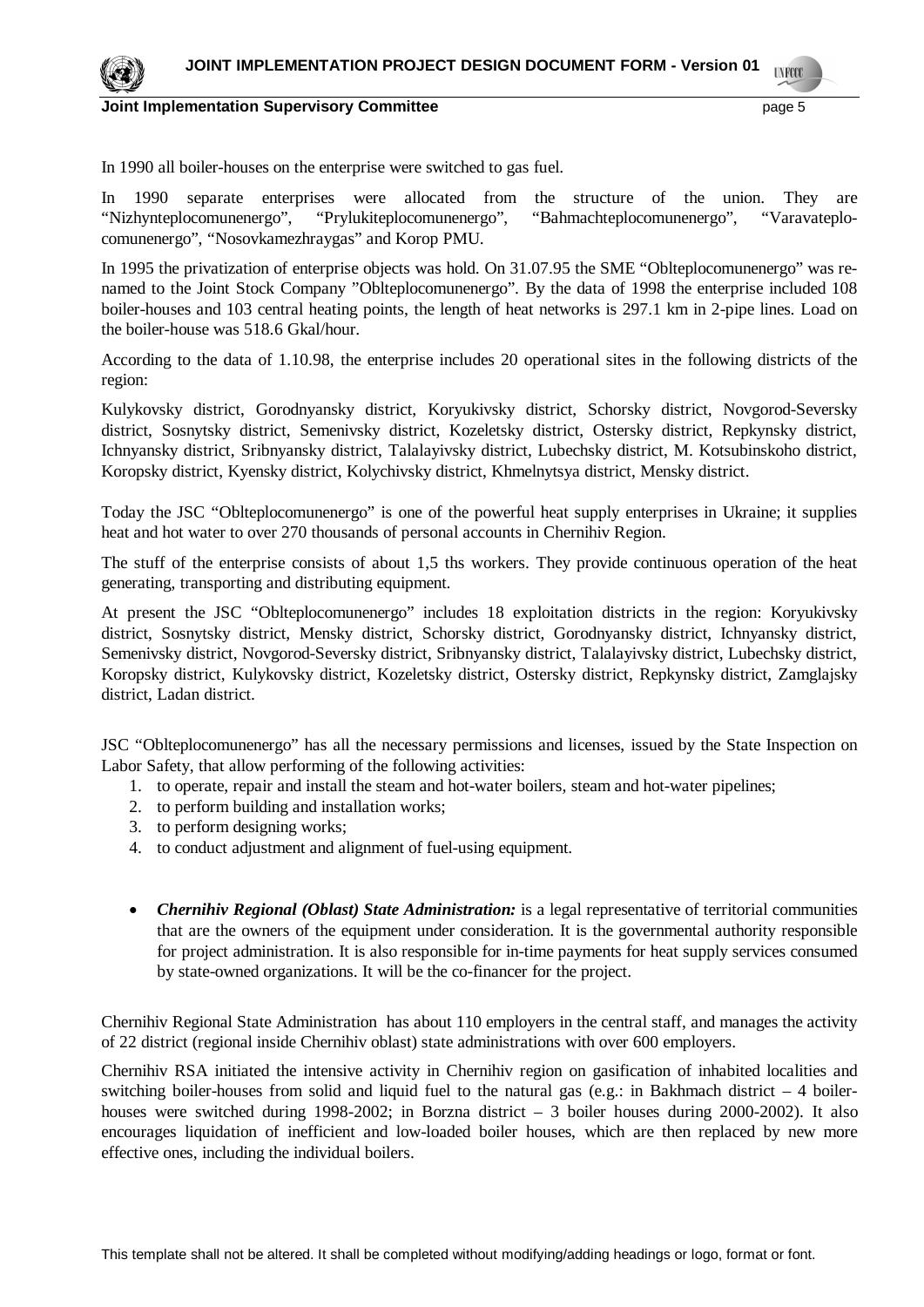In 1990 all boiler-houses on the enterprise were switched to gas fuel.

In 1990 separate enterprises were allocated from the structure of the union. They are "Nizhynteplocomunenergo", "Prylukiteplocomunenergo", "Bahmachteplocomunenergo", "Varavateplo-comunenergo", "Nosovkamezhraygas" and Korop PMU.

In 1995 the privatization of enterprise objects was hold. On 31.07.95 the SME "Oblteplocomunenergo" was re-named to the Joint Stock Company "Oblteplocomunenergo". By the data of 1998 the enterprise included 108 boiler-houses and 103 central heating points, the length of heat networks is 297.1 km in 2-pipe lines. Load on the boiler-house was 518.6 Gkal/hour.

According to the data of 1.10.98, the enterprise includes 20 operational sites in the following districts of the region:

Kulykovsky district, Gorodnyansky district, Koryukivsky district, Schorsky district, Novgorod-Seversky district, Sosnytsky district, Semenivsky district, Kozeletsky district, Ostersky district, Repkynsky district, Ichnyansky district, Sribnyansky district, Talalayivsky district, Lubechsky district, M. Kotsubinskoho district, Koropsky district, Kyensky district, Kolychivsky district, Khmelnytsya district, Mensky district.

Today the JSC "Oblteplocomunenergo" is one of the powerful heat supply enterprises in Ukraine; it supplies heat and hot water to over 270 thousands of personal accounts in Chernihiv Region.

The stuff of the enterprise consists of about 1,5 ths workers. They provide continuous operation of the heat generating, transporting and distributing equipment.

At present the JSC "Oblteplocomunenergo" includes 18 exploitation districts in the region: Koryukivsky district, Sosnytsky district, Mensky district, Schorsky district, Gorodnyansky district, Ichnyansky district, Semenivsky district, Novgorod-Seversky district, Sribnyansky district, Talalayivsky district, Lubechsky district, Koropsky district, Kulykovsky district, Kozeletsky district, Ostersky district, Repkynsky district, Zamglajsky district, Ladan district.

JSC "Oblteplocomunenergo" has all the necessary permissions and licenses, issued by the State Inspection on Labor Safety, that allow performing of the following activities:

1. to operate, repair and install the steam and hot-water boilers, steam and hot-water pipelines;
2. to perform building and installation works;
3. to perform designing works;
4. to conduct adjustment and alignment of fuel-using equipment.

- ***Chernihiv Regional (Oblast) State Administration:*** is a legal representative of territorial communities that are the owners of the equipment under consideration. It is the governmental authority responsible for project administration. It is also responsible for in-time payments for heat supply services consumed by state-owned organizations. It will be the co-financer for the project.

Chernihiv Regional State Administration has about 110 employers in the central staff, and manages the activity of 22 district (regional inside Chernihiv oblast) state administrations with over 600 employers.

Chernihiv RSA initiated the intensive activity in Chernihiv region on gasification of inhabited localities and switching boiler-houses from solid and liquid fuel to the natural gas (e.g.: in Bakhmach district – 4 boiler-houses were switched during 1998-2002; in Borzna district – 3 boiler houses during 2000-2002). It also encourages liquidation of inefficient and low-loaded boiler houses, which are then replaced by new more effective ones, including the individual boilers.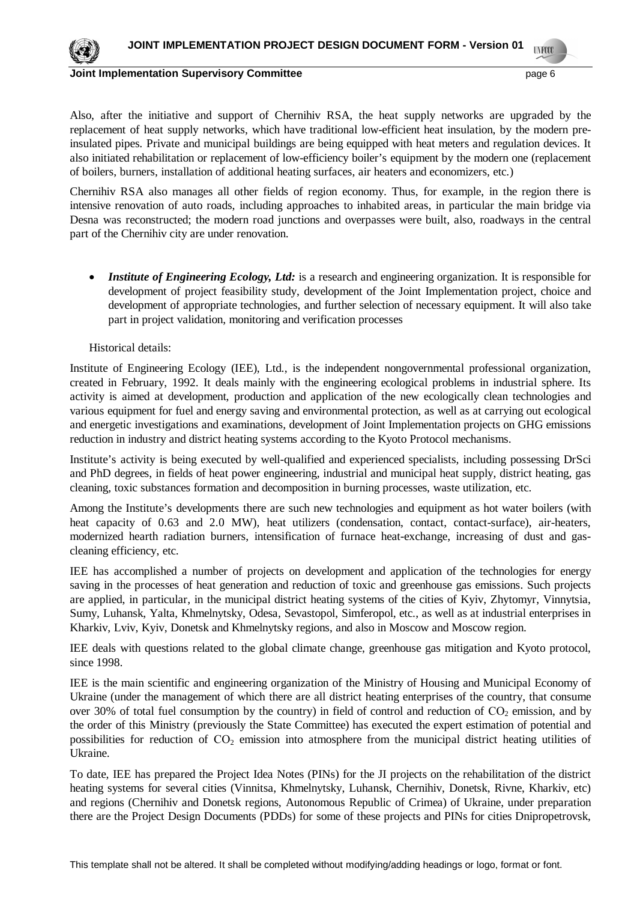Also, after the initiative and support of Chernihiv RSA, the heat supply networks are upgraded by the replacement of heat supply networks, which have traditional low-efficient heat insulation, by the modern pre-insulated pipes. Private and municipal buildings are being equipped with heat meters and regulation devices. It also initiated rehabilitation or replacement of low-efficiency boiler's equipment by the modern one (replacement of boilers, burners, installation of additional heating surfaces, air heaters and economizers, etc.)

Chernihiv RSA also manages all other fields of region economy. Thus, for example, in the region there is intensive renovation of auto roads, including approaches to inhabited areas, in particular the main bridge via Desna was reconstructed; the modern road junctions and overpasses were built, also, roadways in the central part of the Chernihiv city are under renovation.

- ***Institute of Engineering Ecology, Ltd:*** is a research and engineering organization. It is responsible for development of project feasibility study, development of the Joint Implementation project, choice and development of appropriate technologies, and further selection of necessary equipment. It will also take part in project validation, monitoring and verification processes

Historical details:

Institute of Engineering Ecology (IEE), Ltd., is the independent nongovernmental professional organization, created in February, 1992. It deals mainly with the engineering ecological problems in industrial sphere. Its activity is aimed at development, production and application of the new ecologically clean technologies and various equipment for fuel and energy saving and environmental protection, as well as at carrying out ecological and energetic investigations and examinations, development of Joint Implementation projects on GHG emissions reduction in industry and district heating systems according to the Kyoto Protocol mechanisms.

Institute's activity is being executed by well-qualified and experienced specialists, including possessing DrSci and PhD degrees, in fields of heat power engineering, industrial and municipal heat supply, district heating, gas cleaning, toxic substances formation and decomposition in burning processes, waste utilization, etc.

Among the Institute's developments there are such new technologies and equipment as hot water boilers (with heat capacity of 0.63 and 2.0 MW), heat utilizers (condensation, contact, contact-surface), air-heaters, modernized hearth radiation burners, intensification of furnace heat-exchange, increasing of dust and gas-cleaning efficiency, etc.

IEE has accomplished a number of projects on development and application of the technologies for energy saving in the processes of heat generation and reduction of toxic and greenhouse gas emissions. Such projects are applied, in particular, in the municipal district heating systems of the cities of Kyiv, Zhytomyr, Vinnytsia, Sumy, Luhansk, Yalta, Khmelnytsky, Odesa, Sevastopol, Simferopol, etc., as well as at industrial enterprises in Kharkiv, Lviv, Kyiv, Donetsk and Khmelnytsky regions, and also in Moscow and Moscow region.

IEE deals with questions related to the global climate change, greenhouse gas mitigation and Kyoto protocol, since 1998.

IEE is the main scientific and engineering organization of the Ministry of Housing and Municipal Economy of Ukraine (under the management of which there are all district heating enterprises of the country, that consume over 30% of total fuel consumption by the country) in field of control and reduction of $CO_2$ emission, and by the order of this Ministry (previously the State Committee) has executed the expert estimation of potential and possibilities for reduction of $CO_2$ emission into atmosphere from the municipal district heating utilities of Ukraine.

To date, IEE has prepared the Project Idea Notes (PINs) for the JI projects on the rehabilitation of the district heating systems for several cities (Vinnitsa, Khmelnytsky, Luhansk, Chernihiv, Donetsk, Rivne, Kharkiv, etc) and regions (Chernihiv and Donetsk regions, Autonomous Republic of Crimea) of Ukraine, under preparation there are the Project Design Documents (PDDs) for some of these projects and PINs for cities Dnipropetrovsk,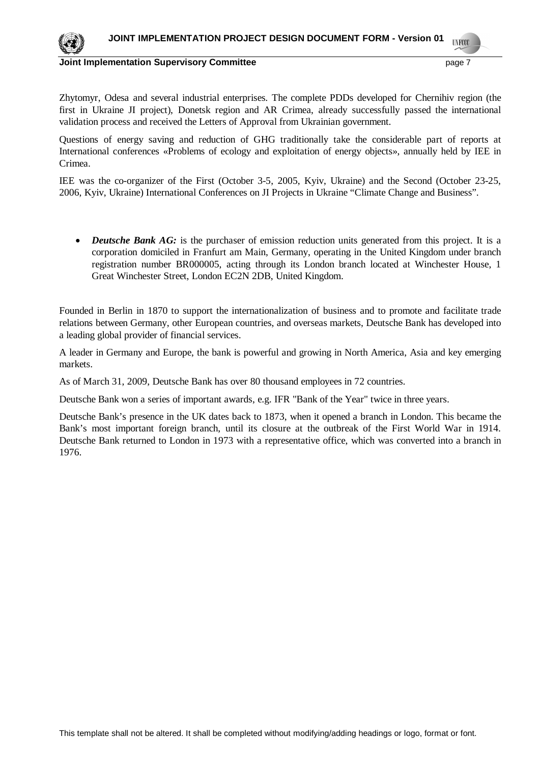Zhytomyr, Odesa and several industrial enterprises. The complete PDDs developed for Chernihiv region (the first in Ukraine JI project), Donetsk region and AR Crimea, already successfully passed the international validation process and received the Letters of Approval from Ukrainian government.

Questions of energy saving and reduction of GHG traditionally take the considerable part of reports at International conferences «Problems of ecology and exploitation of energy objects», annually held by IEE in Crimea.

IEE was the co-organizer of the First (October 3-5, 2005, Kyiv, Ukraine) and the Second (October 23-25, 2006, Kyiv, Ukraine) International Conferences on JI Projects in Ukraine "Climate Change and Business".

- ***Deutsche Bank AG:*** is the purchaser of emission reduction units generated from this project. It is a corporation domiciled in Franfurt am Main, Germany, operating in the United Kingdom under branch registration number BR000005, acting through its London branch located at Winchester House, 1 Great Winchester Street, London EC2N 2DB, United Kingdom.

Founded in Berlin in 1870 to support the internationalization of business and to promote and facilitate trade relations between Germany, other European countries, and overseas markets, Deutsche Bank has developed into a leading global provider of financial services.

A leader in Germany and Europe, the bank is powerful and growing in North America, Asia and key emerging markets.

As of March 31, 2009, Deutsche Bank has over 80 thousand employees in 72 countries.

Deutsche Bank won a series of important awards, e.g. IFR "Bank of the Year" twice in three years.

Deutsche Bank's presence in the UK dates back to 1873, when it opened a branch in London. This became the Bank's most important foreign branch, until its closure at the outbreak of the First World War in 1914. Deutsche Bank returned to London in 1973 with a representative office, which was converted into a branch in 1976.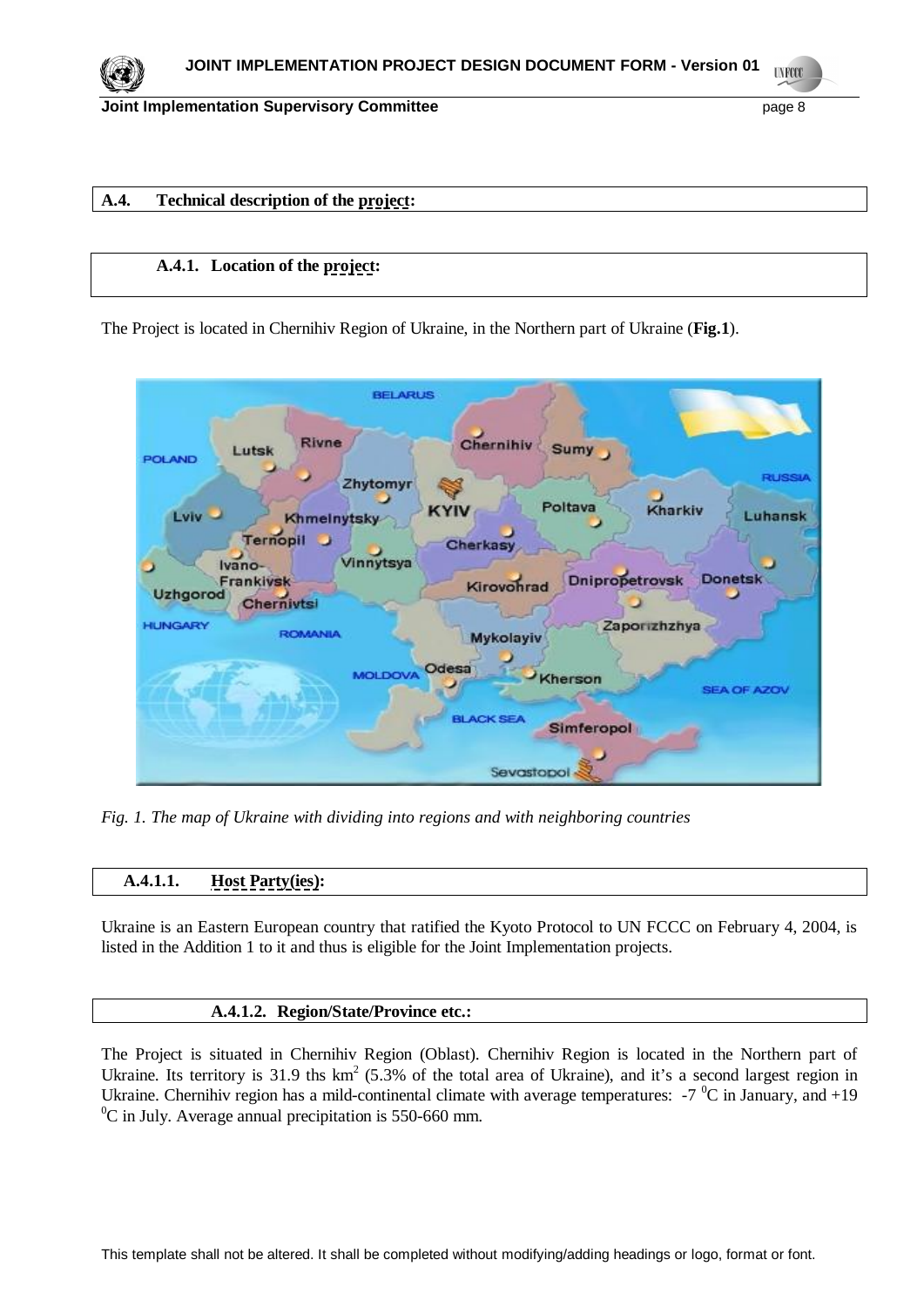## A.4. Technical description of the project:

### A.4.1. Location of the project:

The Project is located in Chernihiv Region of Ukraine, in the Northern part of Ukraine (**Fig.1**).

*Fig. 1. The map of Ukraine with dividing into regions and with neighboring countries*

#### A.4.1.1. Host Party(ies):

Ukraine is an Eastern European country that ratified the Kyoto Protocol to UN FCCC on February 4, 2004, is listed in the Addition 1 to it and thus is eligible for the Joint Implementation projects.

#### A.4.1.2. Region/State/Province etc.:

The Project is situated in Chernihiv Region (Oblast). Chernihiv Region is located in the Northern part of Ukraine. Its territory is 31.9 ths $km^2$ (5.3% of the total area of Ukraine), and it's a second largest region in Ukraine. Chernihiv region has a mild-continental climate with average temperatures: -7 $^0$C in January, and +19 $^0$C in July. Average annual precipitation is 550-660 mm.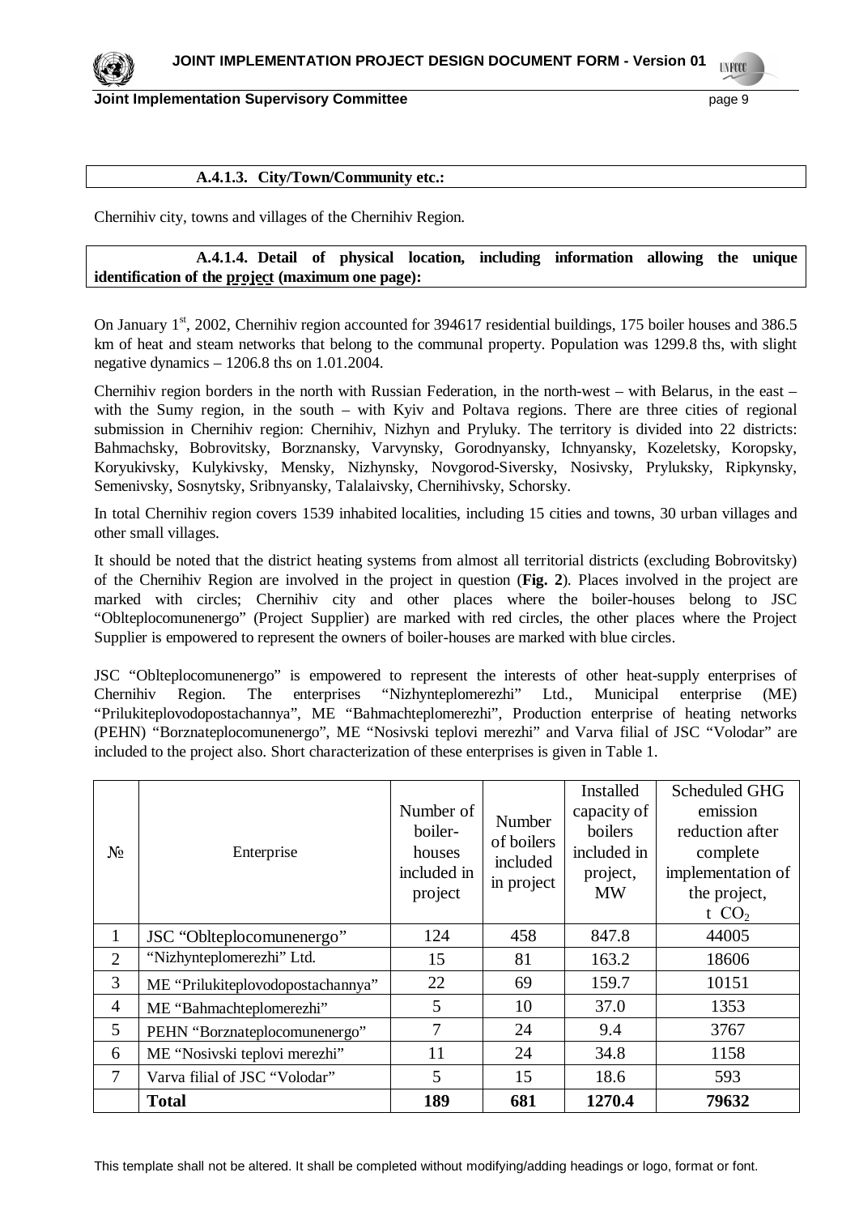**A.4.1.3. City/Town/Community etc.:**

Chernihiv city, towns and villages of the Chernihiv Region.

**A.4.1.4. Detail of physical location, including information allowing the unique identification of the project (maximum one page):**

On January 1st, 2002, Chernihiv region accounted for 394617 residential buildings, 175 boiler houses and 386.5 km of heat and steam networks that belong to the communal property. Population was 1299.8 ths, with slight negative dynamics – 1206.8 ths on 1.01.2004.

Chernihiv region borders in the north with Russian Federation, in the north-west – with Belarus, in the east – with the Sumy region, in the south – with Kyiv and Poltava regions. There are three cities of regional submission in Chernihiv region: Chernihiv, Nizhyn and Pryluky. The territory is divided into 22 districts: Bahmachsky, Bobrovitsky, Borznansky, Varvynsky, Gorodnyansky, Ichnyansky, Kozeletsky, Koropsky, Koryukivsky, Kulykivsky, Mensky, Nizhynsky, Novgorod-Siversky, Nosivsky, Pryluksky, Ripkynsky, Semenivsky, Sosnytsky, Sribnyansky, Talalaivsky, Chernihivsky, Schorsky.

In total Chernihiv region covers 1539 inhabited localities, including 15 cities and towns, 30 urban villages and other small villages.

It should be noted that the district heating systems from almost all territorial districts (excluding Bobrovitsky) of the Chernihiv Region are involved in the project in question (**Fig. 2**). Places involved in the project are marked with circles; Chernihiv city and other places where the boiler-houses belong to JSC "Oblteplocomunenergo" (Project Supplier) are marked with red circles, the other places where the Project Supplier is empowered to represent the owners of boiler-houses are marked with blue circles.

JSC "Oblteplocomunenergo" is empowered to represent the interests of other heat-supply enterprises of Chernihiv Region. The enterprises "Nizhynteplomerezhi" Ltd., Municipal enterprise (ME) "Prilukiteplovodopostachannya", ME "Bahmachteplomerezhi", Production enterprise of heating networks (PEHN) "Borznateplocomunenergo", ME "Nosivski teplovi merezhi" and Varva filial of JSC "Volodar" are included to the project also. Short characterization of these enterprises is given in Table 1.

| № | Enterprise | Number of boiler-houses included in project | Number of boilers included in project | Installed capacity of boilers included in project, MW | Scheduled GHG emission reduction after complete implementation of the project, t $CO_2$ |
|---|---|---|---|---|---|
| 1 | JSC "Oblteplocomunenergo" | 124 | 458 | 847.8 | 44005 |
| 2 | "Nizhynteplomerezhi" Ltd. | 15 | 81 | 163.2 | 18606 |
| 3 | ME "Prilukiteplovodopostachannya" | 22 | 69 | 159.7 | 10151 |
| 4 | ME "Bahmachteplomerezhi" | 5 | 10 | 37.0 | 1353 |
| 5 | PEHN "Borznateplocomunenergo" | 7 | 24 | 9.4 | 3767 |
| 6 | ME "Nosivski teplovi merezhi" | 11 | 24 | 34.8 | 1158 |
| 7 | Varva filial of JSC "Volodar" | 5 | 15 | 18.6 | 593 |
| | **Total** | **189** | **681** | **1270.4** | **79632** |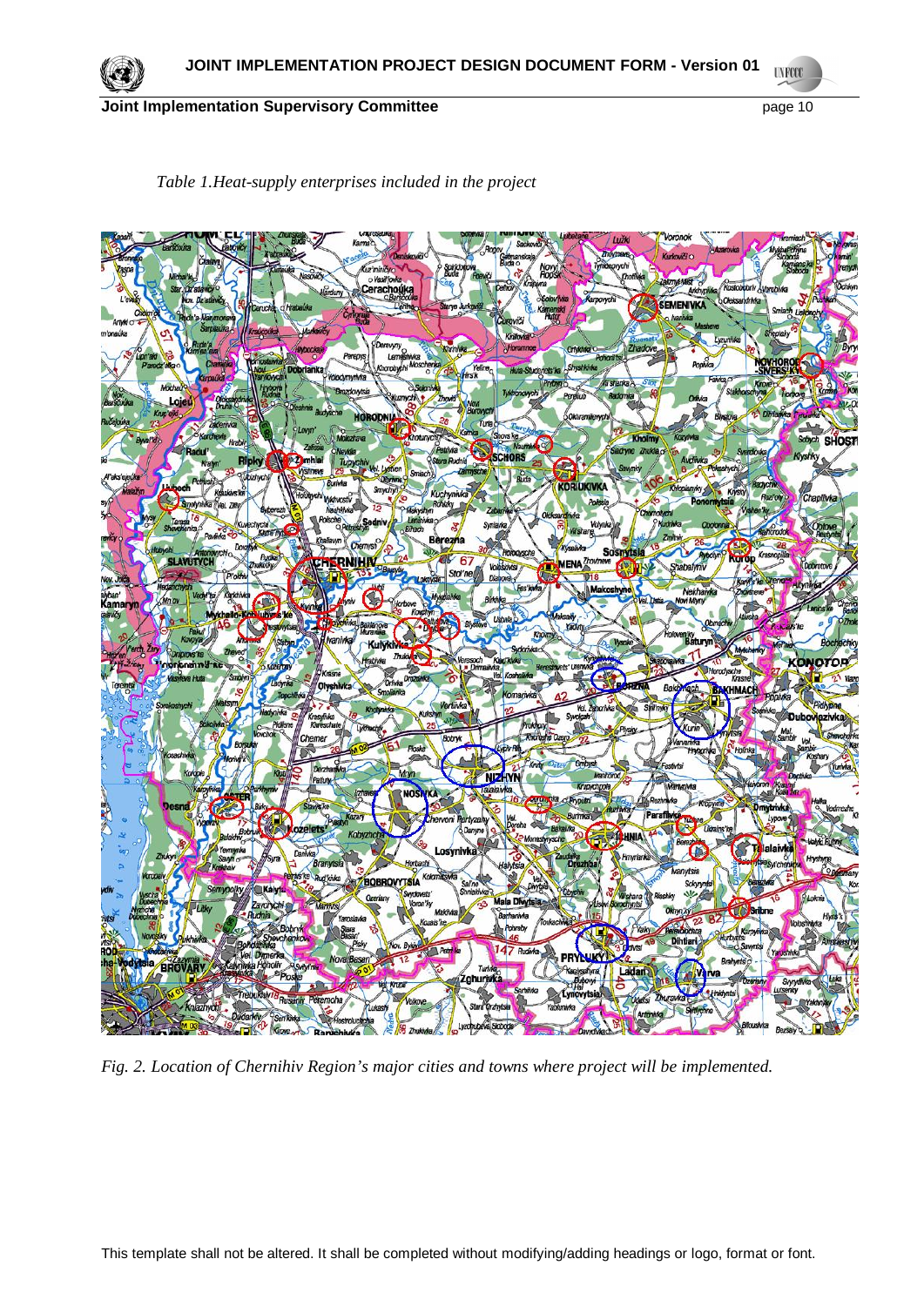*Table 1.Heat-supply enterprises included in the project*

*Fig. 2. Location of Chernihiv Region's major cities and towns where project will be implemented.*

This template shall not be altered. It shall be completed without modifying/adding headings or logo, format or font.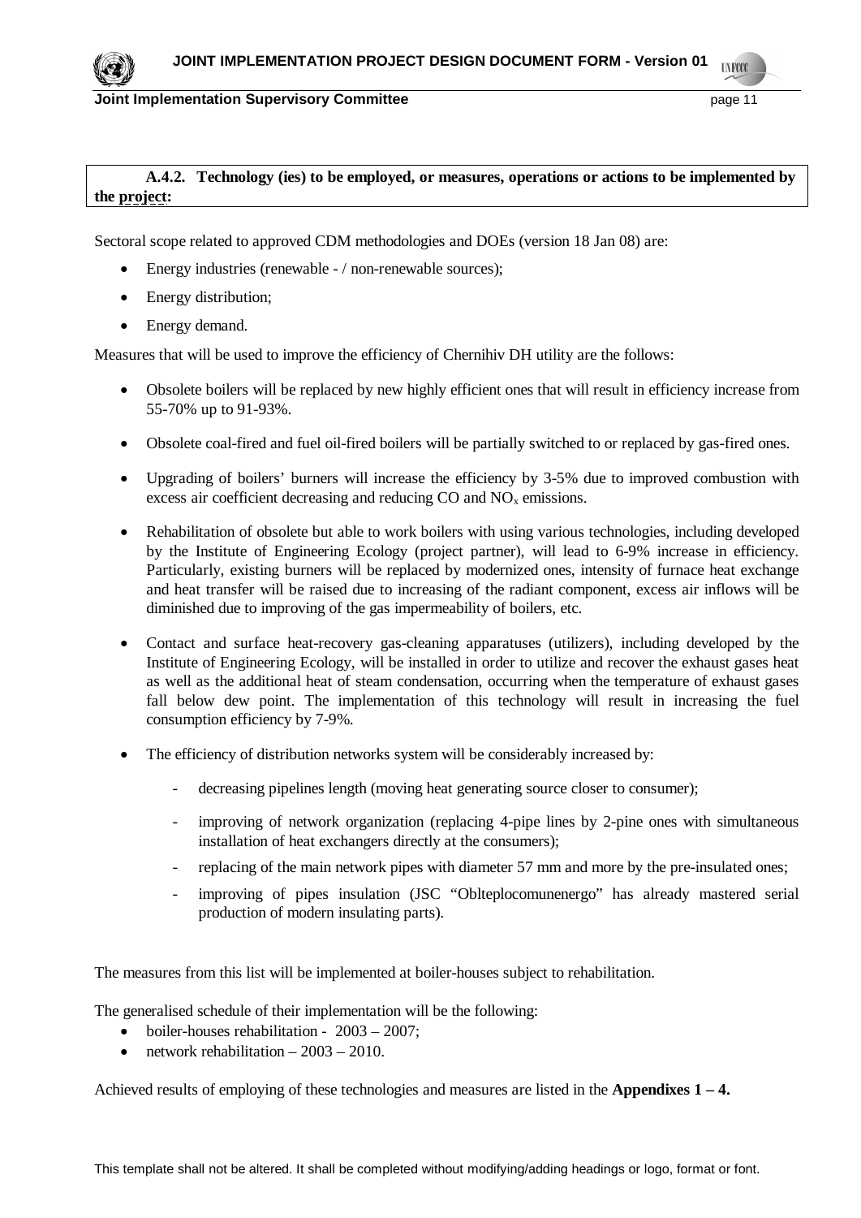**A.4.2. Technology (ies) to be employed, or measures, operations or actions to be implemented by the project:**

Sectoral scope related to approved CDM methodologies and DOEs (version 18 Jan 08) are:

- Energy industries (renewable - / non-renewable sources);
- Energy distribution;
- Energy demand.

Measures that will be used to improve the efficiency of Chernihiv DH utility are the follows:

- Obsolete boilers will be replaced by new highly efficient ones that will result in efficiency increase from 55-70% up to 91-93%.
- Obsolete coal-fired and fuel oil-fired boilers will be partially switched to or replaced by gas-fired ones.
- Upgrading of boilers' burners will increase the efficiency by 3-5% due to improved combustion with excess air coefficient decreasing and reducing CO and $NO_x$ emissions.
- Rehabilitation of obsolete but able to work boilers with using various technologies, including developed by the Institute of Engineering Ecology (project partner), will lead to 6-9% increase in efficiency. Particularly, existing burners will be replaced by modernized ones, intensity of furnace heat exchange and heat transfer will be raised due to increasing of the radiant component, excess air inflows will be diminished due to improving of the gas impermeability of boilers, etc.
- Contact and surface heat-recovery gas-cleaning apparatuses (utilizers), including developed by the Institute of Engineering Ecology, will be installed in order to utilize and recover the exhaust gases heat as well as the additional heat of steam condensation, occurring when the temperature of exhaust gases fall below dew point. The implementation of this technology will result in increasing the fuel consumption efficiency by 7-9%.
- The efficiency of distribution networks system will be considerably increased by:
  - decreasing pipelines length (moving heat generating source closer to consumer);
  - improving of network organization (replacing 4-pipe lines by 2-pine ones with simultaneous installation of heat exchangers directly at the consumers);
  - replacing of the main network pipes with diameter 57 mm and more by the pre-insulated ones;
  - improving of pipes insulation (JSC "Oblteplocomunenergo" has already mastered serial production of modern insulating parts).

The measures from this list will be implemented at boiler-houses subject to rehabilitation.

The generalised schedule of their implementation will be the following:

- boiler-houses rehabilitation - 2003 – 2007;
- network rehabilitation – 2003 – 2010.

Achieved results of employing of these technologies and measures are listed in the **Appendixes 1 – 4.**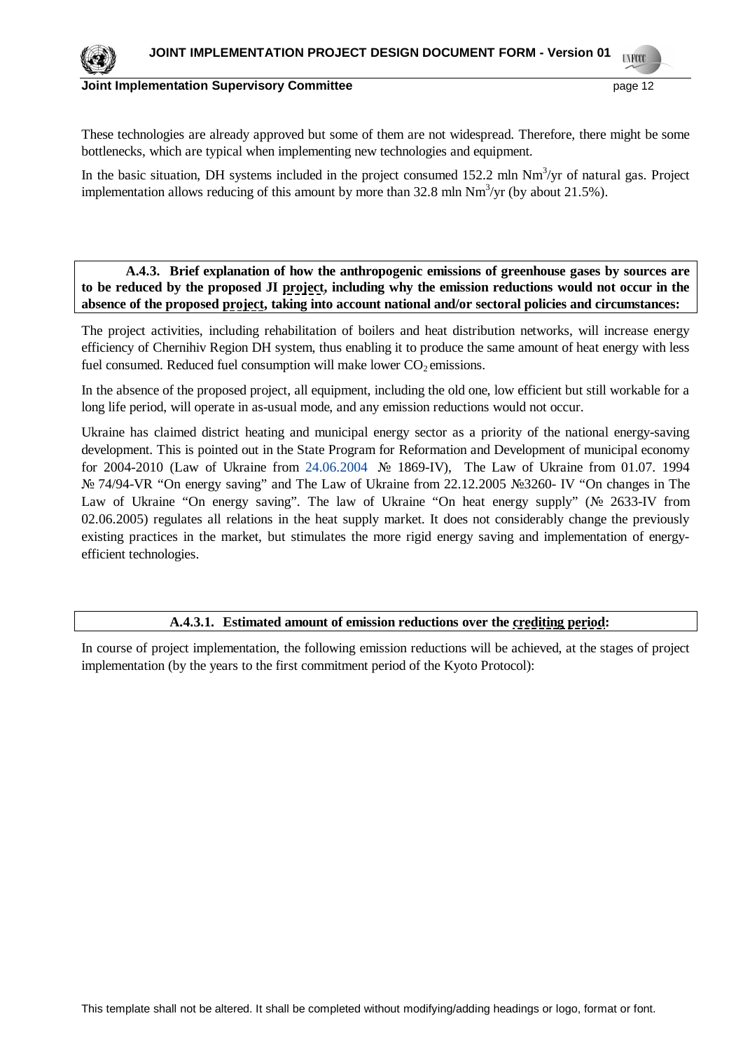These technologies are already approved but some of them are not widespread. Therefore, there might be some bottlenecks, which are typical when implementing new technologies and equipment.

In the basic situation, DH systems included in the project consumed 152.2 mln $Nm^3$/yr of natural gas. Project implementation allows reducing of this amount by more than 32.8 mln $Nm^3$/yr (by about 21.5%).

**A.4.3. Brief explanation of how the anthropogenic emissions of greenhouse gases by sources are to be reduced by the proposed JI project, including why the emission reductions would not occur in the absence of the proposed project, taking into account national and/or sectoral policies and circumstances:**

The project activities, including rehabilitation of boilers and heat distribution networks, will increase energy efficiency of Chernihiv Region DH system, thus enabling it to produce the same amount of heat energy with less fuel consumed. Reduced fuel consumption will make lower $CO_2$ emissions.

In the absence of the proposed project, all equipment, including the old one, low efficient but still workable for a long life period, will operate in as-usual mode, and any emission reductions would not occur.

Ukraine has claimed district heating and municipal energy sector as a priority of the national energy-saving development. This is pointed out in the State Program for Reformation and Development of municipal economy for 2004-2010 (Law of Ukraine from 24.06.2004 № 1869-IV), The Law of Ukraine from 01.07. 1994 № 74/94-VR "On energy saving" and The Law of Ukraine from 22.12.2005 №3260- IV "On changes in The Law of Ukraine "On energy saving". The law of Ukraine "On heat energy supply" (№ 2633-IV from 02.06.2005) regulates all relations in the heat supply market. It does not considerably change the previously existing practices in the market, but stimulates the more rigid energy saving and implementation of energy-efficient technologies.

**A.4.3.1. Estimated amount of emission reductions over the crediting period:**

In course of project implementation, the following emission reductions will be achieved, at the stages of project implementation (by the years to the first commitment period of the Kyoto Protocol):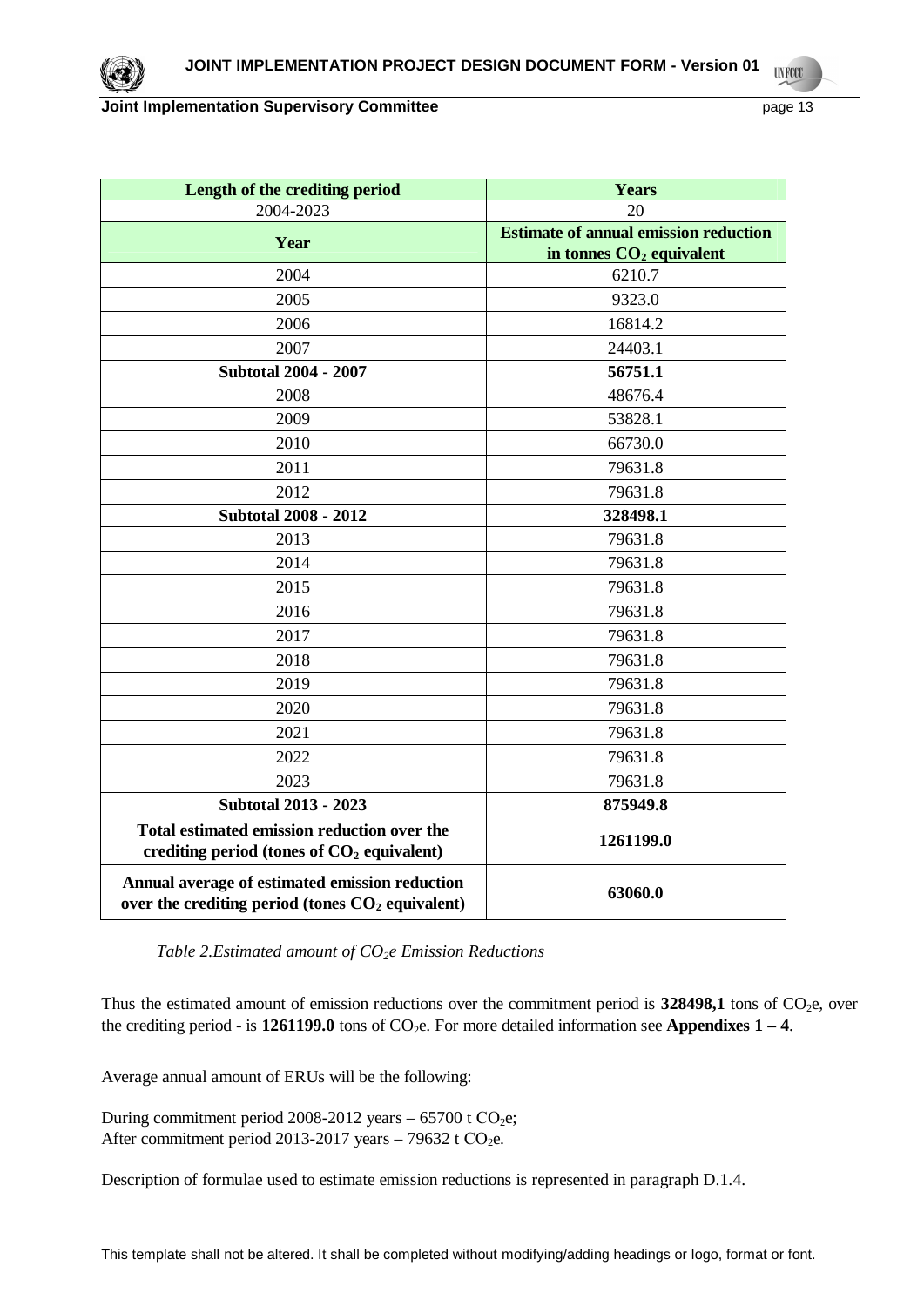| Length of the crediting period | Years |
|---|---|
| 2004-2023 | 20 |
| **Year** | **Estimate of annual emission reduction in tonnes $CO_2$ equivalent** |
| 2004 | 6210.7 |
| 2005 | 9323.0 |
| 2006 | 16814.2 |
| 2007 | 24403.1 |
| **Subtotal 2004 - 2007** | **56751.1** |
| 2008 | 48676.4 |
| 2009 | 53828.1 |
| 2010 | 66730.0 |
| 2011 | 79631.8 |
| 2012 | 79631.8 |
| **Subtotal 2008 - 2012** | **328498.1** |
| 2013 | 79631.8 |
| 2014 | 79631.8 |
| 2015 | 79631.8 |
| 2016 | 79631.8 |
| 2017 | 79631.8 |
| 2018 | 79631.8 |
| 2019 | 79631.8 |
| 2020 | 79631.8 |
| 2021 | 79631.8 |
| 2022 | 79631.8 |
| 2023 | 79631.8 |
| **Subtotal 2013 - 2023** | **875949.8** |
| **Total estimated emission reduction over the crediting period (tones of $CO_2$ equivalent)** | **1261199.0** |
| **Annual average of estimated emission reduction over the crediting period (tones $CO_2$ equivalent)** | **63060.0** |

*Table 2.Estimated amount of $CO_2e$ Emission Reductions*

Thus the estimated amount of emission reductions over the commitment period is **328498,1** tons of $CO_2$e, over the crediting period - is **1261199.0** tons of $CO_2$e. For more detailed information see **Appendixes 1 – 4**.

Average annual amount of ERUs will be the following:

During commitment period 2008-2012 years – 65700 t $CO_2$e;
After commitment period 2013-2017 years – 79632 t $CO_2$e.

Description of formulae used to estimate emission reductions is represented in paragraph D.1.4.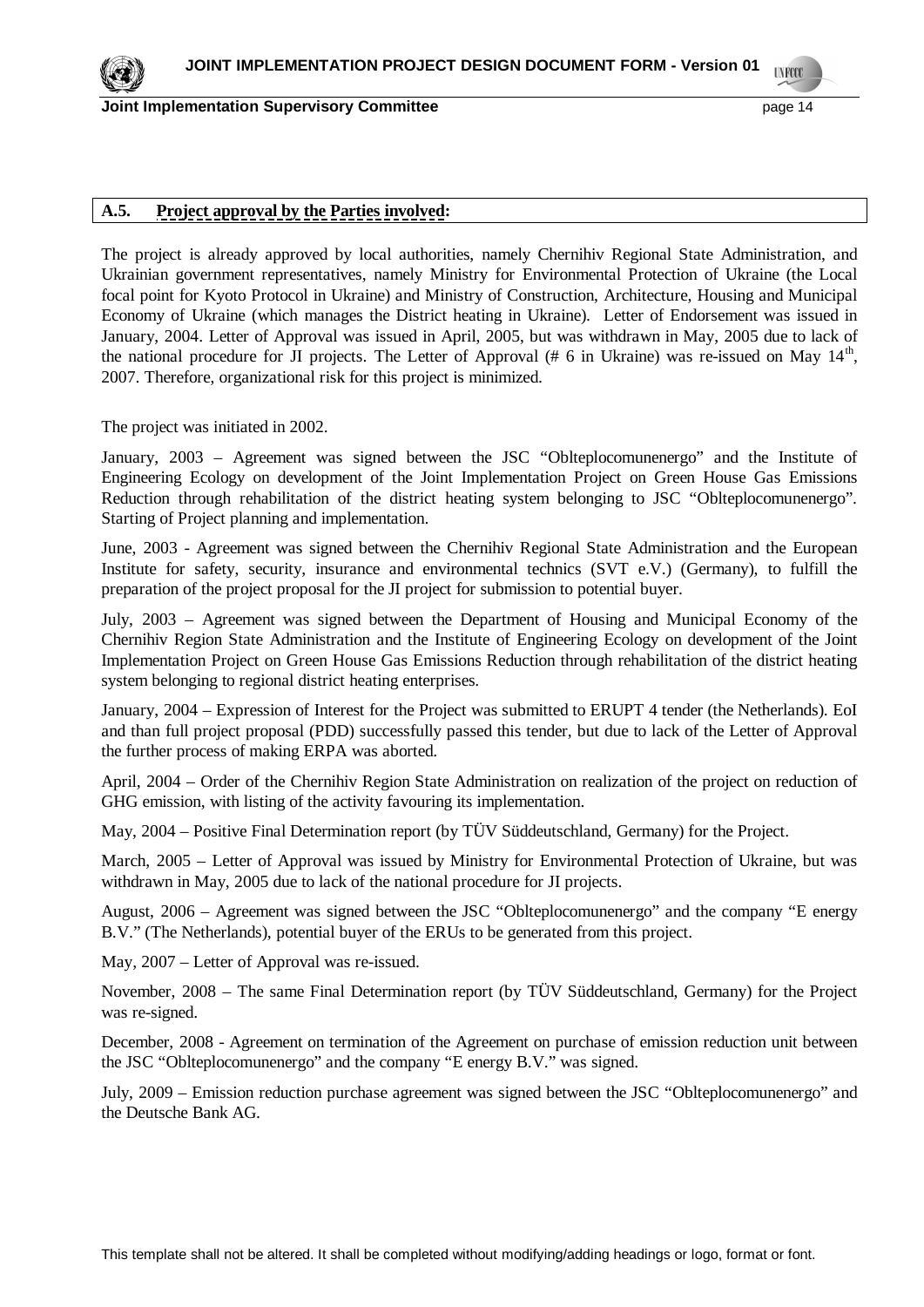## A.5. Project approval by the Parties involved:

The project is already approved by local authorities, namely Chernihiv Regional State Administration, and Ukrainian government representatives, namely Ministry for Environmental Protection of Ukraine (the Local focal point for Kyoto Protocol in Ukraine) and Ministry of Construction, Architecture, Housing and Municipal Economy of Ukraine (which manages the District heating in Ukraine). Letter of Endorsement was issued in January, 2004. Letter of Approval was issued in April, 2005, but was withdrawn in May, 2005 due to lack of the national procedure for JI projects. The Letter of Approval (# 6 in Ukraine) was re-issued on May 14th, 2007. Therefore, organizational risk for this project is minimized.

The project was initiated in 2002.

January, 2003 – Agreement was signed between the JSC "Oblteplocomunenergo" and the Institute of Engineering Ecology on development of the Joint Implementation Project on Green House Gas Emissions Reduction through rehabilitation of the district heating system belonging to JSC "Oblteplocomunenergo". Starting of Project planning and implementation.

June, 2003 - Agreement was signed between the Chernihiv Regional State Administration and the European Institute for safety, security, insurance and environmental technics (SVT e.V.) (Germany), to fulfill the preparation of the project proposal for the JI project for submission to potential buyer.

July, 2003 – Agreement was signed between the Department of Housing and Municipal Economy of the Chernihiv Region State Administration and the Institute of Engineering Ecology on development of the Joint Implementation Project on Green House Gas Emissions Reduction through rehabilitation of the district heating system belonging to regional district heating enterprises.

January, 2004 – Expression of Interest for the Project was submitted to ERUPT 4 tender (the Netherlands). EoI and than full project proposal (PDD) successfully passed this tender, but due to lack of the Letter of Approval the further process of making ERPA was aborted.

April, 2004 – Order of the Chernihiv Region State Administration on realization of the project on reduction of GHG emission, with listing of the activity favouring its implementation.

May, 2004 – Positive Final Determination report (by TÜV Süddeutschland, Germany) for the Project.

March, 2005 – Letter of Approval was issued by Ministry for Environmental Protection of Ukraine, but was withdrawn in May, 2005 due to lack of the national procedure for JI projects.

August, 2006 – Agreement was signed between the JSC "Oblteplocomunenergo" and the company "E energy B.V." (The Netherlands), potential buyer of the ERUs to be generated from this project.

May, 2007 – Letter of Approval was re-issued.

November, 2008 – The same Final Determination report (by TÜV Süddeutschland, Germany) for the Project was re-signed.

December, 2008 - Agreement on termination of the Agreement on purchase of emission reduction unit between the JSC "Oblteplocomunenergo" and the company "E energy B.V." was signed.

July, 2009 – Emission reduction purchase agreement was signed between the JSC "Oblteplocomunenergo" and the Deutsche Bank AG.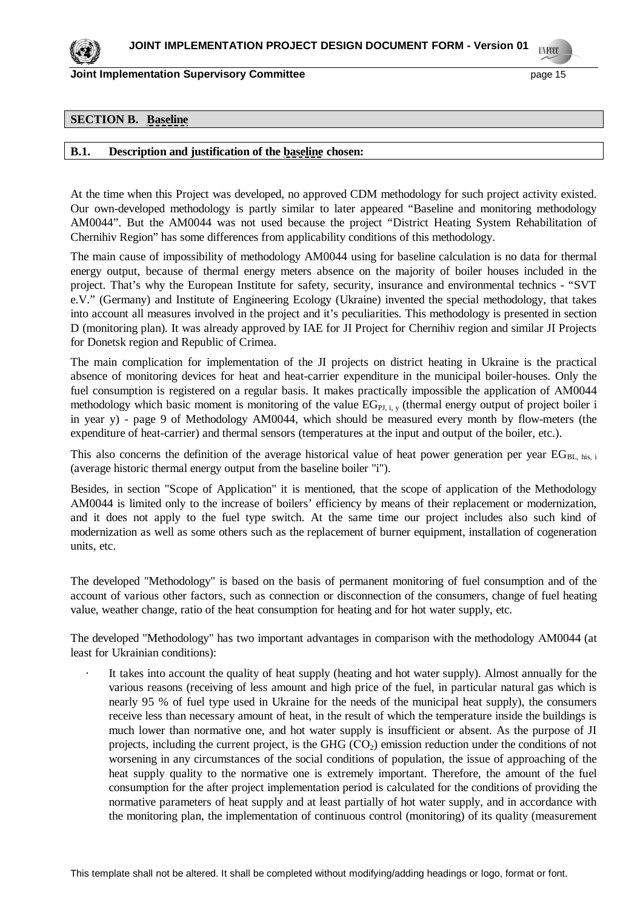## SECTION B. Baseline

### B.1. Description and justification of the baseline chosen:

At the time when this Project was developed, no approved CDM methodology for such project activity existed. Our own-developed methodology is partly similar to later appeared "Baseline and monitoring methodology AM0044". But the AM0044 was not used because the project "District Heating System Rehabilitation of Chernihiv Region" has some differences from applicability conditions of this methodology.

The main cause of impossibility of methodology AM0044 using for baseline calculation is no data for thermal energy output, because of thermal energy meters absence on the majority of boiler houses included in the project. That's why the European Institute for safety, security, insurance and environmental technics - "SVT e.V." (Germany) and Institute of Engineering Ecology (Ukraine) invented the special methodology, that takes into account all measures involved in the project and it's peculiarities. This methodology is presented in section D (monitoring plan). It was already approved by IAE for JI Project for Chernihiv region and similar JI Projects for Donetsk region and Republic of Crimea.

The main complication for implementation of the JI projects on district heating in Ukraine is the practical absence of monitoring devices for heat and heat-carrier expenditure in the municipal boiler-houses. Only the fuel consumption is registered on a regular basis. It makes practically impossible the application of AM0044 methodology which basic moment is monitoring of the value $EG_{PJ, i, y}$ (thermal energy output of project boiler i in year y) - page 9 of Methodology AM0044, which should be measured every month by flow-meters (the expenditure of heat-carrier) and thermal sensors (temperatures at the input and output of the boiler, etc.).

This also concerns the definition of the average historical value of heat power generation per year $EG_{BL, his, i}$ (average historic thermal energy output from the baseline boiler "i").

Besides, in section "Scope of Application" it is mentioned, that the scope of application of the Methodology AM0044 is limited only to the increase of boilers' efficiency by means of their replacement or modernization, and it does not apply to the fuel type switch. At the same time our project includes also such kind of modernization as well as some others such as the replacement of burner equipment, installation of cogeneration units, etc.

The developed "Methodology" is based on the basis of permanent monitoring of fuel consumption and of the account of various other factors, such as connection or disconnection of the consumers, change of fuel heating value, weather change, ratio of the heat consumption for heating and for hot water supply, etc.

The developed "Methodology" has two important advantages in comparison with the methodology AM0044 (at least for Ukrainian conditions):

- It takes into account the quality of heat supply (heating and hot water supply). Almost annually for the various reasons (receiving of less amount and high price of the fuel, in particular natural gas which is nearly 95 % of fuel type used in Ukraine for the needs of the municipal heat supply), the consumers receive less than necessary amount of heat, in the result of which the temperature inside the buildings is much lower than normative one, and hot water supply is insufficient or absent. As the purpose of JI projects, including the current project, is the GHG ($CO_2$) emission reduction under the conditions of not worsening in any circumstances of the social conditions of population, the issue of approaching of the heat supply quality to the normative one is extremely important. Therefore, the amount of the fuel consumption for the after project implementation period is calculated for the conditions of providing the normative parameters of heat supply and at least partially of hot water supply, and in accordance with the monitoring plan, the implementation of continuous control (monitoring) of its quality (measurement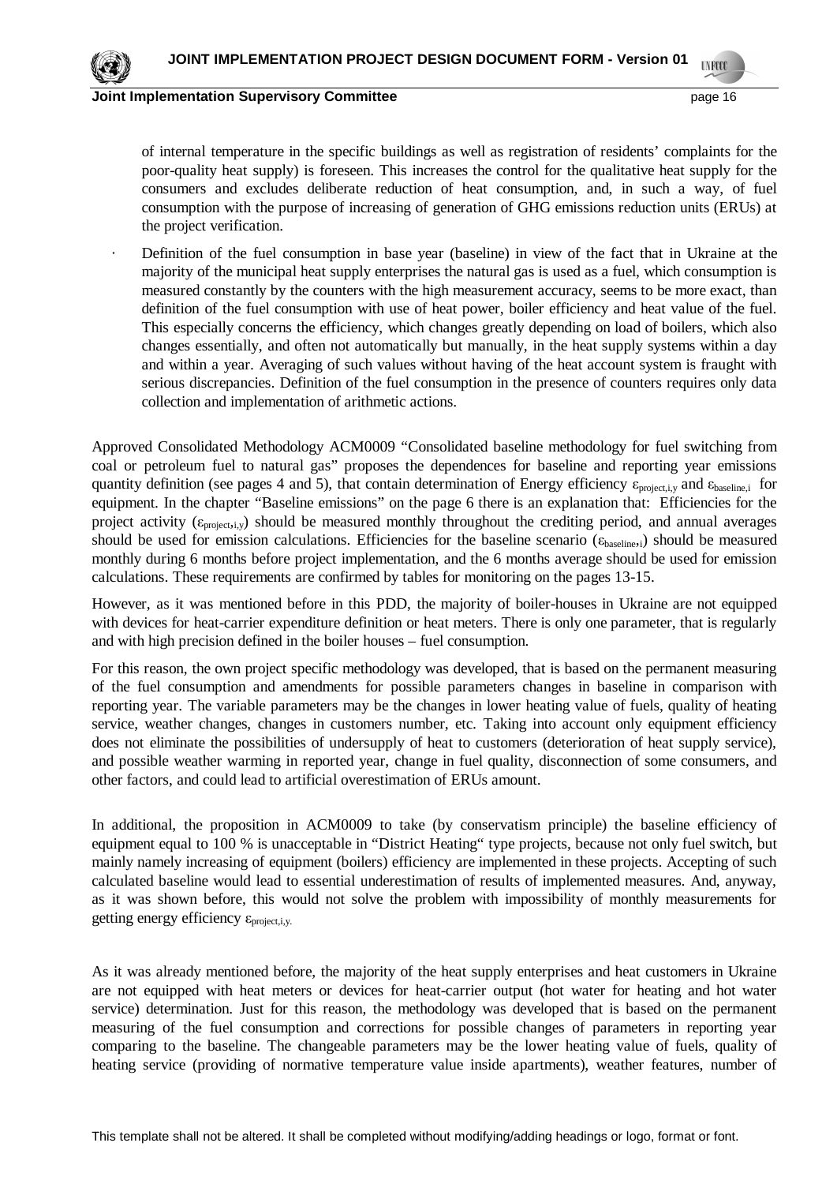of internal temperature in the specific buildings as well as registration of residents' complaints for the poor-quality heat supply) is foreseen. This increases the control for the qualitative heat supply for the consumers and excludes deliberate reduction of heat consumption, and, in such a way, of fuel consumption with the purpose of increasing of generation of GHG emissions reduction units (ERUs) at the project verification.

- Definition of the fuel consumption in base year (baseline) in view of the fact that in Ukraine at the majority of the municipal heat supply enterprises the natural gas is used as a fuel, which consumption is measured constantly by the counters with the high measurement accuracy, seems to be more exact, than definition of the fuel consumption with use of heat power, boiler efficiency and heat value of the fuel. This especially concerns the efficiency, which changes greatly depending on load of boilers, which also changes essentially, and often not automatically but manually, in the heat supply systems within a day and within a year. Averaging of such values without having of the heat account system is fraught with serious discrepancies. Definition of the fuel consumption in the presence of counters requires only data collection and implementation of arithmetic actions.

Approved Consolidated Methodology ACM0009 "Consolidated baseline methodology for fuel switching from coal or petroleum fuel to natural gas" proposes the dependences for baseline and reporting year emissions quantity definition (see pages 4 and 5), that contain determination of Energy efficiency $\varepsilon_{project,i,y}$ and $\varepsilon_{baseline,i}$ for equipment. In the chapter "Baseline emissions" on the page 6 there is an explanation that: Efficiencies for the project activity ($\varepsilon_{project,i,y}$) should be measured monthly throughout the crediting period, and annual averages should be used for emission calculations. Efficiencies for the baseline scenario ($\varepsilon_{baseline,i}$) should be measured monthly during 6 months before project implementation, and the 6 months average should be used for emission calculations. These requirements are confirmed by tables for monitoring on the pages 13-15.

However, as it was mentioned before in this PDD, the majority of boiler-houses in Ukraine are not equipped with devices for heat-carrier expenditure definition or heat meters. There is only one parameter, that is regularly and with high precision defined in the boiler houses – fuel consumption.

For this reason, the own project specific methodology was developed, that is based on the permanent measuring of the fuel consumption and amendments for possible parameters changes in baseline in comparison with reporting year. The variable parameters may be the changes in lower heating value of fuels, quality of heating service, weather changes, changes in customers number, etc. Taking into account only equipment efficiency does not eliminate the possibilities of undersupply of heat to customers (deterioration of heat supply service), and possible weather warming in reported year, change in fuel quality, disconnection of some consumers, and other factors, and could lead to artificial overestimation of ERUs amount.

In additional, the proposition in ACM0009 to take (by conservatism principle) the baseline efficiency of equipment equal to 100 % is unacceptable in "District Heating" type projects, because not only fuel switch, but mainly namely increasing of equipment (boilers) efficiency are implemented in these projects. Accepting of such calculated baseline would lead to essential underestimation of results of implemented measures. And, anyway, as it was shown before, this would not solve the problem with impossibility of monthly measurements for getting energy efficiency $\varepsilon_{project,i,y}$.

As it was already mentioned before, the majority of the heat supply enterprises and heat customers in Ukraine are not equipped with heat meters or devices for heat-carrier output (hot water for heating and hot water service) determination. Just for this reason, the methodology was developed that is based on the permanent measuring of the fuel consumption and corrections for possible changes of parameters in reporting year comparing to the baseline. The changeable parameters may be the lower heating value of fuels, quality of heating service (providing of normative temperature value inside apartments), weather features, number of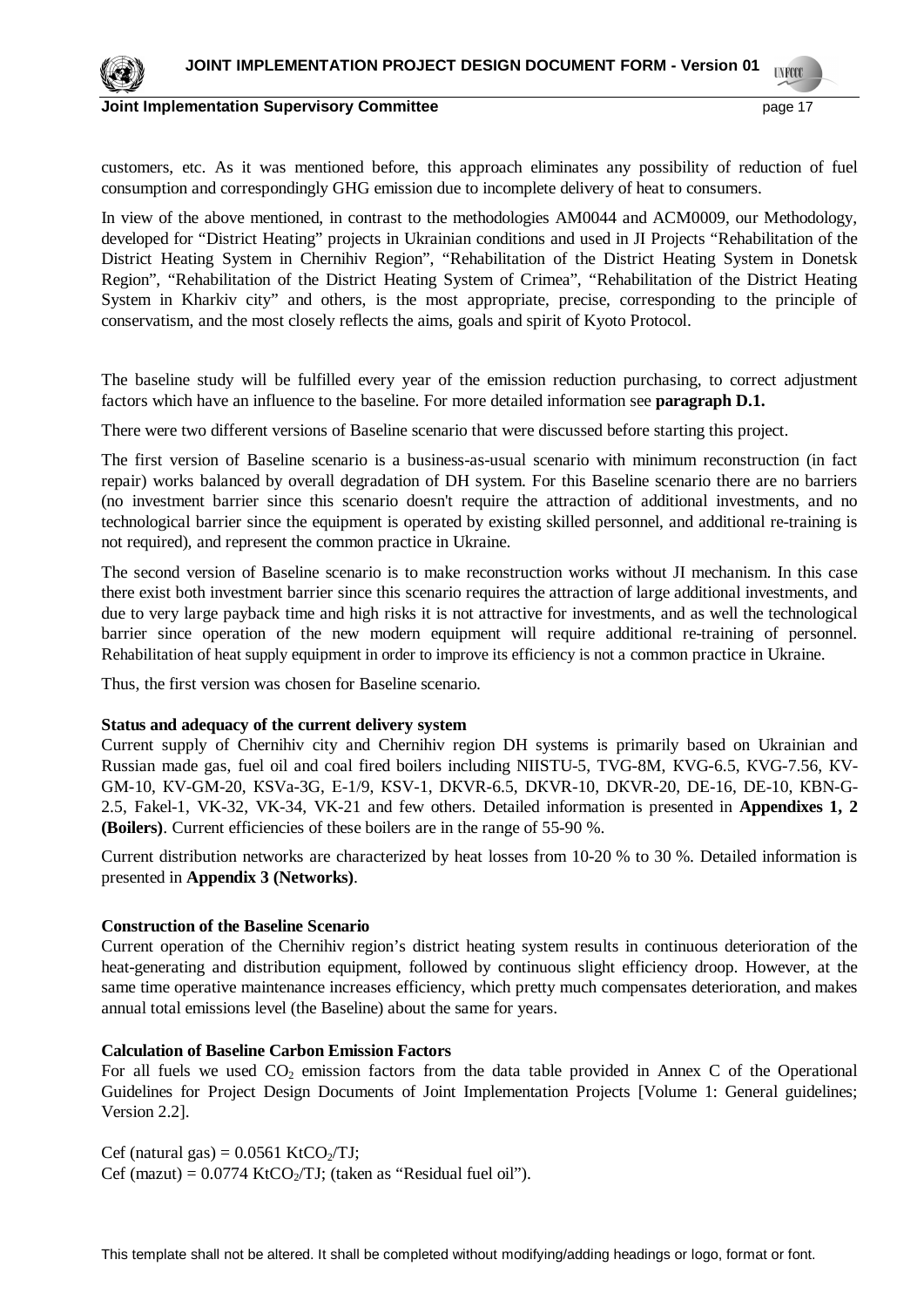customers, etc. As it was mentioned before, this approach eliminates any possibility of reduction of fuel consumption and correspondingly GHG emission due to incomplete delivery of heat to consumers.

In view of the above mentioned, in contrast to the methodologies AM0044 and ACM0009, our Methodology, developed for "District Heating" projects in Ukrainian conditions and used in JI Projects "Rehabilitation of the District Heating System in Chernihiv Region", "Rehabilitation of the District Heating System in Donetsk Region", "Rehabilitation of the District Heating System of Crimea", "Rehabilitation of the District Heating System in Kharkiv city" and others, is the most appropriate, precise, corresponding to the principle of conservatism, and the most closely reflects the aims, goals and spirit of Kyoto Protocol.

The baseline study will be fulfilled every year of the emission reduction purchasing, to correct adjustment factors which have an influence to the baseline. For more detailed information see **paragraph D.1.**

There were two different versions of Baseline scenario that were discussed before starting this project.

The first version of Baseline scenario is a business-as-usual scenario with minimum reconstruction (in fact repair) works balanced by overall degradation of DH system. For this Baseline scenario there are no barriers (no investment barrier since this scenario doesn't require the attraction of additional investments, and no technological barrier since the equipment is operated by existing skilled personnel, and additional re-training is not required), and represent the common practice in Ukraine.

The second version of Baseline scenario is to make reconstruction works without JI mechanism. In this case there exist both investment barrier since this scenario requires the attraction of large additional investments, and due to very large payback time and high risks it is not attractive for investments, and as well the technological barrier since operation of the new modern equipment will require additional re-training of personnel. Rehabilitation of heat supply equipment in order to improve its efficiency is not a common practice in Ukraine.

Thus, the first version was chosen for Baseline scenario.

**Status and adequacy of the current delivery system**

Current supply of Chernihiv city and Chernihiv region DH systems is primarily based on Ukrainian and Russian made gas, fuel oil and coal fired boilers including NIISTU-5, TVG-8M, KVG-6.5, KVG-7.56, KV-GM-10, KV-GM-20, KSVa-3G, E-1/9, KSV-1, DKVR-6.5, DKVR-10, DKVR-20, DE-16, DE-10, KBN-G-2.5, Fakel-1, VK-32, VK-34, VK-21 and few others. Detailed information is presented in **Appendixes 1, 2 (Boilers)**. Current efficiencies of these boilers are in the range of 55-90 %.

Current distribution networks are characterized by heat losses from 10-20 % to 30 %. Detailed information is presented in **Appendix 3 (Networks)**.

**Construction of the Baseline Scenario**

Current operation of the Chernihiv region's district heating system results in continuous deterioration of the heat-generating and distribution equipment, followed by continuous slight efficiency droop. However, at the same time operative maintenance increases efficiency, which pretty much compensates deterioration, and makes annual total emissions level (the Baseline) about the same for years.

**Calculation of Baseline Carbon Emission Factors**

For all fuels we used $CO_2$ emission factors from the data table provided in Annex C of the Operational Guidelines for Project Design Documents of Joint Implementation Projects [Volume 1: General guidelines; Version 2.2].

Cef (natural gas) = 0.0561 $KtCO_2/TJ$;
Cef (mazut) = 0.0774 $KtCO_2/TJ$; (taken as "Residual fuel oil").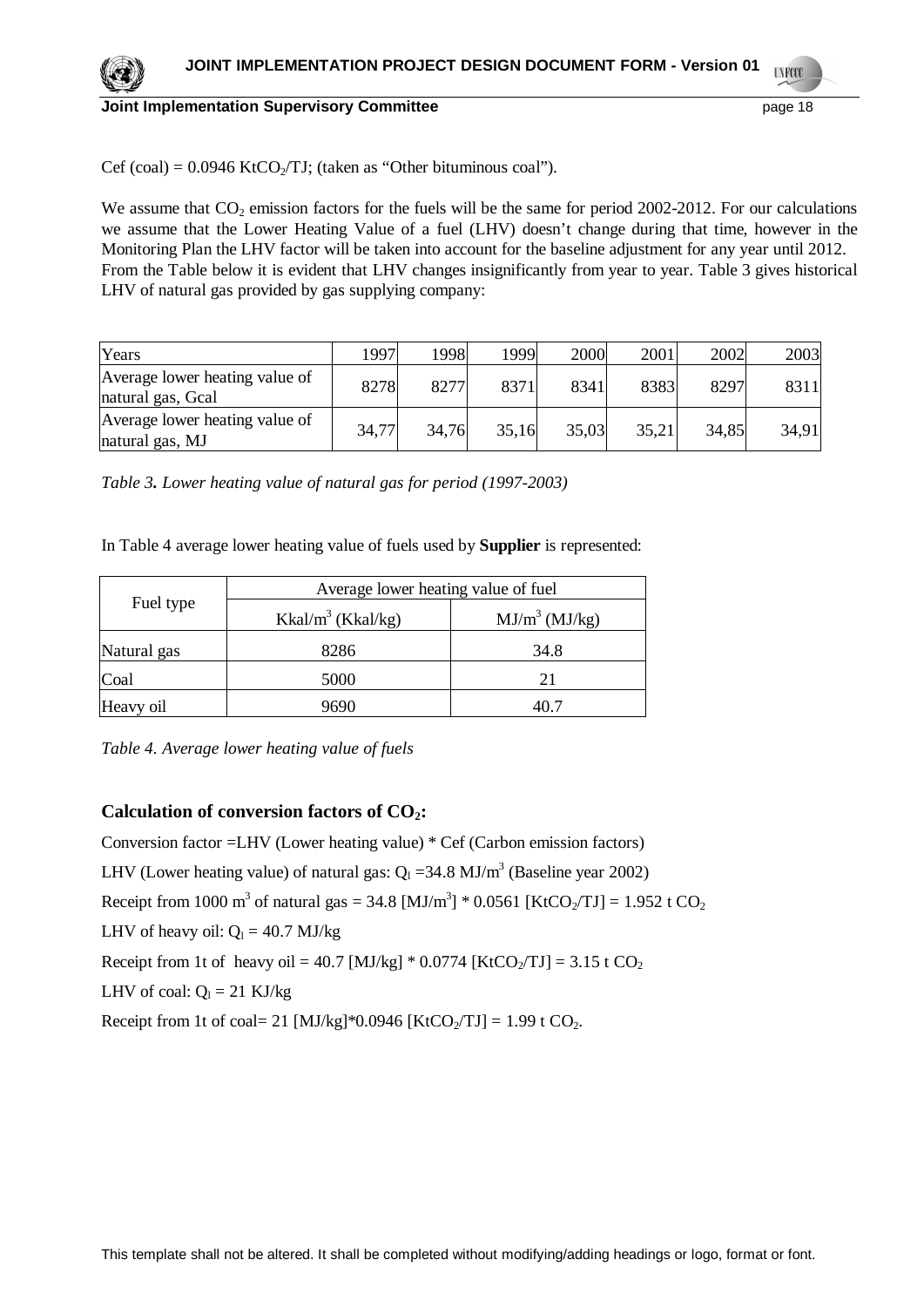Cef (coal) = 0.0946 $KtCO_2/TJ$; (taken as "Other bituminous coal").

We assume that $CO_2$ emission factors for the fuels will be the same for period 2002-2012. For our calculations we assume that the Lower Heating Value of a fuel (LHV) doesn't change during that time, however in the Monitoring Plan the LHV factor will be taken into account for the baseline adjustment for any year until 2012. From the Table below it is evident that LHV changes insignificantly from year to year. Table 3 gives historical LHV of natural gas provided by gas supplying company:

| Years | 1997 | 1998 | 1999 | 2000 | 2001 | 2002 | 2003 |
|---|---|---|---|---|---|---|---|
| Average lower heating value of natural gas, Gcal | 8278 | 8277 | 8371 | 8341 | 8383 | 8297 | 8311 |
| Average lower heating value of natural gas, MJ | 34,77 | 34,76 | 35,16 | 35,03 | 35,21 | 34,85 | 34,91 |

*Table 3. Lower heating value of natural gas for period (1997-2003)*

In Table 4 average lower heating value of fuels used by **Supplier** is represented:

| Fuel type | Average lower heating value of fuel | |
|---|---|---|
| | $Kkal/m^3$ (Kkal/kg) | $MJ/m^3$ (MJ/kg) |
| Natural gas | 8286 | 34.8 |
| Coal | 5000 | 21 |
| Heavy oil | 9690 | 40.7 |

*Table 4. Average lower heating value of fuels*

### Calculation of conversion factors of $CO_2$:

Conversion factor =LHV (Lower heating value) * Cef (Carbon emission factors)

LHV (Lower heating value) of natural gas: $Q_l$ =34.8 $MJ/m^3$ (Baseline year 2002)

Receipt from 1000 $m^3$ of natural gas = 34.8 [$MJ/m^3$] * 0.0561 [$KtCO_2/TJ$] = 1.952 t $CO_2$

LHV of heavy oil: $Q_l$ = 40.7 MJ/kg

Receipt from 1t of heavy oil = 40.7 [MJ/kg] * 0.0774 [$KtCO_2/TJ$] = 3.15 t $CO_2$

LHV of coal: $Q_l$ = 21 KJ/kg

Receipt from 1t of coal= 21 [MJ/kg]*0.0946 [$KtCO_2/TJ$] = 1.99 t $CO_2$.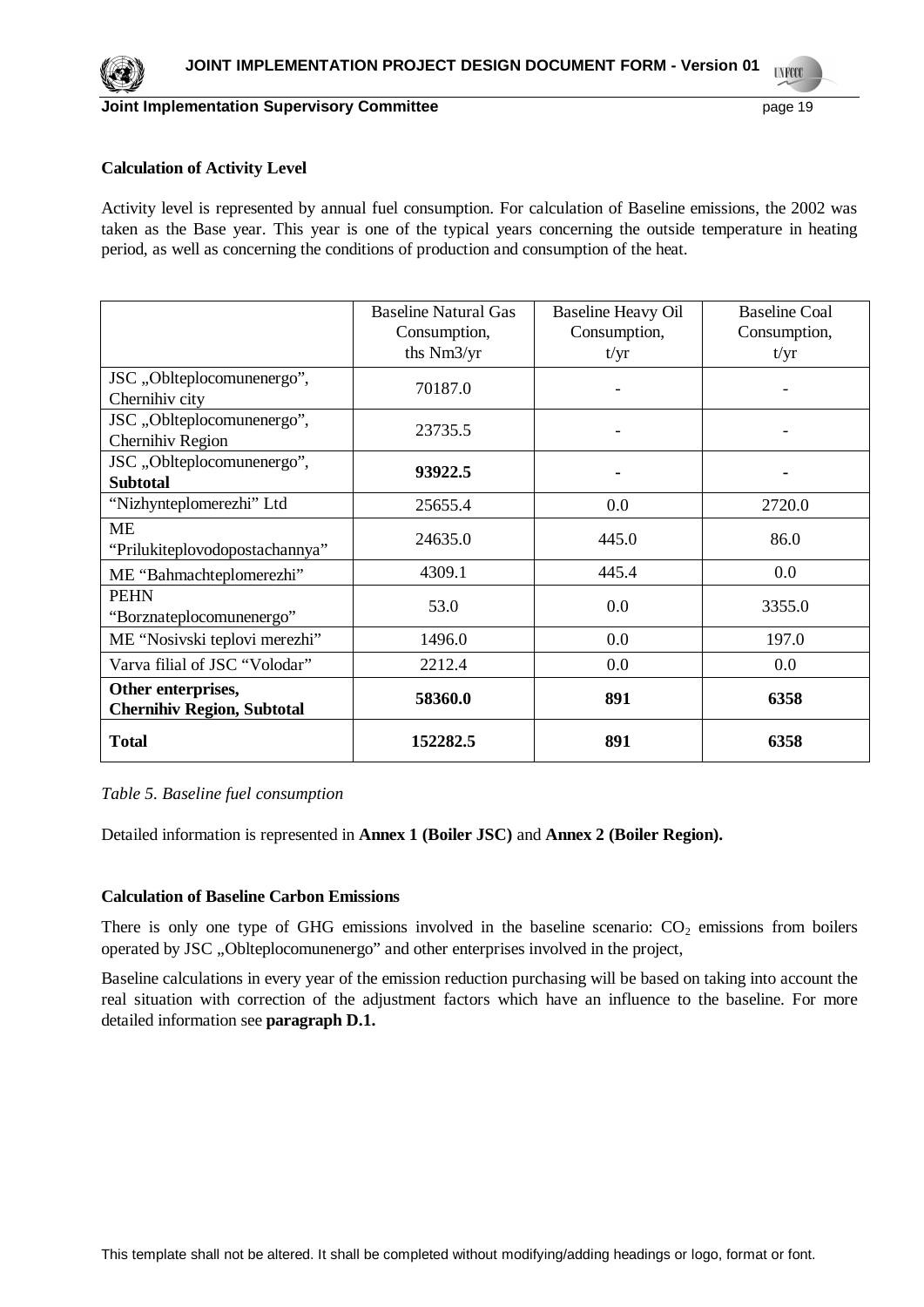**Calculation of Activity Level**

Activity level is represented by annual fuel consumption. For calculation of Baseline emissions, the 2002 was taken as the Base year. This year is one of the typical years concerning the outside temperature in heating period, as well as concerning the conditions of production and consumption of the heat.

| | Baseline Natural Gas Consumption, ths Nm3/yr | Baseline Heavy Oil Consumption, t/yr | Baseline Coal Consumption, t/yr |
|---|---|---|---|
| JSC „Oblteplocomunenergo", Chernihiv city | 70187.0 | - | - |
| JSC „Oblteplocomunenergo", Chernihiv Region | 23735.5 | - | - |
| JSC „Oblteplocomunenergo", **Subtotal** | **93922.5** | **-** | **-** |
| "Nizhynteplomerezhi" Ltd | 25655.4 | 0.0 | 2720.0 |
| ME "Prilukiteplovodopostachannya" | 24635.0 | 445.0 | 86.0 |
| ME "Bahmachteplomerezhi" | 4309.1 | 445.4 | 0.0 |
| PEHN "Borznateplocomunenergo" | 53.0 | 0.0 | 3355.0 |
| ME "Nosivski teplovi merezhi" | 1496.0 | 0.0 | 197.0 |
| Varva filial of JSC "Volodar" | 2212.4 | 0.0 | 0.0 |
| **Other enterprises, Chernihiv Region, Subtotal** | **58360.0** | **891** | **6358** |
| **Total** | **152282.5** | **891** | **6358** |

*Table 5. Baseline fuel consumption*

Detailed information is represented in **Annex 1 (Boiler JSC)** and **Annex 2 (Boiler Region).**

**Calculation of Baseline Carbon Emissions**

There is only one type of GHG emissions involved in the baseline scenario: $CO_2$ emissions from boilers operated by JSC „Oblteplocomunenergo" and other enterprises involved in the project,

Baseline calculations in every year of the emission reduction purchasing will be based on taking into account the real situation with correction of the adjustment factors which have an influence to the baseline. For more detailed information see **paragraph D.1.**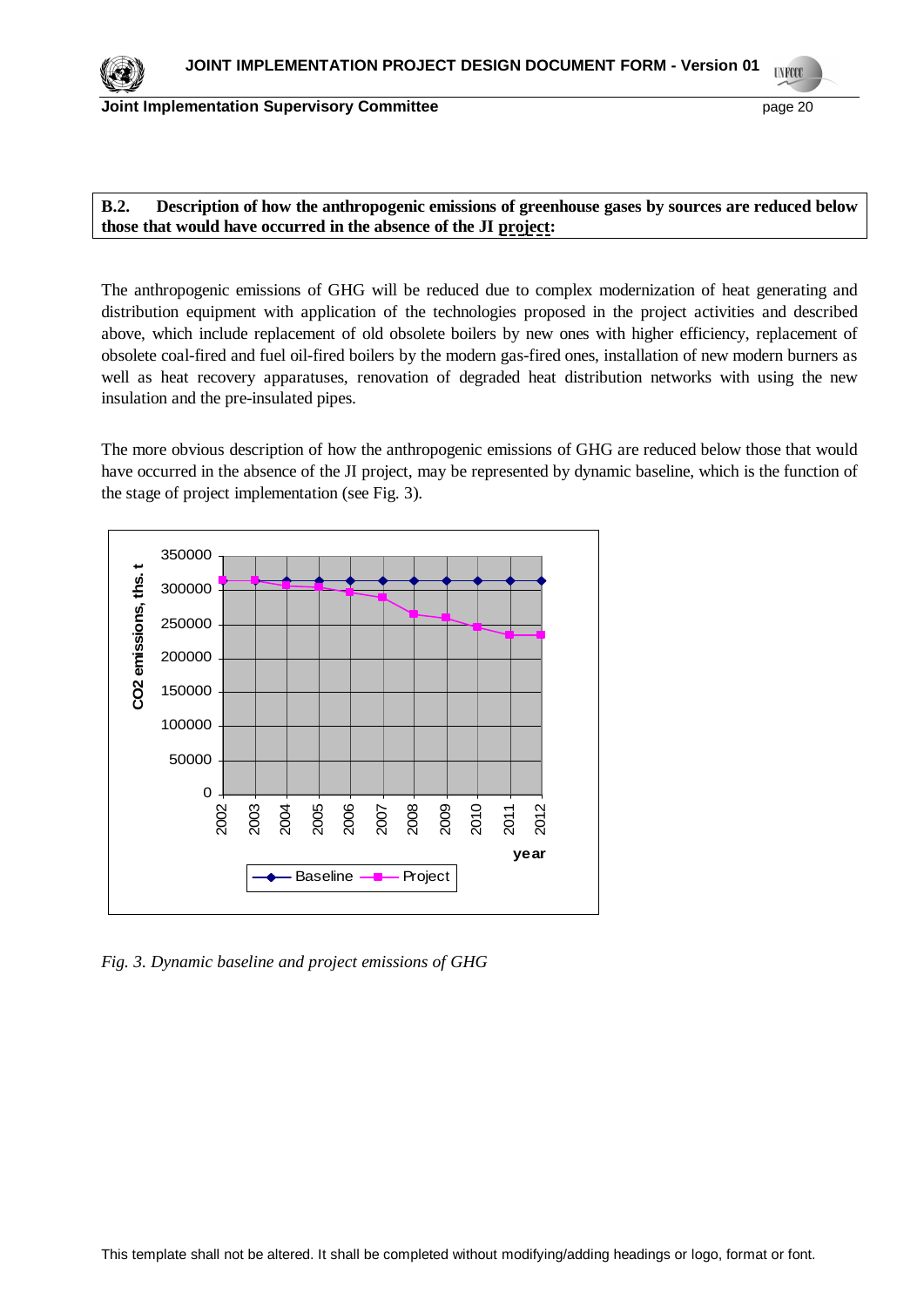**B.2. Description of how the anthropogenic emissions of greenhouse gases by sources are reduced below those that would have occurred in the absence of the JI project:**

The anthropogenic emissions of GHG will be reduced due to complex modernization of heat generating and distribution equipment with application of the technologies proposed in the project activities and described above, which include replacement of old obsolete boilers by new ones with higher efficiency, replacement of obsolete coal-fired and fuel oil-fired boilers by the modern gas-fired ones, installation of new modern burners as well as heat recovery apparatuses, renovation of degraded heat distribution networks with using the new insulation and the pre-insulated pipes.

The more obvious description of how the anthropogenic emissions of GHG are reduced below those that would have occurred in the absence of the JI project, may be represented by dynamic baseline, which is the function of the stage of project implementation (see Fig. 3).

*Fig. 3. Dynamic baseline and project emissions of GHG*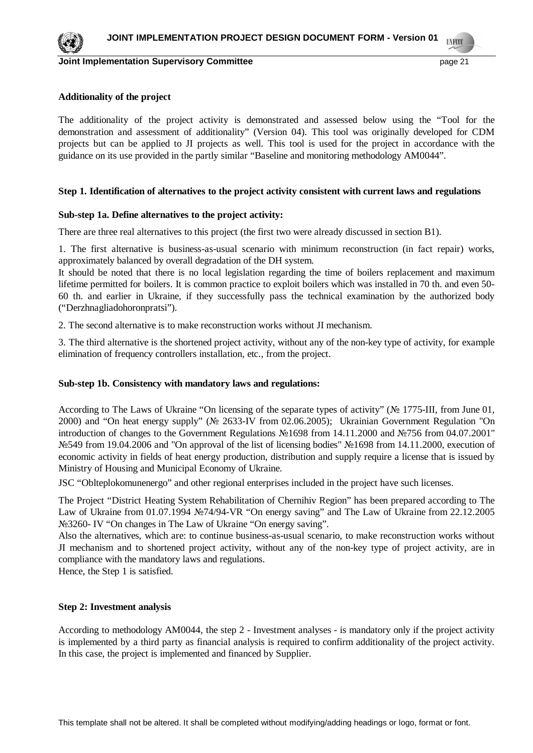**Additionality of the project**

The additionality of the project activity is demonstrated and assessed below using the "Tool for the demonstration and assessment of additionality" (Version 04). This tool was originally developed for CDM projects but can be applied to JI projects as well. This tool is used for the project in accordance with the guidance on its use provided in the partly similar "Baseline and monitoring methodology AM0044".

**Step 1. Identification of alternatives to the project activity consistent with current laws and regulations**

**Sub-step 1a. Define alternatives to the project activity:**

There are three real alternatives to this project (the first two were already discussed in section B1).

1. The first alternative is business-as-usual scenario with minimum reconstruction (in fact repair) works, approximately balanced by overall degradation of the DH system.
It should be noted that there is no local legislation regarding the time of boilers replacement and maximum lifetime permitted for boilers. It is common practice to exploit boilers which was installed in 70 th. and even 50-60 th. and earlier in Ukraine, if they successfully pass the technical examination by the authorized body ("Derzhnagliadohoronpratsi").

2. The second alternative is to make reconstruction works without JI mechanism.

3. The third alternative is the shortened project activity, without any of the non-key type of activity, for example elimination of frequency controllers installation, etc., from the project.

**Sub-step 1b. Consistency with mandatory laws and regulations:**

According to The Laws of Ukraine "On licensing of the separate types of activity" (№ 1775-III, from June 01, 2000) and "On heat energy supply" (№ 2633-IV from 02.06.2005); Ukrainian Government Regulation "On introduction of changes to the Government Regulations №1698 from 14.11.2000 and №756 from 04.07.2001" №549 from 19.04.2006 and "On approval of the list of licensing bodies" №1698 from 14.11.2000, execution of economic activity in fields of heat energy production, distribution and supply require a license that is issued by Ministry of Housing and Municipal Economy of Ukraine.

JSC "Oblteplokomunenergo" and other regional enterprises included in the project have such licenses.

The Project "District Heating System Rehabilitation of Chernihiv Region" has been prepared according to The Law of Ukraine from 01.07.1994 №74/94-VR "On energy saving" and The Law of Ukraine from 22.12.2005 №3260- IV "On changes in The Law of Ukraine "On energy saving".
Also the alternatives, which are: to continue business-as-usual scenario, to make reconstruction works without JI mechanism and to shortened project activity, without any of the non-key type of project activity, are in compliance with the mandatory laws and regulations.
Hence, the Step 1 is satisfied.

**Step 2: Investment analysis**

According to methodology AM0044, the step 2 - Investment analyses - is mandatory only if the project activity is implemented by a third party as financial analysis is required to confirm additionality of the project activity. In this case, the project is implemented and financed by Supplier.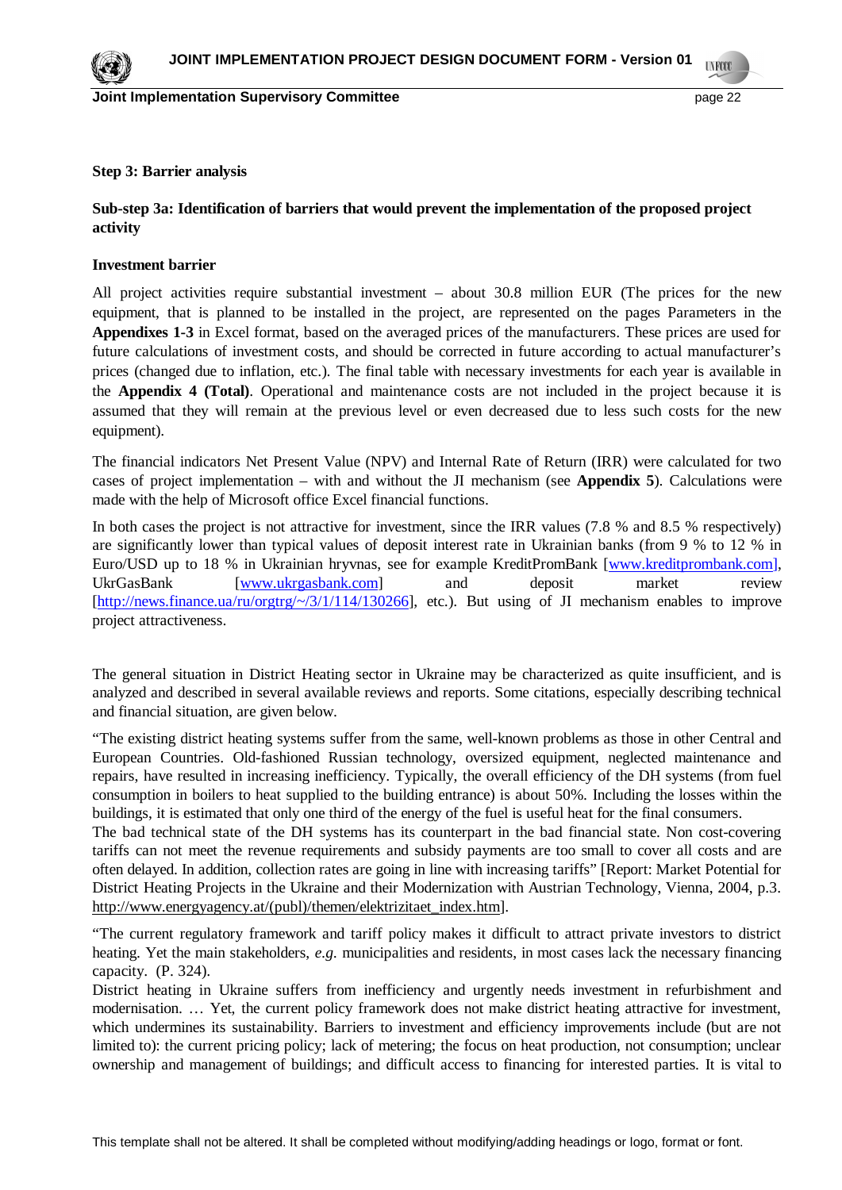**Step 3: Barrier analysis**

**Sub-step 3a: Identification of barriers that would prevent the implementation of the proposed project activity**

**Investment barrier**

All project activities require substantial investment – about 30.8 million EUR (The prices for the new equipment, that is planned to be installed in the project, are represented on the pages Parameters in the **Appendixes 1-3** in Excel format, based on the averaged prices of the manufacturers. These prices are used for future calculations of investment costs, and should be corrected in future according to actual manufacturer's prices (changed due to inflation, etc.). The final table with necessary investments for each year is available in the **Appendix 4 (Total)**. Operational and maintenance costs are not included in the project because it is assumed that they will remain at the previous level or even decreased due to less such costs for the new equipment).

The financial indicators Net Present Value (NPV) and Internal Rate of Return (IRR) were calculated for two cases of project implementation – with and without the JI mechanism (see **Appendix 5**). Calculations were made with the help of Microsoft office Excel financial functions.

In both cases the project is not attractive for investment, since the IRR values (7.8 % and 8.5 % respectively) are significantly lower than typical values of deposit interest rate in Ukrainian banks (from 9 % to 12 % in Euro/USD up to 18 % in Ukrainian hryvnas, see for example KreditPromBank [www.kreditprombank.com], UkrGasBank [www.ukrgasbank.com] and deposit market review [http://news.finance.ua/ru/orgtrg/~/3/1/114/130266], etc.). But using of JI mechanism enables to improve project attractiveness.

The general situation in District Heating sector in Ukraine may be characterized as quite insufficient, and is analyzed and described in several available reviews and reports. Some citations, especially describing technical and financial situation, are given below.

"The existing district heating systems suffer from the same, well-known problems as those in other Central and European Countries. Old-fashioned Russian technology, oversized equipment, neglected maintenance and repairs, have resulted in increasing inefficiency. Typically, the overall efficiency of the DH systems (from fuel consumption in boilers to heat supplied to the building entrance) is about 50%. Including the losses within the buildings, it is estimated that only one third of the energy of the fuel is useful heat for the final consumers.
The bad technical state of the DH systems has its counterpart in the bad financial state. Non cost-covering tariffs can not meet the revenue requirements and subsidy payments are too small to cover all costs and are often delayed. In addition, collection rates are going in line with increasing tariffs" [Report: Market Potential for District Heating Projects in the Ukraine and their Modernization with Austrian Technology, Vienna, 2004, p.3. http://www.energyagency.at/(publ)/themen/elektrizitaet_index.htm].

"The current regulatory framework and tariff policy makes it difficult to attract private investors to district heating. Yet the main stakeholders, *e.g.* municipalities and residents, in most cases lack the necessary financing capacity. (P. 324).
District heating in Ukraine suffers from inefficiency and urgently needs investment in refurbishment and modernisation. … Yet, the current policy framework does not make district heating attractive for investment, which undermines its sustainability. Barriers to investment and efficiency improvements include (but are not limited to): the current pricing policy; lack of metering; the focus on heat production, not consumption; unclear ownership and management of buildings; and difficult access to financing for interested parties. It is vital to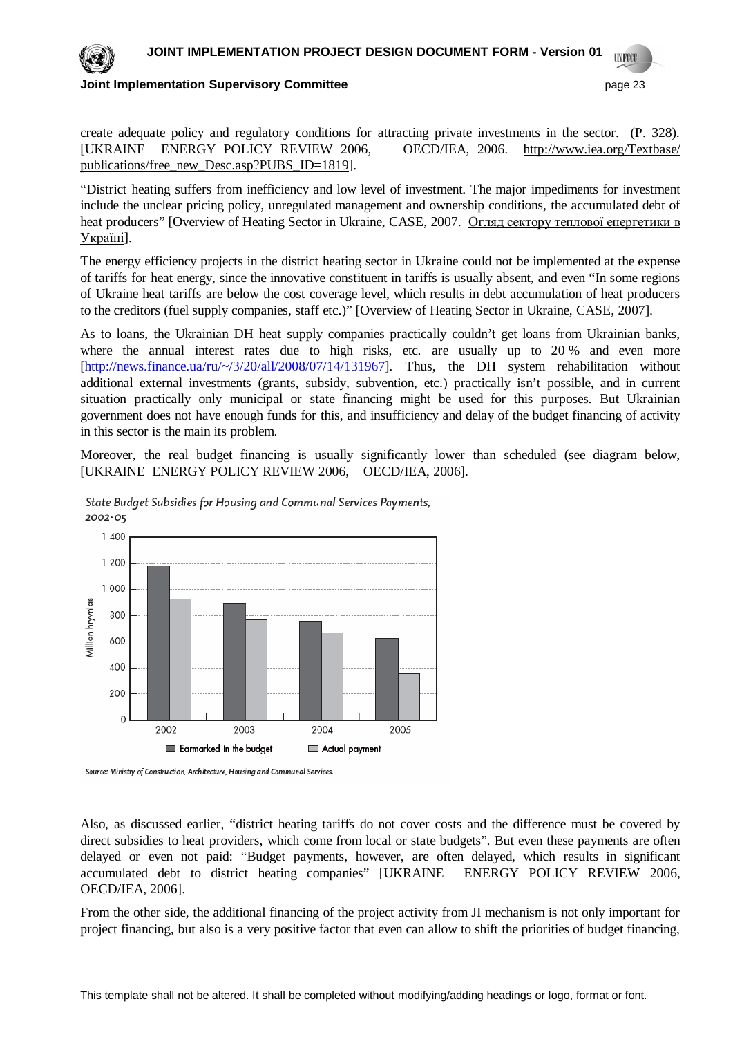create adequate policy and regulatory conditions for attracting private investments in the sector. (P. 328). [UKRAINE ENERGY POLICY REVIEW 2006, OECD/IEA, 2006. http://www.iea.org/Textbase/publications/free_new_Desc.asp?PUBS_ID=1819].

"District heating suffers from inefficiency and low level of investment. The major impediments for investment include the unclear pricing policy, unregulated management and ownership conditions, the accumulated debt of heat producers" [Overview of Heating Sector in Ukraine, CASE, 2007. Огляд сектору теплової енергетики в Україні].

The energy efficiency projects in the district heating sector in Ukraine could not be implemented at the expense of tariffs for heat energy, since the innovative constituent in tariffs is usually absent, and even "In some regions of Ukraine heat tariffs are below the cost coverage level, which results in debt accumulation of heat producers to the creditors (fuel supply companies, staff etc.)" [Overview of Heating Sector in Ukraine, CASE, 2007].

As to loans, the Ukrainian DH heat supply companies practically couldn't get loans from Ukrainian banks, where the annual interest rates due to high risks, etc. are usually up to 20 % and even more [http://news.finance.ua/ru/~/3/20/all/2008/07/14/131967]. Thus, the DH system rehabilitation without additional external investments (grants, subsidy, subvention, etc.) practically isn't possible, and in current situation practically only municipal or state financing might be used for this purposes. But Ukrainian government does not have enough funds for this, and insufficiency and delay of the budget financing of activity in this sector is the main its problem.

Moreover, the real budget financing is usually significantly lower than scheduled (see diagram below, [UKRAINE ENERGY POLICY REVIEW 2006, OECD/IEA, 2006].

*State Budget Subsidies for Housing and Communal Services Payments, 2002-05*

Source: Ministry of Construction, Architecture, Housing and Communal Services.

Also, as discussed earlier, "district heating tariffs do not cover costs and the difference must be covered by direct subsidies to heat providers, which come from local or state budgets". But even these payments are often delayed or even not paid: "Budget payments, however, are often delayed, which results in significant accumulated debt to district heating companies" [UKRAINE ENERGY POLICY REVIEW 2006, OECD/IEA, 2006].

From the other side, the additional financing of the project activity from JI mechanism is not only important for project financing, but also is a very positive factor that even can allow to shift the priorities of budget financing,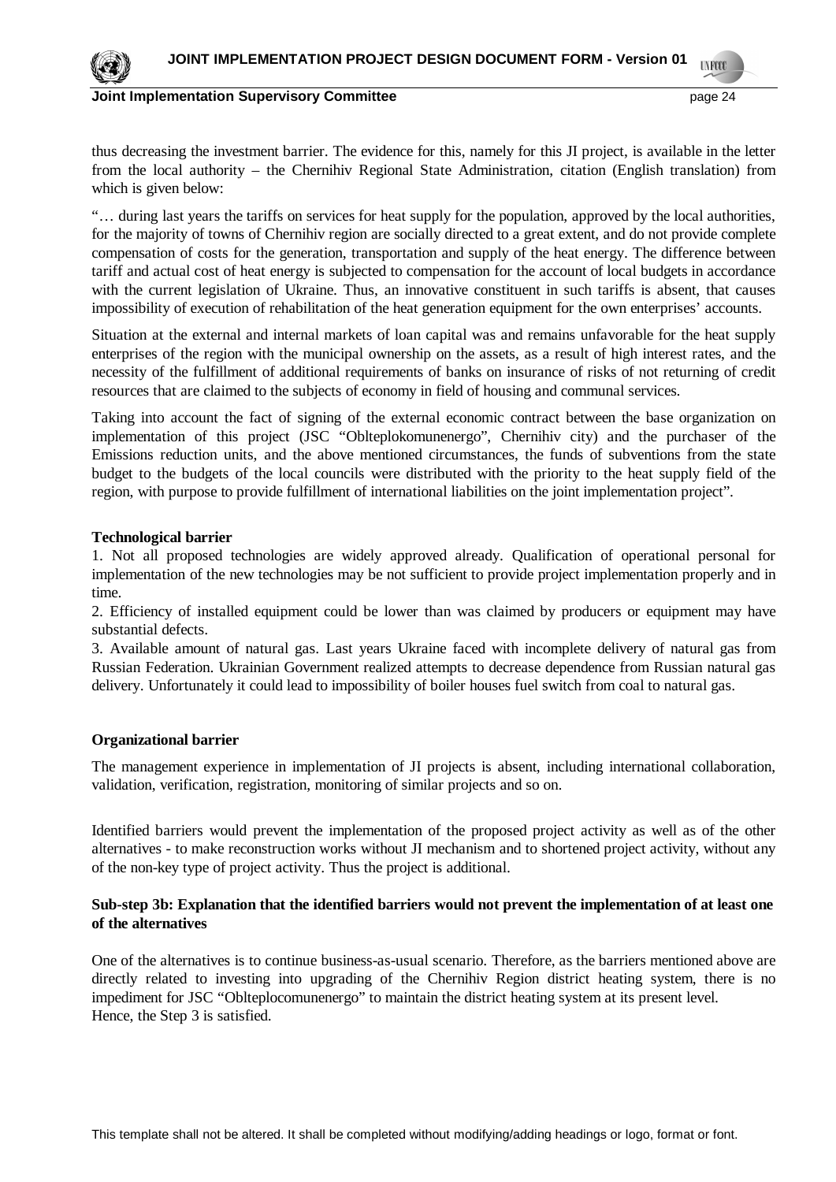thus decreasing the investment barrier. The evidence for this, namely for this JI project, is available in the letter from the local authority – the Chernihiv Regional State Administration, citation (English translation) from which is given below:

"… during last years the tariffs on services for heat supply for the population, approved by the local authorities, for the majority of towns of Chernihiv region are socially directed to a great extent, and do not provide complete compensation of costs for the generation, transportation and supply of the heat energy. The difference between tariff and actual cost of heat energy is subjected to compensation for the account of local budgets in accordance with the current legislation of Ukraine. Thus, an innovative constituent in such tariffs is absent, that causes impossibility of execution of rehabilitation of the heat generation equipment for the own enterprises' accounts.

Situation at the external and internal markets of loan capital was and remains unfavorable for the heat supply enterprises of the region with the municipal ownership on the assets, as a result of high interest rates, and the necessity of the fulfillment of additional requirements of banks on insurance of risks of not returning of credit resources that are claimed to the subjects of economy in field of housing and communal services.

Taking into account the fact of signing of the external economic contract between the base organization on implementation of this project (JSC "Oblteplokomunenergo", Chernihiv city) and the purchaser of the Emissions reduction units, and the above mentioned circumstances, the funds of subventions from the state budget to the budgets of the local councils were distributed with the priority to the heat supply field of the region, with purpose to provide fulfillment of international liabilities on the joint implementation project".

**Technological barrier**

1. Not all proposed technologies are widely approved already. Qualification of operational personal for implementation of the new technologies may be not sufficient to provide project implementation properly and in time.
2. Efficiency of installed equipment could be lower than was claimed by producers or equipment may have substantial defects.
3. Available amount of natural gas. Last years Ukraine faced with incomplete delivery of natural gas from Russian Federation. Ukrainian Government realized attempts to decrease dependence from Russian natural gas delivery. Unfortunately it could lead to impossibility of boiler houses fuel switch from coal to natural gas.

**Organizational barrier**

The management experience in implementation of JI projects is absent, including international collaboration, validation, verification, registration, monitoring of similar projects and so on.

Identified barriers would prevent the implementation of the proposed project activity as well as of the other alternatives - to make reconstruction works without JI mechanism and to shortened project activity, without any of the non-key type of project activity. Thus the project is additional.

**Sub-step 3b: Explanation that the identified barriers would not prevent the implementation of at least one of the alternatives**

One of the alternatives is to continue business-as-usual scenario. Therefore, as the barriers mentioned above are directly related to investing into upgrading of the Chernihiv Region district heating system, there is no impediment for JSC "Oblteplocomunenergo" to maintain the district heating system at its present level.
Hence, the Step 3 is satisfied.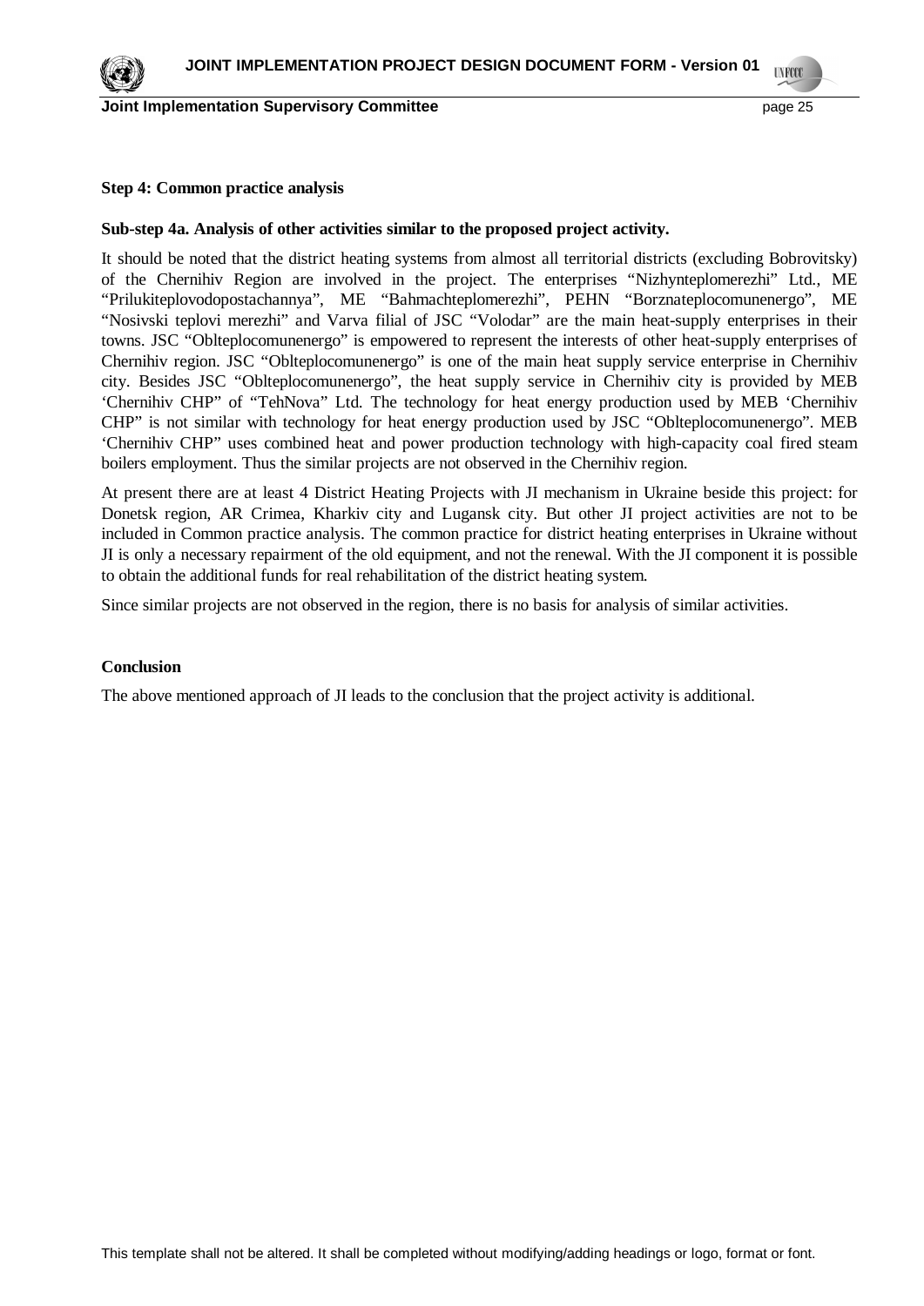**Step 4: Common practice analysis**

**Sub-step 4a. Analysis of other activities similar to the proposed project activity.**

It should be noted that the district heating systems from almost all territorial districts (excluding Bobrovitsky) of the Chernihiv Region are involved in the project. The enterprises "Nizhynteplomerezhi" Ltd., ME "Prilukiteplovodopostachannya", ME "Bahmachteplomerezhi", PEHN "Borznateplocomunenergo", ME "Nosivski teplovi merezhi" and Varva filial of JSC "Volodar" are the main heat-supply enterprises in their towns. JSC "Oblteplocomunenergo" is empowered to represent the interests of other heat-supply enterprises of Chernihiv region. JSC "Oblteplocomunenergo" is one of the main heat supply service enterprise in Chernihiv city. Besides JSC "Oblteplocomunenergo", the heat supply service in Chernihiv city is provided by MEB 'Chernihiv CHP" of "TehNova" Ltd. The technology for heat energy production used by MEB 'Chernihiv CHP" is not similar with technology for heat energy production used by JSC "Oblteplocomunenergo". MEB 'Chernihiv CHP" uses combined heat and power production technology with high-capacity coal fired steam boilers employment. Thus the similar projects are not observed in the Chernihiv region.

At present there are at least 4 District Heating Projects with JI mechanism in Ukraine beside this project: for Donetsk region, AR Crimea, Kharkiv city and Lugansk city. But other JI project activities are not to be included in Common practice analysis. The common practice for district heating enterprises in Ukraine without JI is only a necessary repairment of the old equipment, and not the renewal. With the JI component it is possible to obtain the additional funds for real rehabilitation of the district heating system.

Since similar projects are not observed in the region, there is no basis for analysis of similar activities.

**Conclusion**

The above mentioned approach of JI leads to the conclusion that the project activity is additional.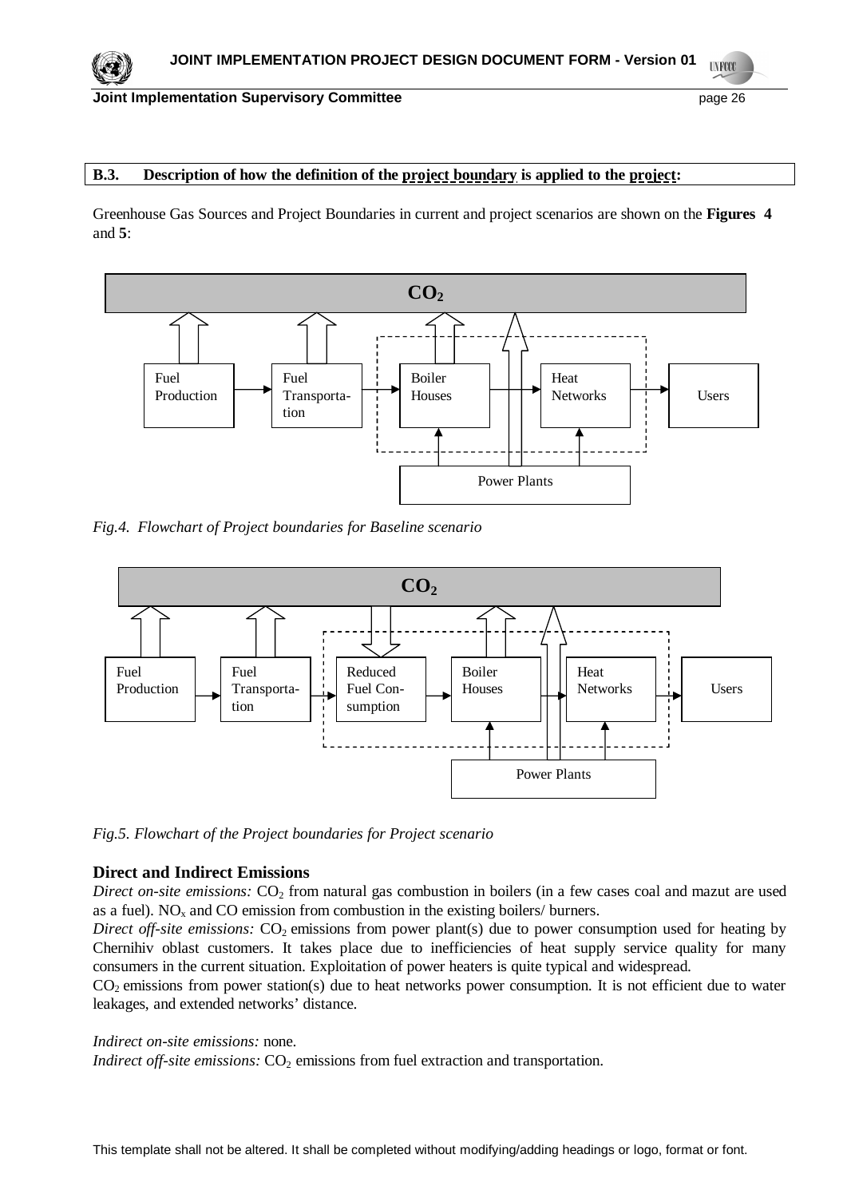**B.3. Description of how the definition of the project boundary is applied to the project:**

Greenhouse Gas Sources and Project Boundaries in current and project scenarios are shown on the **Figures 4** and **5**:

*Fig.4. Flowchart of Project boundaries for Baseline scenario*

*Fig.5. Flowchart of the Project boundaries for Project scenario*

### Direct and Indirect Emissions

*Direct on-site emissions:* $CO_2$ from natural gas combustion in boilers (in a few cases coal and mazut are used as a fuel). $NO_x$ and CO emission from combustion in the existing boilers/ burners.

*Direct off-site emissions:* $CO_2$ emissions from power plant(s) due to power consumption used for heating by Chernihiv oblast customers. It takes place due to inefficiencies of heat supply service quality for many consumers in the current situation. Exploitation of power heaters is quite typical and widespread.

$CO_2$ emissions from power station(s) due to heat networks power consumption. It is not efficient due to water leakages, and extended networks' distance.

*Indirect on-site emissions:* none.

*Indirect off-site emissions:* $CO_2$ emissions from fuel extraction and transportation.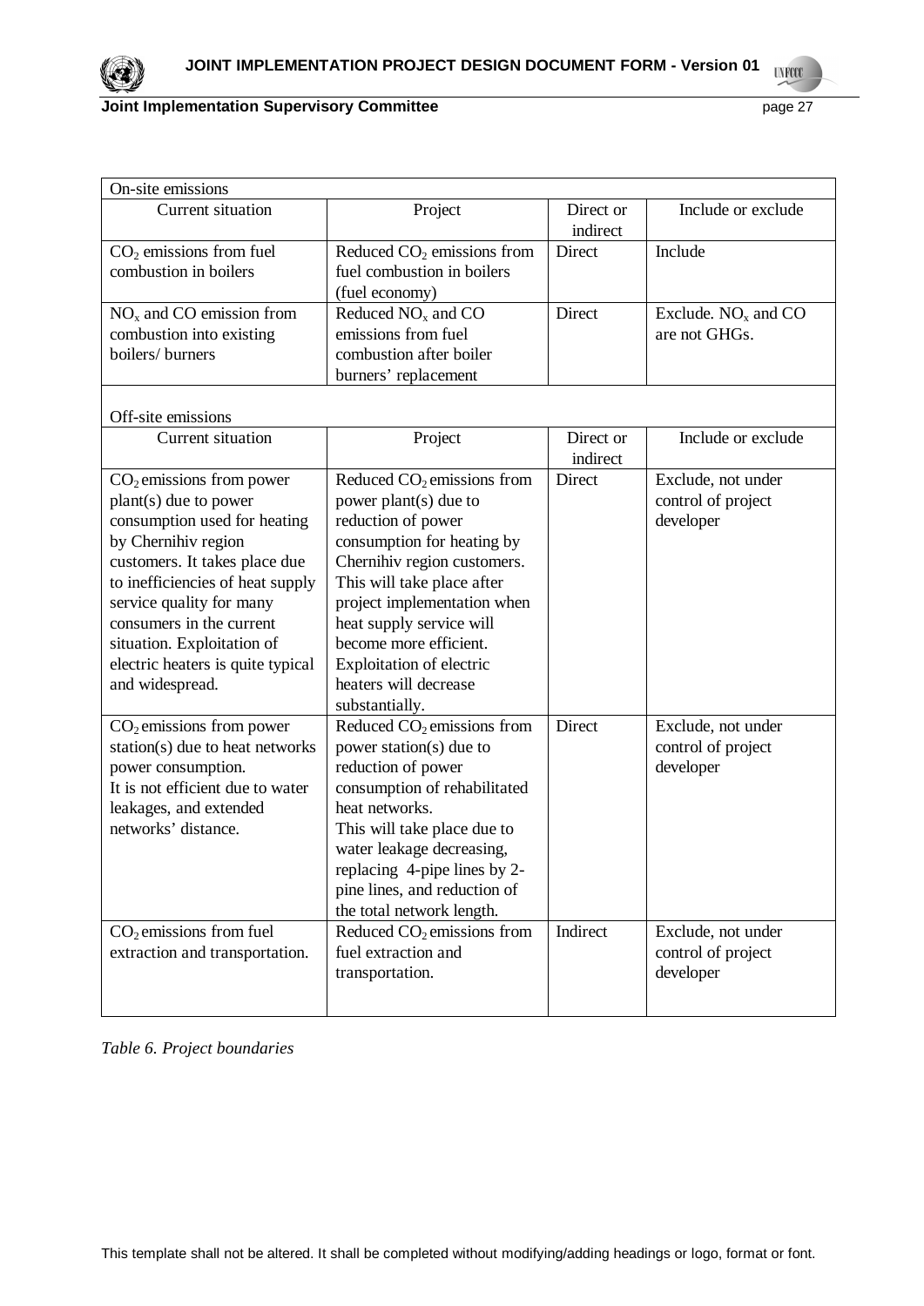| On-site emissions | | | |
|---|---|---|---|
| Current situation | Project | Direct or indirect | Include or exclude |
| $CO_2$ emissions from fuel combustion in boilers | Reduced $CO_2$ emissions from fuel combustion in boilers (fuel economy) | Direct | Include |
| $NO_x$ and CO emission from combustion into existing boilers/ burners | Reduced $NO_x$ and CO emissions from fuel combustion after boiler burners' replacement | Direct | Exclude. $NO_x$ and CO are not GHGs. |
| Off-site emissions | | | |
| Current situation | Project | Direct or indirect | Include or exclude |
| $CO_2$ emissions from power plant(s) due to power consumption used for heating by Chernihiv region customers. It takes place due to inefficiencies of heat supply service quality for many consumers in the current situation. Exploitation of electric heaters is quite typical and widespread. | Reduced $CO_2$ emissions from power plant(s) due to reduction of power consumption for heating by Chernihiv region customers. This will take place after project implementation when heat supply service will become more efficient. Exploitation of electric heaters will decrease substantially. | Direct | Exclude, not under control of project developer |
| $CO_2$ emissions from power station(s) due to heat networks power consumption. It is not efficient due to water leakages, and extended networks' distance. | Reduced $CO_2$ emissions from power station(s) due to reduction of power consumption of rehabilitated heat networks. This will take place due to water leakage decreasing, replacing 4-pipe lines by 2-pine lines, and reduction of the total network length. | Direct | Exclude, not under control of project developer |
| $CO_2$ emissions from fuel extraction and transportation. | Reduced $CO_2$ emissions from fuel extraction and transportation. | Indirect | Exclude, not under control of project developer |

*Table 6. Project boundaries*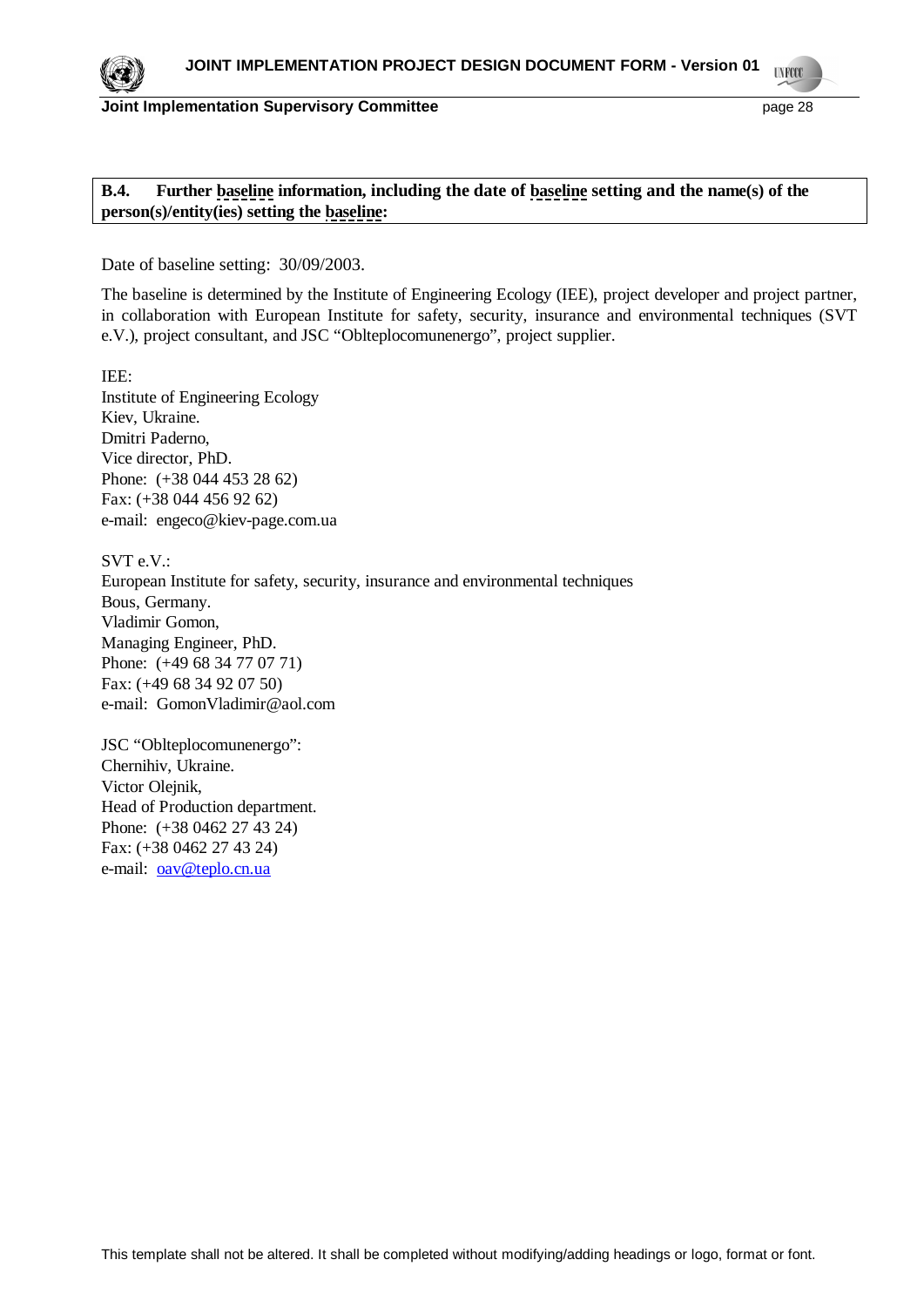**B.4. Further baseline information, including the date of baseline setting and the name(s) of the person(s)/entity(ies) setting the baseline:**

Date of baseline setting: 30/09/2003.

The baseline is determined by the Institute of Engineering Ecology (IEE), project developer and project partner, in collaboration with European Institute for safety, security, insurance and environmental techniques (SVT e.V.), project consultant, and JSC "Oblteplocomunenergo", project supplier.

IEE:
Institute of Engineering Ecology
Kiev, Ukraine.
Dmitri Paderno,
Vice director, PhD.
Phone: (+38 044 453 28 62)
Fax: (+38 044 456 92 62)
e-mail: engeco@kiev-page.com.ua

SVT e.V.:
European Institute for safety, security, insurance and environmental techniques
Bous, Germany.
Vladimir Gomon,
Managing Engineer, PhD.
Phone: (+49 68 34 77 07 71)
Fax: (+49 68 34 92 07 50)
e-mail: GomonVladimir@aol.com

JSC "Oblteplocomunenergo":
Chernihiv, Ukraine.
Victor Olejnik,
Head of Production department.
Phone: (+38 0462 27 43 24)
Fax: (+38 0462 27 43 24)
e-mail: oav@teplo.cn.ua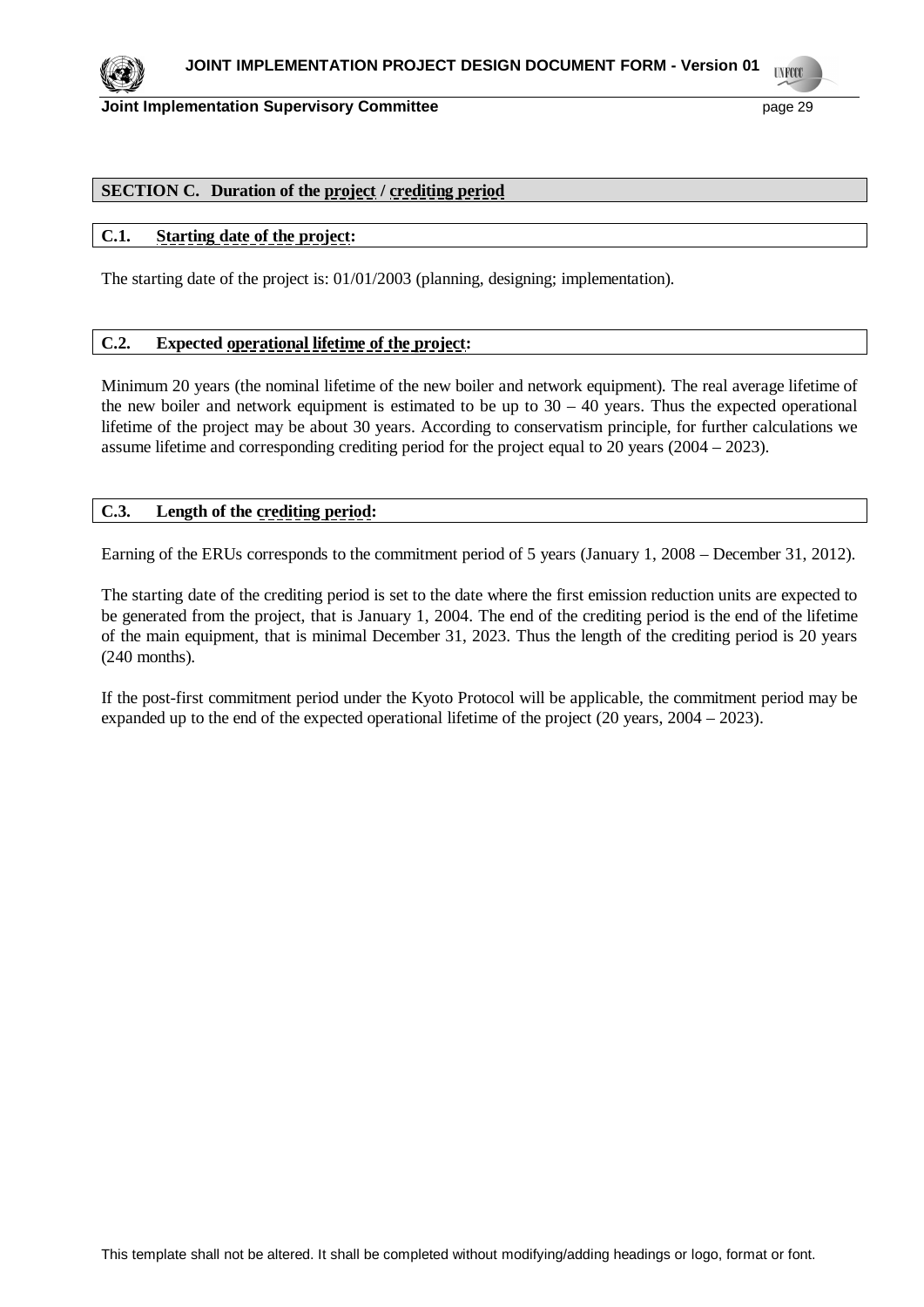## SECTION C. Duration of the project / crediting period

### C.1. Starting date of the project:

The starting date of the project is: 01/01/2003 (planning, designing; implementation).

### C.2. Expected operational lifetime of the project:

Minimum 20 years (the nominal lifetime of the new boiler and network equipment). The real average lifetime of the new boiler and network equipment is estimated to be up to 30 – 40 years. Thus the expected operational lifetime of the project may be about 30 years. According to conservatism principle, for further calculations we assume lifetime and corresponding crediting period for the project equal to 20 years (2004 – 2023).

### C.3. Length of the crediting period:

Earning of the ERUs corresponds to the commitment period of 5 years (January 1, 2008 – December 31, 2012).

The starting date of the crediting period is set to the date where the first emission reduction units are expected to be generated from the project, that is January 1, 2004. The end of the crediting period is the end of the lifetime of the main equipment, that is minimal December 31, 2023. Thus the length of the crediting period is 20 years (240 months).

If the post-first commitment period under the Kyoto Protocol will be applicable, the commitment period may be expanded up to the end of the expected operational lifetime of the project (20 years, 2004 – 2023).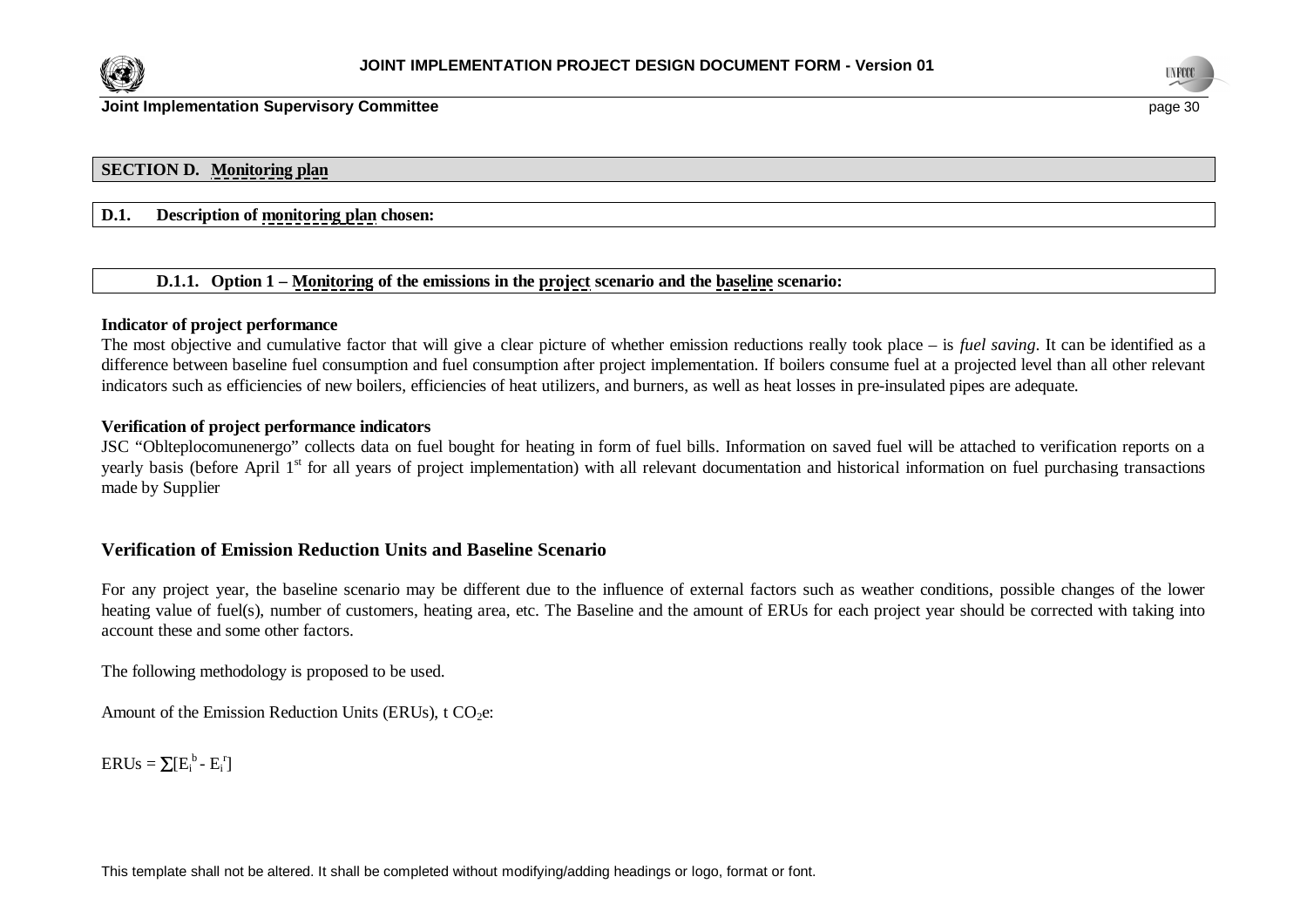## SECTION D. Monitoring plan

### D.1. Description of monitoring plan chosen:

#### D.1.1. Option 1 – Monitoring of the emissions in the project scenario and the baseline scenario:

**Indicator of project performance**

The most objective and cumulative factor that will give a clear picture of whether emission reductions really took place – is *fuel saving*. It can be identified as a difference between baseline fuel consumption and fuel consumption after project implementation. If boilers consume fuel at a projected level than all other relevant indicators such as efficiencies of new boilers, efficiencies of heat utilizers, and burners, as well as heat losses in pre-insulated pipes are adequate.

**Verification of project performance indicators**

JSC "Oblteplocomunenergo" collects data on fuel bought for heating in form of fuel bills. Information on saved fuel will be attached to verification reports on a yearly basis (before April 1st for all years of project implementation) with all relevant documentation and historical information on fuel purchasing transactions made by Supplier

## Verification of Emission Reduction Units and Baseline Scenario

For any project year, the baseline scenario may be different due to the influence of external factors such as weather conditions, possible changes of the lower heating value of fuel(s), number of customers, heating area, etc. The Baseline and the amount of ERUs for each project year should be corrected with taking into account these and some other factors.

The following methodology is proposed to be used.

Amount of the Emission Reduction Units (ERUs), t $CO_2e$:

$$ERUs = \sum[E_i^b - E_i^r]$$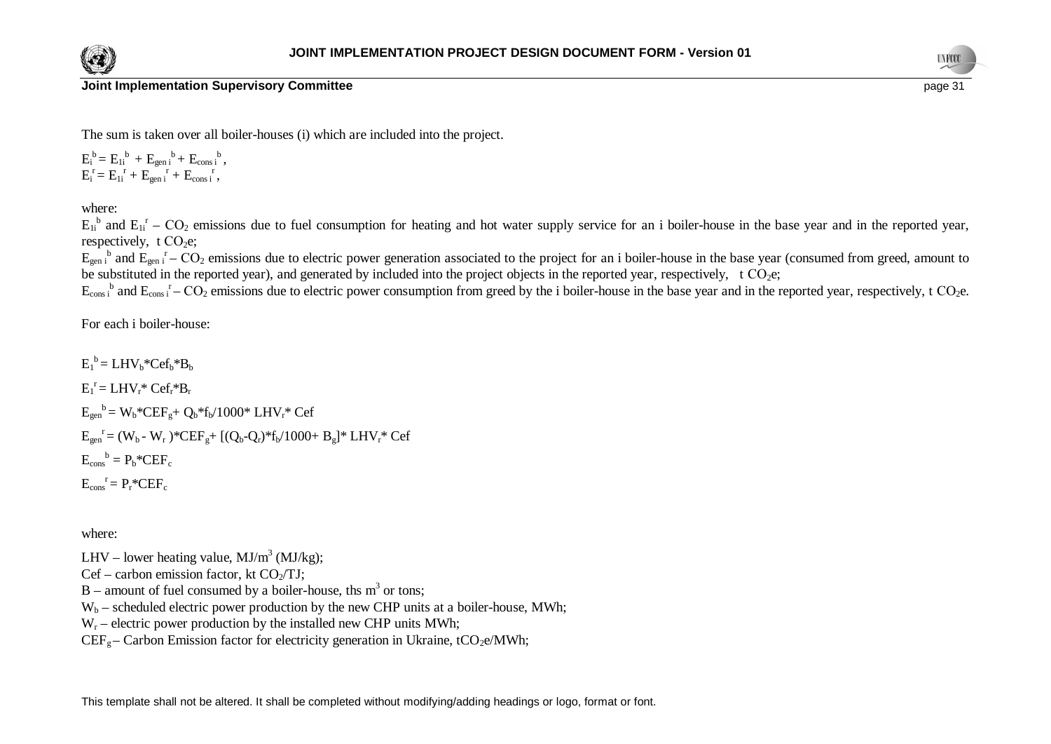The sum is taken over all boiler-houses (i) which are included into the project.

$E_i^b = E_{1i}^b + E_{gen\ i}^b + E_{cons\ i}^b$,
$E_i^r = E_{1i}^r + E_{gen\ i}^r + E_{cons\ i}^r$,

where:
$E_{1i}^b$ and $E_{1i}^r$ – $CO_2$ emissions due to fuel consumption for heating and hot water supply service for an i boiler-house in the base year and in the reported year, respectively, t $CO_2$e;
$E_{gen\ i}^b$ and $E_{gen\ i}^r$ – $CO_2$ emissions due to electric power generation associated to the project for an i boiler-house in the base year (consumed from greed, amount to be substituted in the reported year), and generated by included into the project objects in the reported year, respectively, t $CO_2$e;
$E_{cons\ i}^b$ and $E_{cons\ i}^r$ – $CO_2$ emissions due to electric power consumption from greed by the i boiler-house in the base year and in the reported year, respectively, t $CO_2$e.

For each i boiler-house:

$E_1^b = LHV_b*Cef_b*B_b$

$E_1^r = LHV_r* Cef_r*B_r$

$E_{gen}^b = W_b*CEF_g+ Q_b*f_b/1000* LHV_r* Cef$

$E_{gen}^r = (W_b - W_r )*CEF_g+ [(Q_b-Q_r)*f_b/1000+ B_g]* LHV_r* Cef$

$E_{cons}^b = P_b*CEF_c$

$E_{cons}^r = P_r*CEF_c$

where:

LHV – lower heating value, MJ/$m^3$ (MJ/kg);
Cef – carbon emission factor, kt $CO_2$/TJ;
B – amount of fuel consumed by a boiler-house, ths $m^3$ or tons;
$W_b$ – scheduled electric power production by the new CHP units at a boiler-house, MWh;
$W_r$ – electric power production by the installed new CHP units MWh;
$CEF_g$ – Carbon Emission factor for electricity generation in Ukraine, t$CO_2$e/MWh;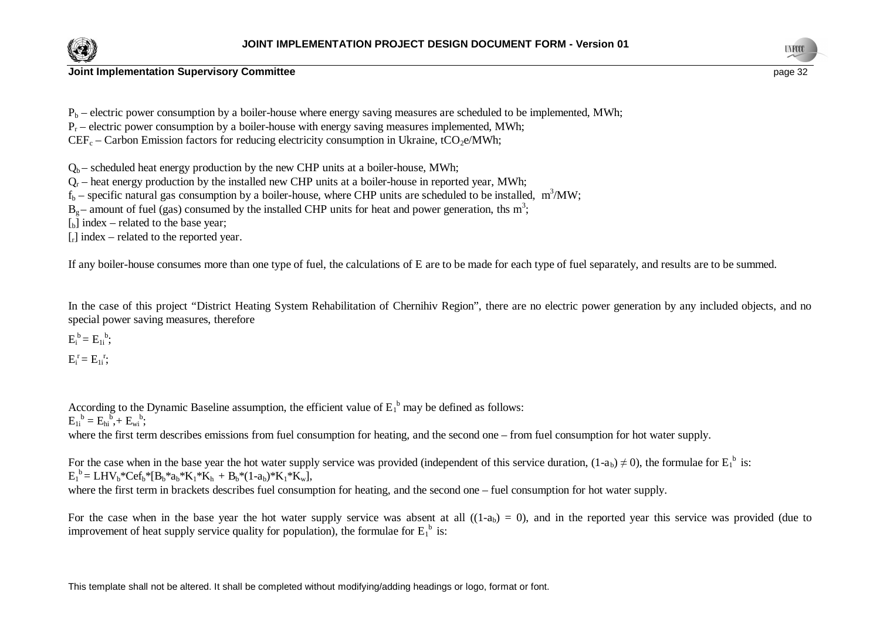$P_b$ – electric power consumption by a boiler-house where energy saving measures are scheduled to be implemented, MWh;

$P_r$ – electric power consumption by a boiler-house with energy saving measures implemented, MWh;

$CEF_c$ – Carbon Emission factors for reducing electricity consumption in Ukraine, $tCO_2e$/MWh;

$Q_b$ – scheduled heat energy production by the new CHP units at a boiler-house, MWh;

$Q_r$ – heat energy production by the installed new CHP units at a boiler-house in reported year, MWh;

$f_b$ – specific natural gas consumption by a boiler-house, where CHP units are scheduled to be installed, $m^3$/MW;

$B_g$ – amount of fuel (gas) consumed by the installed CHP units for heat and power generation, ths $m^3$;

$[_b]$ index – related to the base year;

$[_r]$ index – related to the reported year.

If any boiler-house consumes more than one type of fuel, the calculations of E are to be made for each type of fuel separately, and results are to be summed.

In the case of this project "District Heating System Rehabilitation of Chernihiv Region", there are no electric power generation by any included objects, and no special power saving measures, therefore

$E_i^b = E_{1i}^b$;

$E_i^r = E_{1i}^r$;

According to the Dynamic Baseline assumption, the efficient value of $E_1^b$ may be defined as follows:

$E_{1i}^b = E_{hi}^b, + E_{wi}^b$;

where the first term describes emissions from fuel consumption for heating, and the second one – from fuel consumption for hot water supply.

For the case when in the base year the hot water supply service was provided (independent of this service duration, $(1\text{-}a_b) \neq 0$), the formulae for $E_1^b$ is:

$E_1^b = LHV_b * Cef_b * [B_b * a_b * K_1 * K_h + B_b * (1\text{-}a_b) * K_1 * K_w]$,

where the first term in brackets describes fuel consumption for heating, and the second one – fuel consumption for hot water supply.

For the case when in the base year the hot water supply service was absent at all $((1\text{-}a_b) = 0)$, and in the reported year this service was provided (due to improvement of heat supply service quality for population), the formulae for $E_1^b$ is: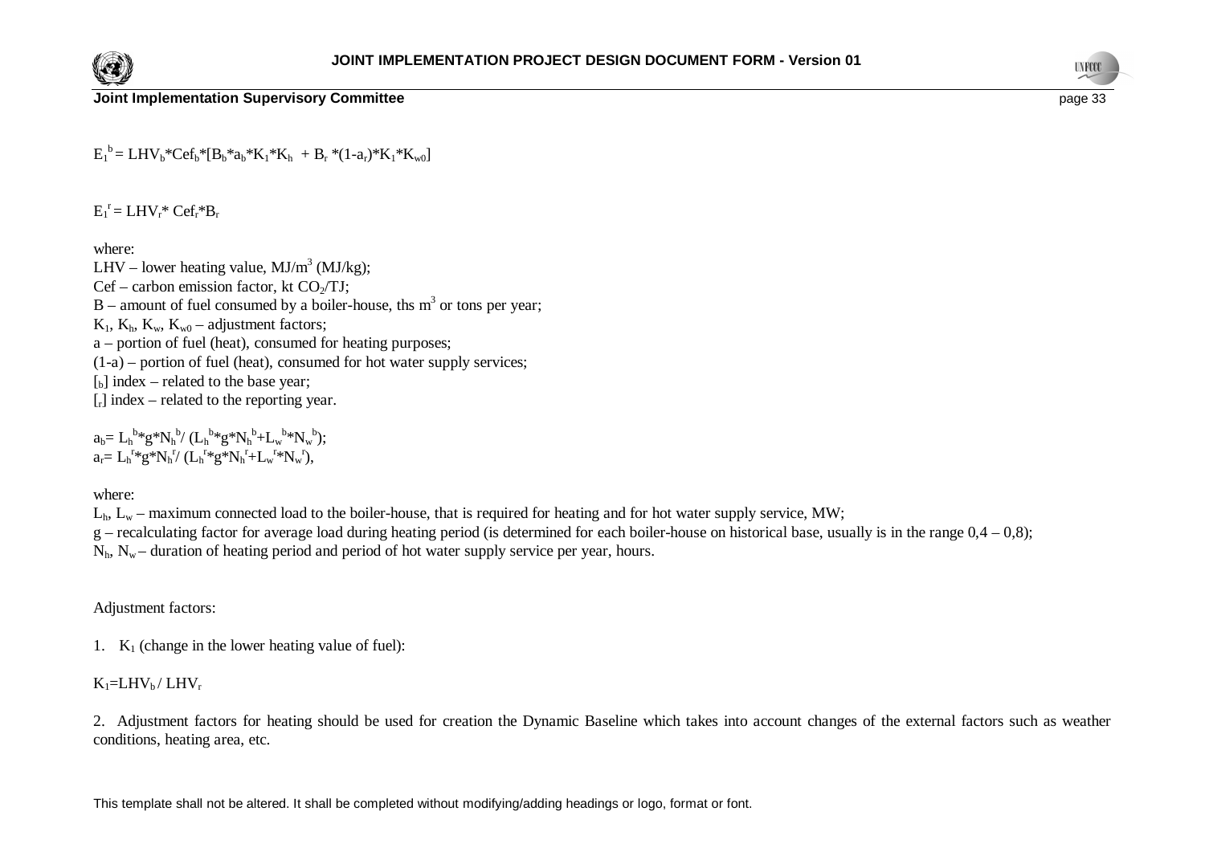$$E_1^{\,b} = LHV_b * Cef_b * [B_b * a_b * K_1 * K_h + B_r * (1-a_r) * K_1 * K_{w0}]$$

$$E_1^{\,r} = LHV_r * Cef_r * B_r$$

where:

LHV – lower heating value, MJ/m$^3$ (MJ/kg);
Cef – carbon emission factor, kt $CO_2$/TJ;
B – amount of fuel consumed by a boiler-house, ths m$^3$ or tons per year;
$K_1$, $K_h$, $K_w$, $K_{w0}$ – adjustment factors;
a – portion of fuel (heat), consumed for heating purposes;
(1-a) – portion of fuel (heat), consumed for hot water supply services;
[$_b$] index – related to the base year;
[$_r$] index – related to the reporting year.

$$a_b = L_h^{\,b} * g * N_h^{\,b} / (L_h^{\,b} * g * N_h^{\,b} + L_w^{\,b} * N_w^{\,b});$$
$$a_r = L_h^{\,r} * g * N_h^{\,r} / (L_h^{\,r} * g * N_h^{\,r} + L_w^{\,r} * N_w^{\,r}),$$

where:

$L_h$, $L_w$ – maximum connected load to the boiler-house, that is required for heating and for hot water supply service, MW;
g – recalculating factor for average load during heating period (is determined for each boiler-house on historical base, usually is in the range 0,4 – 0,8);
$N_h$, $N_w$ – duration of heating period and period of hot water supply service per year, hours.

Adjustment factors:

1. $K_1$ (change in the lower heating value of fuel):

$$K_1 = LHV_b / LHV_r$$

2. Adjustment factors for heating should be used for creation the Dynamic Baseline which takes into account changes of the external factors such as weather conditions, heating area, etc.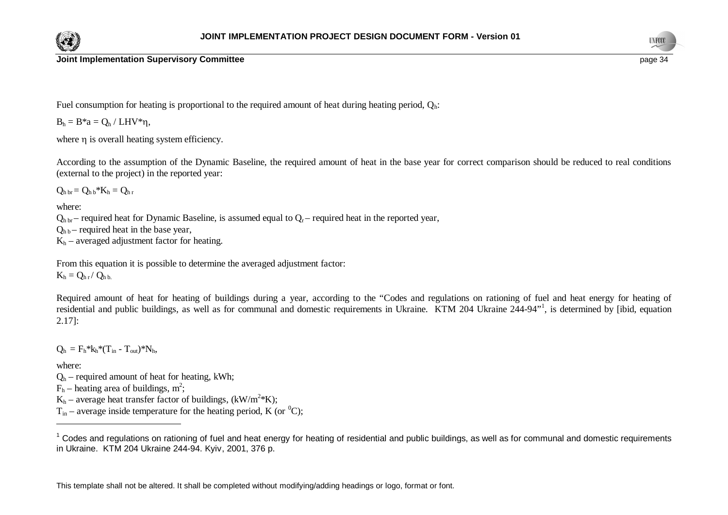Fuel consumption for heating is proportional to the required amount of heat during heating period, $Q_h$:

$B_h = B*a = Q_h / LHV*\eta$,

where $\eta$ is overall heating system efficiency.

According to the assumption of the Dynamic Baseline, the required amount of heat in the base year for correct comparison should be reduced to real conditions (external to the project) in the reported year:

$Q_{h\,br} = Q_{h\,b}*K_h = Q_{h\,r}$

where:
$Q_{h\,br}$ – required heat for Dynamic Baseline, is assumed equal to $Q_r$ – required heat in the reported year,
$Q_{h\,b}$ – required heat in the base year,
$K_h$ – averaged adjustment factor for heating.

From this equation it is possible to determine the averaged adjustment factor:
$K_h = Q_{h\,r} / Q_{h\,b.}$

Required amount of heat for heating of buildings during a year, according to the "Codes and regulations on rationing of fuel and heat energy for heating of residential and public buildings, as well as for communal and domestic requirements in Ukraine. KTM 204 Ukraine 244-94"[1], is determined by [ibid, equation 2.17]:

$Q_h = F_h*k_h*(T_{in} - T_{out})*N_h$,

where:
$Q_h$ – required amount of heat for heating, kWh;
$F_h$ – heating area of buildings, $m^2$;
$K_h$ – average heat transfer factor of buildings, $(kW/m^2*K)$;
$T_{in}$ – average inside temperature for the heating period, K (or $^0C$);

[1] Codes and regulations on rationing of fuel and heat energy for heating of residential and public buildings, as well as for communal and domestic requirements in Ukraine. KTM 204 Ukraine 244-94. Kyiv, 2001, 376 p.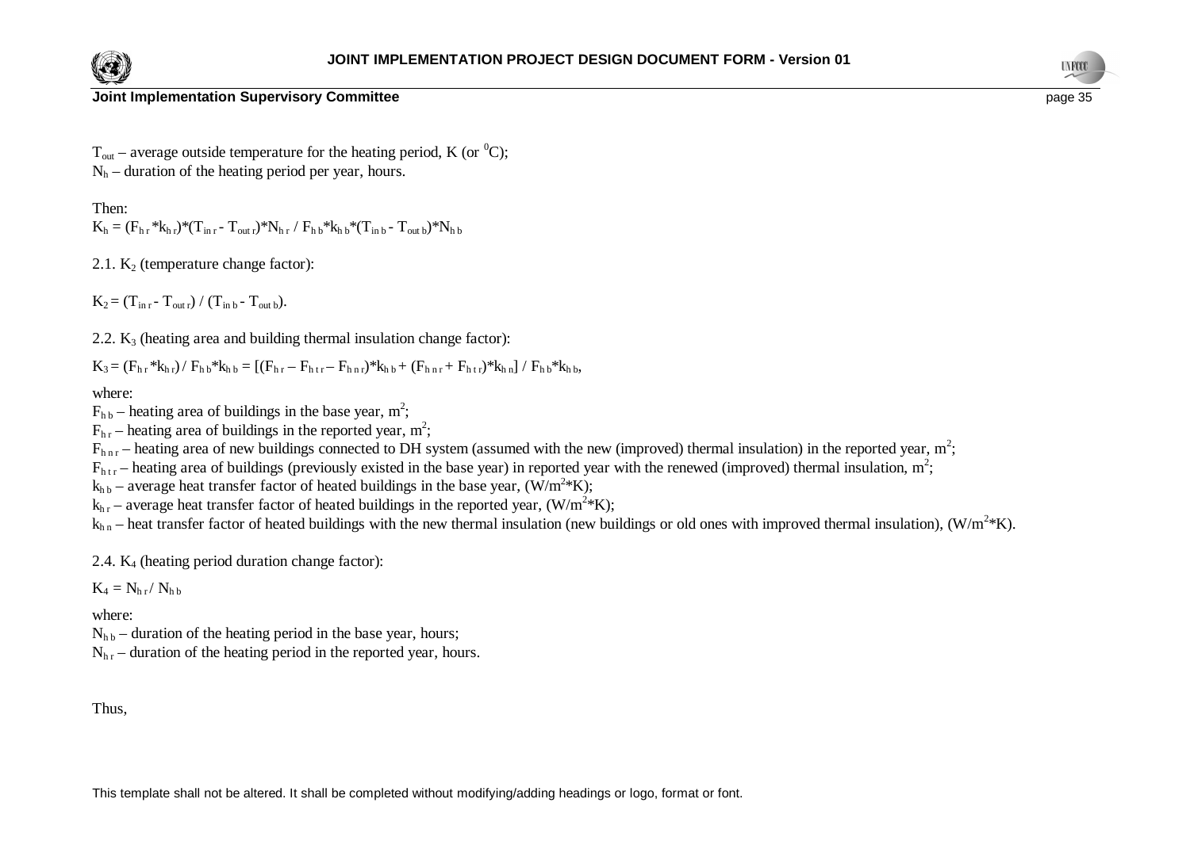$T_{out}$ – average outside temperature for the heating period, K (or $^0$C);
$N_h$ – duration of the heating period per year, hours.

Then:
$K_h = (F_{h\,r} * k_{h\,r}) * (T_{in\,r} - T_{out\,r}) * N_{h\,r} \,/\, F_{h\,b} * k_{h\,b} * (T_{in\,b} - T_{out\,b}) * N_{h\,b}$

2.1. $K_2$ (temperature change factor):

$K_2 = (T_{in\,r} - T_{out\,r}) \,/\, (T_{in\,b} - T_{out\,b})$.

2.2. $K_3$ (heating area and building thermal insulation change factor):

$K_3 = (F_{h\,r} * k_{h\,r}) \,/\, F_{h\,b} * k_{h\,b} = [(F_{h\,r} - F_{h\,t\,r} - F_{h\,n\,r}) * k_{h\,b} + (F_{h\,n\,r} + F_{h\,t\,r}) * k_{h\,n}] \,/\, F_{h\,b} * k_{h\,b}$,

where:
$F_{h\,b}$ – heating area of buildings in the base year, $m^2$;
$F_{h\,r}$ – heating area of buildings in the reported year, $m^2$;
$F_{h\,n\,r}$ – heating area of new buildings connected to DH system (assumed with the new (improved) thermal insulation) in the reported year, $m^2$;
$F_{h\,t\,r}$ – heating area of buildings (previously existed in the base year) in reported year with the renewed (improved) thermal insulation, $m^2$;
$k_{h\,b}$ – average heat transfer factor of heated buildings in the base year, ($W/m^2*K$);
$k_{h\,r}$ – average heat transfer factor of heated buildings in the reported year, ($W/m^2*K$);
$k_{h\,n}$ – heat transfer factor of heated buildings with the new thermal insulation (new buildings or old ones with improved thermal insulation), ($W/m^2*K$).

2.4. $K_4$ (heating period duration change factor):

$K_4 = N_{h\,r} \,/\, N_{h\,b}$

where:
$N_{h\,b}$ – duration of the heating period in the base year, hours;
$N_{h\,r}$ – duration of the heating period in the reported year, hours.

Thus,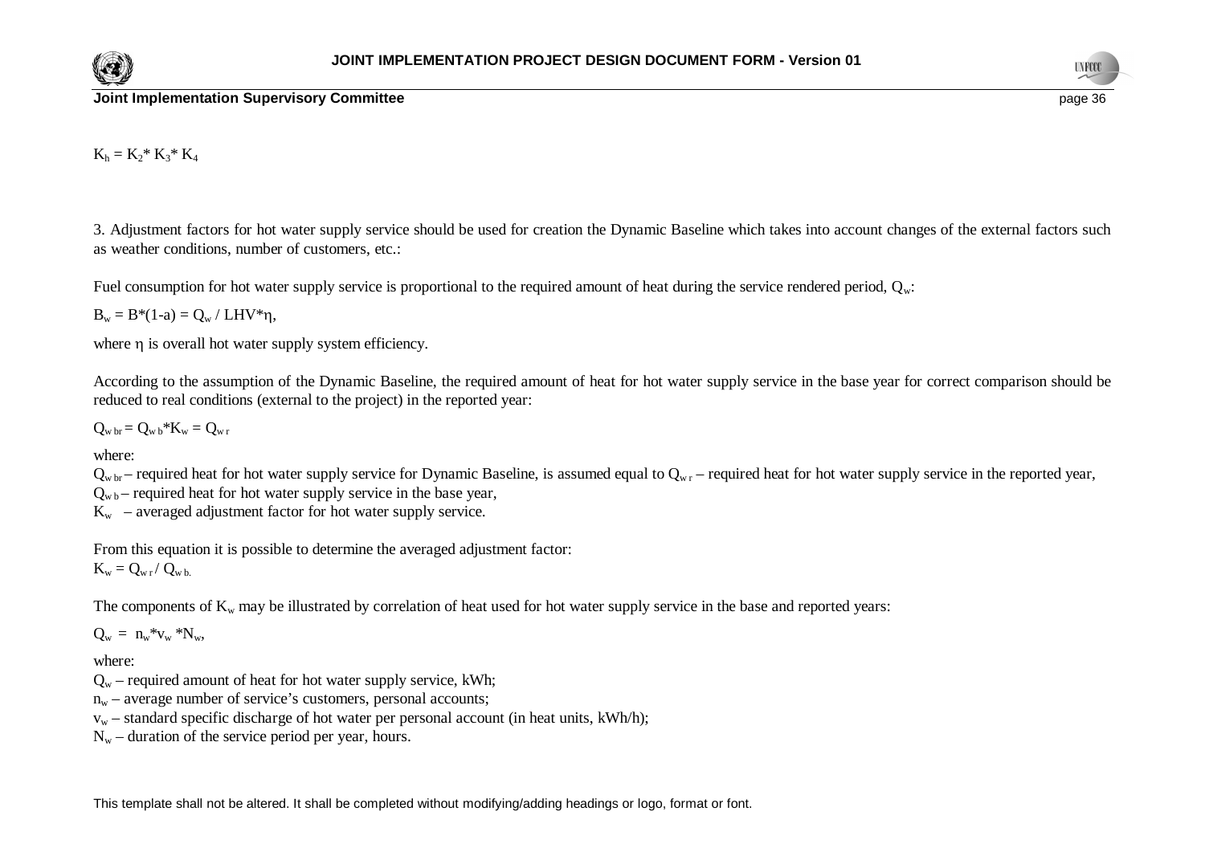$K_h = K_2 * K_3 * K_4$

3. Adjustment factors for hot water supply service should be used for creation the Dynamic Baseline which takes into account changes of the external factors such as weather conditions, number of customers, etc.:

Fuel consumption for hot water supply service is proportional to the required amount of heat during the service rendered period, $Q_w$:

$B_w = B*(1\text{-}a) = Q_w / LHV*\eta$,

where $\eta$ is overall hot water supply system efficiency.

According to the assumption of the Dynamic Baseline, the required amount of heat for hot water supply service in the base year for correct comparison should be reduced to real conditions (external to the project) in the reported year:

$Q_{w\,br} = Q_{w\,b} * K_w = Q_{w\,r}$

where:
$Q_{w\,br}$ – required heat for hot water supply service for Dynamic Baseline, is assumed equal to $Q_{w\,r}$ – required heat for hot water supply service in the reported year,
$Q_{w\,b}$ – required heat for hot water supply service in the base year,
$K_w$ – averaged adjustment factor for hot water supply service.

From this equation it is possible to determine the averaged adjustment factor:
$K_w = Q_{w\,r} / Q_{w\,b.}$

The components of $K_w$ may be illustrated by correlation of heat used for hot water supply service in the base and reported years:

$Q_w = n_w * v_w * N_w$,

where:
$Q_w$ – required amount of heat for hot water supply service, kWh;
$n_w$ – average number of service's customers, personal accounts;
$v_w$ – standard specific discharge of hot water per personal account (in heat units, kWh/h);
$N_w$ – duration of the service period per year, hours.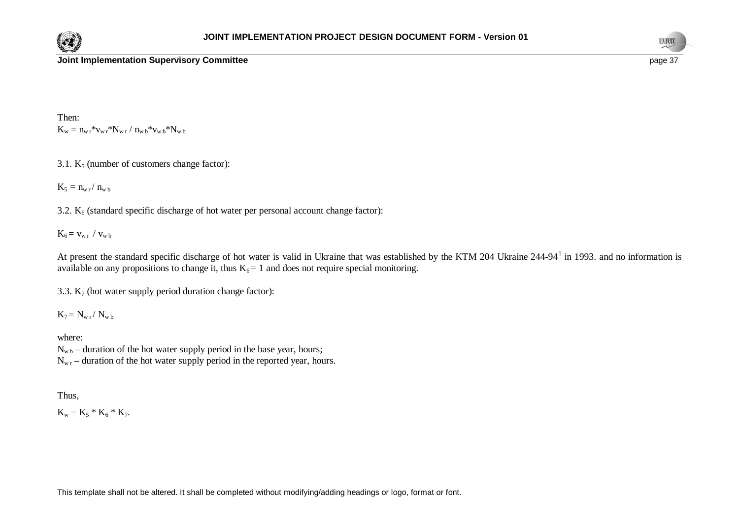Then:

$K_w = n_{w\,r} * v_{w\,r} * N_{w\,r} / n_{w\,b} * v_{w\,b} * N_{w\,b}$

3.1. $K_5$ (number of customers change factor):

$K_5 = n_{w\,r} / n_{w\,b}$

3.2. $K_6$ (standard specific discharge of hot water per personal account change factor):

$K_6 = v_{w\,r} / v_{w\,b}$

At present the standard specific discharge of hot water is valid in Ukraine that was established by the KTM 204 Ukraine 244-94[1] in 1993. and no information is available on any propositions to change it, thus $K_6 = 1$ and does not require special monitoring.

3.3. $K_7$ (hot water supply period duration change factor):

$K_7 = N_{w\,r} / N_{w\,b}$

where:

$N_{w\,b}$ – duration of the hot water supply period in the base year, hours;

$N_{w\,r}$ – duration of the hot water supply period in the reported year, hours.

Thus,

$K_w = K_5 * K_6 * K_7$.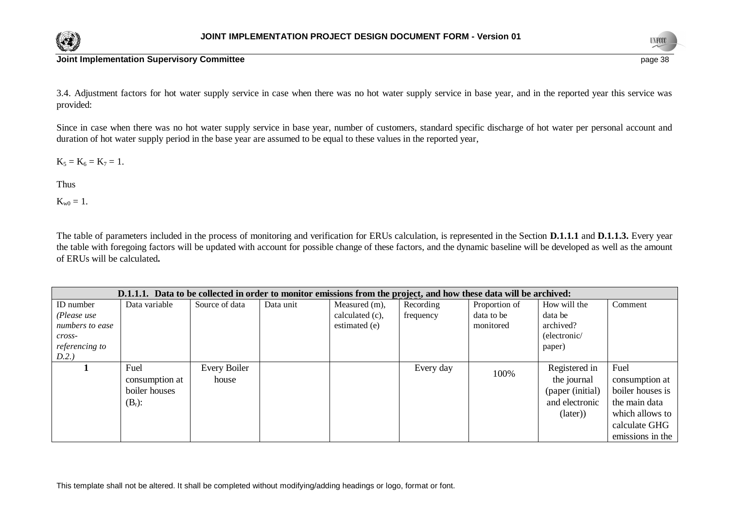3.4. Adjustment factors for hot water supply service in case when there was no hot water supply service in base year, and in the reported year this service was provided:

Since in case when there was no hot water supply service in base year, number of customers, standard specific discharge of hot water per personal account and duration of hot water supply period in the base year are assumed to be equal to these values in the reported year,

$K_5 = K_6 = K_7 = 1.$

Thus

$K_{w0} = 1.$

The table of parameters included in the process of monitoring and verification for ERUs calculation, is represented in the Section **D.1.1.1** and **D.1.1.3.** Every year the table with foregoing factors will be updated with account for possible change of these factors, and the dynamic baseline will be developed as well as the amount of ERUs will be calculated**.**

| **D.1.1.1. Data to be collected in order to monitor emissions from the project, and how these data will be archived:** | | | | | | | | |
|---|---|---|---|---|---|---|---|---|
| ID number *(Please use numbers to ease cross-referencing to D.2.)* | Data variable | Source of data | Data unit | Measured (m), calculated (c), estimated (e) | Recording frequency | Proportion of data to be monitored | How will the data be archived? (electronic/ paper) | Comment |
| **1** | Fuel consumption at boiler houses ($B_r$): | Every Boiler house | | | Every day | 100% | Registered in the journal (paper (initial) and electronic (later)) | Fuel consumption at boiler houses is the main data which allows to calculate GHG emissions in the |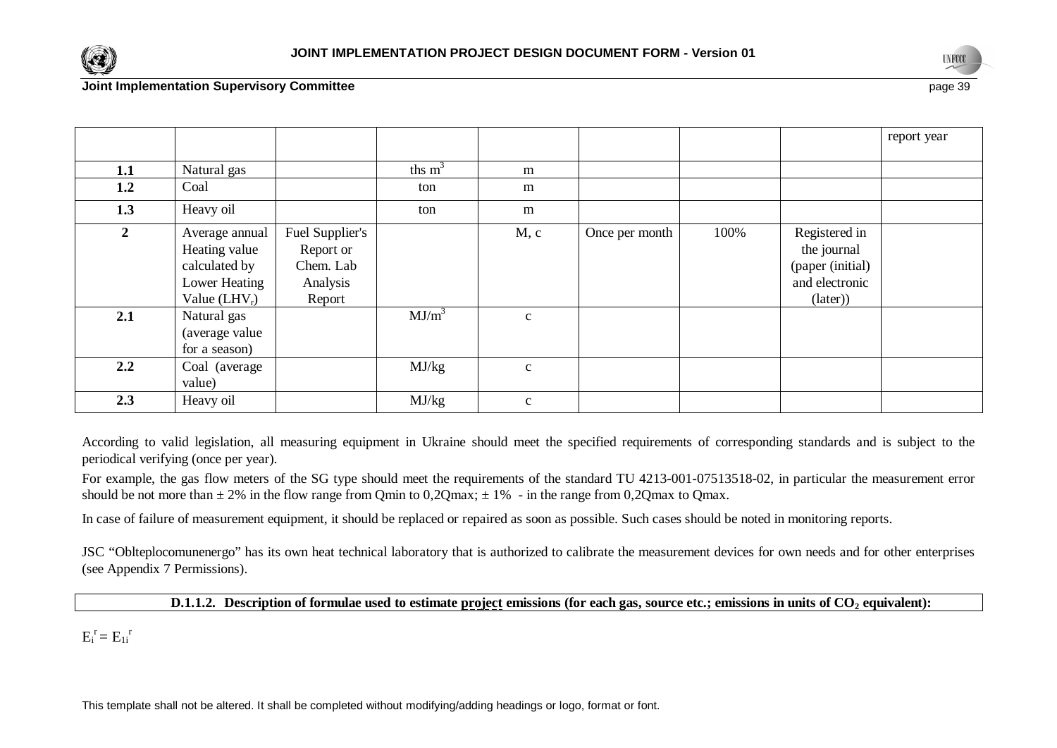|  |  |  |  |  |  |  |  | report year |
|---|---|---|---|---|---|---|---|---|
| **1.1** | Natural gas |  | ths $m^3$ | m |  |  |  |  |
| **1.2** | Coal |  | ton | m |  |  |  |  |
| **1.3** | Heavy oil |  | ton | m |  |  |  |  |
| **2** | Average annual Heating value calculated by Lower Heating Value ($LHV_r$) | Fuel Supplier's Report or Chem. Lab Analysis Report |  | M, c | Once per month | 100% | Registered in the journal (paper (initial) and electronic (later)) |  |
| **2.1** | Natural gas (average value for a season) |  | $MJ/m^3$ | c |  |  |  |  |
| **2.2** | Coal (average value) |  | MJ/kg | c |  |  |  |  |
| **2.3** | Heavy oil |  | MJ/kg | c |  |  |  |  |

According to valid legislation, all measuring equipment in Ukraine should meet the specified requirements of corresponding standards and is subject to the periodical verifying (once per year).

For example, the gas flow meters of the SG type should meet the requirements of the standard TU 4213-001-07513518-02, in particular the measurement error should be not more than ± 2% in the flow range from Qmin to 0,2Qmax; ± 1% - in the range from 0,2Qmax to Qmax.

In case of failure of measurement equipment, it should be replaced or repaired as soon as possible. Such cases should be noted in monitoring reports.

JSC "Oblteplocomunenergo" has its own heat technical laboratory that is authorized to calibrate the measurement devices for own needs and for other enterprises (see Appendix 7 Permissions).

**D.1.1.2. Description of formulae used to estimate project emissions (for each gas, source etc.; emissions in units of $CO_2$ equivalent):**

$E_i^r = E_{1i}^r$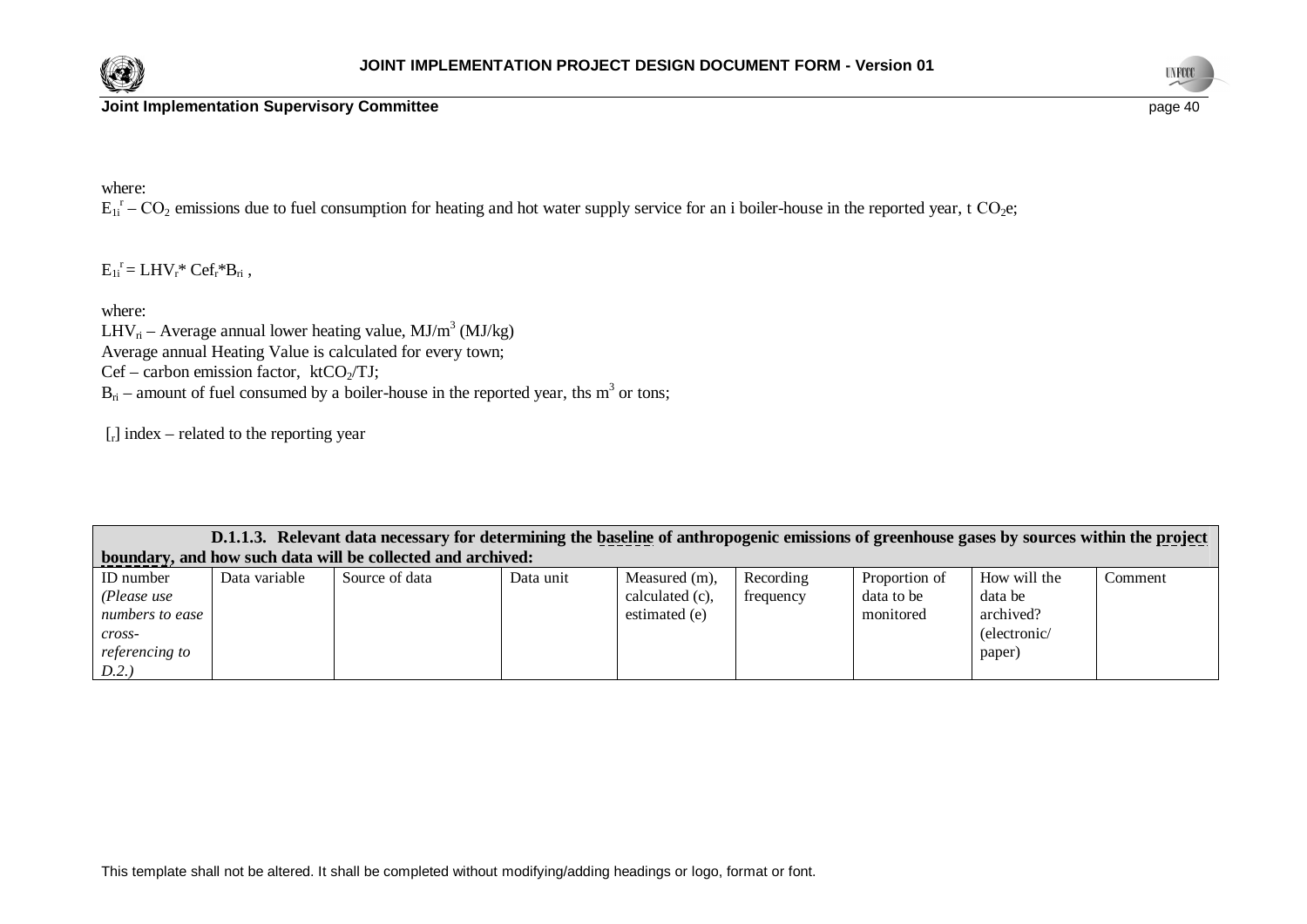where:

$E_{1i}^{r}$ – $CO_2$ emissions due to fuel consumption for heating and hot water supply service for an i boiler-house in the reported year, t $CO_2$e;

$E_{1i}^{r} = LHV_r * Cef_r * B_{ri}$ ,

where:

$LHV_{ri}$ – Average annual lower heating value, MJ/$m^3$ (MJ/kg)

Average annual Heating Value is calculated for every town;

Cef – carbon emission factor, kt$CO_2$/TJ;

$B_{ri}$ – amount of fuel consumed by a boiler-house in the reported year, ths $m^3$ or tons;

[$_r$] index – related to the reporting year

| **D.1.1.3. Relevant data necessary for determining the baseline of anthropogenic emissions of greenhouse gases by sources within the project boundary, and how such data will be collected and archived:** | | | | | | | | |
|---|---|---|---|---|---|---|---|---|
| ID number *(Please use numbers to ease cross-referencing to D.2.)* | Data variable | Source of data | Data unit | Measured (m), calculated (c), estimated (e) | Recording frequency | Proportion of data to be monitored | How will the data be archived? (electronic/ paper) | Comment |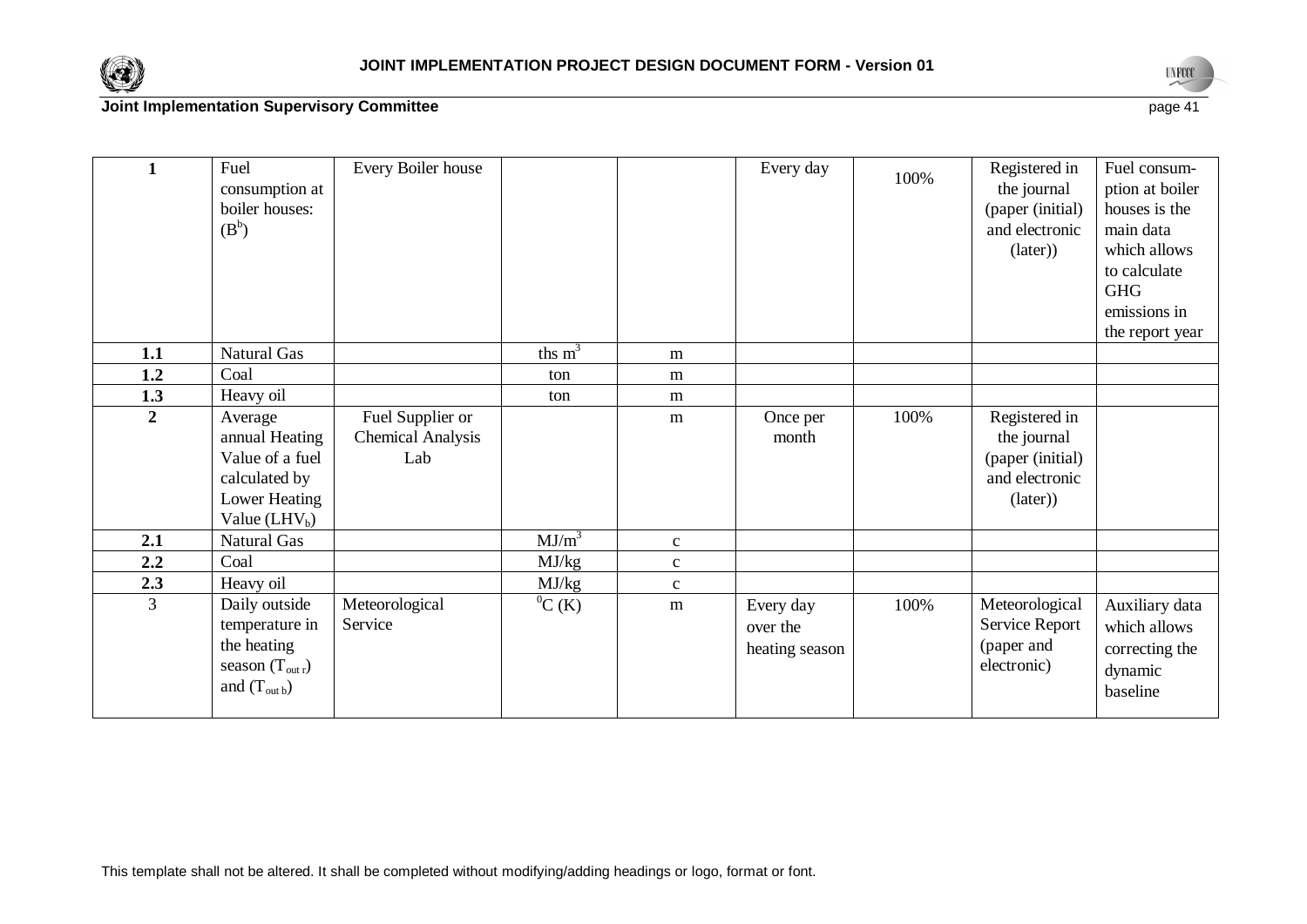| 1 | Fuel consumption at boiler houses: ($B^b$) | Every Boiler house | | | Every day | 100% | Registered in the journal (paper (initial) and electronic (later)) | Fuel consum-ption at boiler houses is the main data which allows to calculate GHG emissions in the report year |
|---|---|---|---|---|---|---|---|---|
| **1.1** | Natural Gas | | ths $m^3$ | m | | | | |
| **1.2** | Coal | | ton | m | | | | |
| **1.3** | Heavy oil | | ton | m | | | | |
| **2** | Average annual Heating Value of a fuel calculated by Lower Heating Value ($LHV_b$) | Fuel Supplier or Chemical Analysis Lab | | m | Once per month | 100% | Registered in the journal (paper (initial) and electronic (later)) | |
| **2.1** | Natural Gas | | $MJ/m^3$ | c | | | | |
| **2.2** | Coal | | MJ/kg | c | | | | |
| **2.3** | Heavy oil | | MJ/kg | c | | | | |
| 3 | Daily outside temperature in the heating season ($T_{out\ r}$) and ($T_{out\ b}$) | Meteorological Service | $^0C$ (K) | m | Every day over the heating season | 100% | Meteorological Service Report (paper and electronic) | Auxiliary data which allows correcting the dynamic baseline |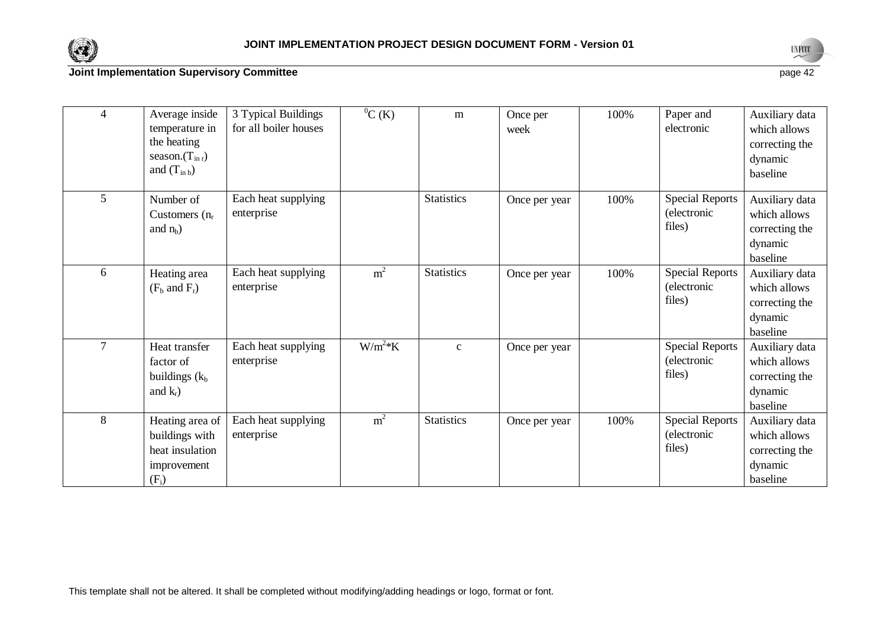| 4 | Average inside temperature in the heating season.($T_{in\,r}$) and ($T_{in\,b}$) | 3 Typical Buildings for all boiler houses | $^{0}C$ (K) | m | Once per week | 100% | Paper and electronic | Auxiliary data which allows correcting the dynamic baseline |
|---|---|---|---|---|---|---|---|---|
| 5 | Number of Customers ($n_r$ and $n_b$) | Each heat supplying enterprise | | Statistics | Once per year | 100% | Special Reports (electronic files) | Auxiliary data which allows correcting the dynamic baseline |
| 6 | Heating area ($F_b$ and $F_r$) | Each heat supplying enterprise | $m^2$ | Statistics | Once per year | 100% | Special Reports (electronic files) | Auxiliary data which allows correcting the dynamic baseline |
| 7 | Heat transfer factor of buildings ($k_b$ and $k_r$) | Each heat supplying enterprise | $W/m^2$*K | c | Once per year | | Special Reports (electronic files) | Auxiliary data which allows correcting the dynamic baseline |
| 8 | Heating area of buildings with heat insulation improvement ($F_i$) | Each heat supplying enterprise | $m^2$ | Statistics | Once per year | 100% | Special Reports (electronic files) | Auxiliary data which allows correcting the dynamic baseline |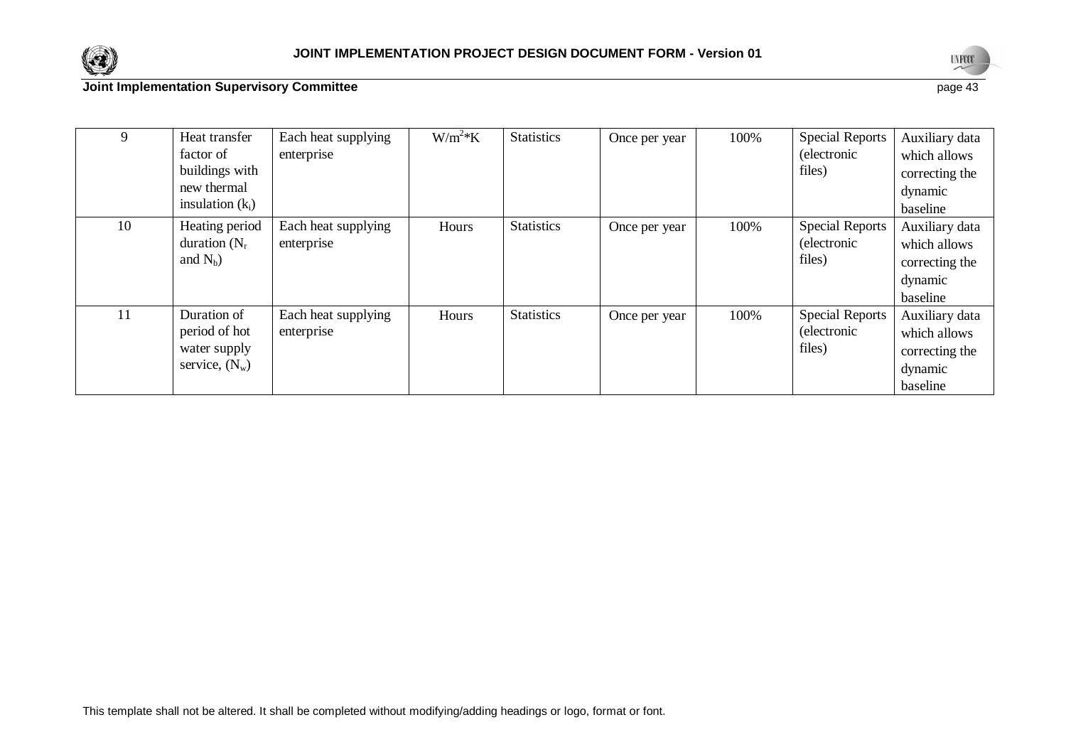| 9 | Heat transfer factor of buildings with new thermal insulation ($k_i$) | Each heat supplying enterprise | $W/m^2*K$ | Statistics | Once per year | 100% | Special Reports (electronic files) | Auxiliary data which allows correcting the dynamic baseline |
|---|---|---|---|---|---|---|---|---|
| 10 | Heating period duration ($N_r$ and $N_b$) | Each heat supplying enterprise | Hours | Statistics | Once per year | 100% | Special Reports (electronic files) | Auxiliary data which allows correcting the dynamic baseline |
| 11 | Duration of period of hot water supply service, ($N_w$) | Each heat supplying enterprise | Hours | Statistics | Once per year | 100% | Special Reports (electronic files) | Auxiliary data which allows correcting the dynamic baseline |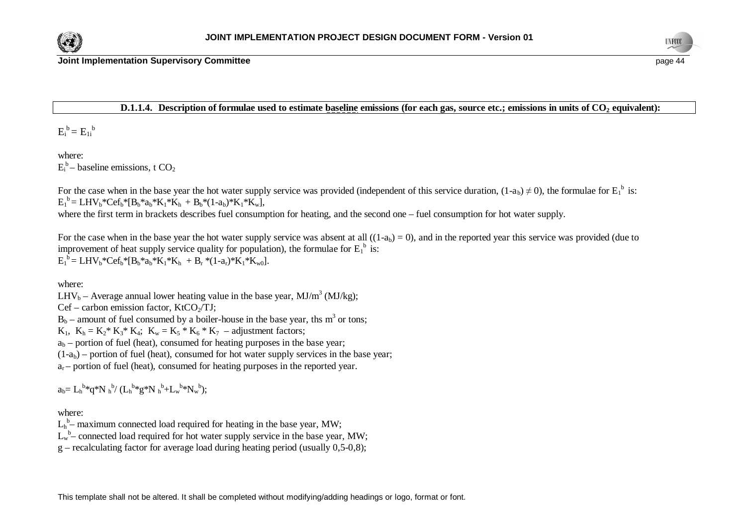**D.1.1.4. Description of formulae used to estimate baseline emissions (for each gas, source etc.; emissions in units of $CO_2$ equivalent):**

$E_i^b = E_{1i}^b$

where:
$E_i^b$ – baseline emissions, t $CO_2$

For the case when in the base year the hot water supply service was provided (independent of this service duration, $(1\text{-}a_b) \neq 0$), the formulae for $E_1^b$ is:
$E_1^b = LHV_b*Cef_b*[B_b*a_b*K_1*K_h + B_b*(1\text{-}a_b)*K_1*K_w]$,
where the first term in brackets describes fuel consumption for heating, and the second one – fuel consumption for hot water supply.

For the case when in the base year the hot water supply service was absent at all ($(1\text{-}a_b) = 0$), and in the reported year this service was provided (due to improvement of heat supply service quality for population), the formulae for $E_1^b$ is:
$E_1^b = LHV_b*Cef_b*[B_b*a_b*K_1*K_h + B_r*(1\text{-}a_r)*K_1*K_{w0}]$.

where:
$LHV_b$ – Average annual lower heating value in the base year, $MJ/m^3$ (MJ/kg);
Cef – carbon emission factor, $KtCO_2/TJ$;
$B_b$ – amount of fuel consumed by a boiler-house in the base year, ths $m^3$ or tons;
$K_1$, $K_h = K_2*K_3*K_4$; $K_w = K_5*K_6*K_7$ – adjustment factors;
$a_b$ – portion of fuel (heat), consumed for heating purposes in the base year;
$(1\text{-}a_b)$ – portion of fuel (heat), consumed for hot water supply services in the base year;
$a_r$ – portion of fuel (heat), consumed for heating purposes in the reported year.

$a_b = L_h^b*q*N_h^b / (L_h^b*g*N_h^b + L_w^b*N_w^b)$;

where:
$L_h^b$ – maximum connected load required for heating in the base year, MW;
$L_w^b$ – connected load required for hot water supply service in the base year, MW;
g – recalculating factor for average load during heating period (usually 0,5-0,8);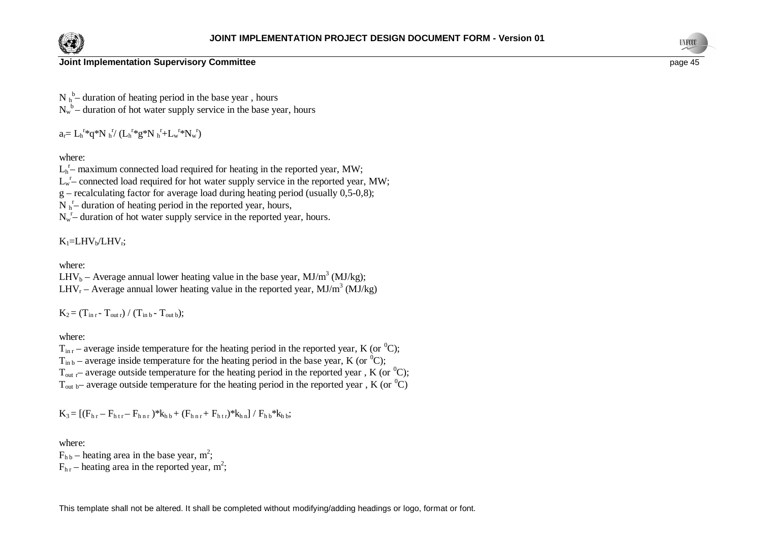$N_h^b$– duration of heating period in the base year , hours
$N_w^b$ – duration of hot water supply service in the base year, hours

$a_r = L_h^r * q * N_h^r / (L_h^r * g * N_h^r + L_w^r * N_w^r)$

where:
$L_h^r$– maximum connected load required for heating in the reported year, MW;
$L_w^r$– connected load required for hot water supply service in the reported year, MW;
g – recalculating factor for average load during heating period (usually 0,5-0,8);
$N_h^r$– duration of heating period in the reported year, hours,
$N_w^r$– duration of hot water supply service in the reported year, hours.

$K_1 = LHV_b / LHV_r$;

where:
$LHV_b$ – Average annual lower heating value in the base year, $MJ/m^3$ (MJ/kg);
$LHV_r$ – Average annual lower heating value in the reported year, $MJ/m^3$ (MJ/kg)

$K_2 = (T_{in\ r} - T_{out\ r}) / (T_{in\ b} - T_{out\ b})$;

where:
$T_{in\ r}$ – average inside temperature for the heating period in the reported year, K (or $^0C$);
$T_{in\ b}$ – average inside temperature for the heating period in the base year, K (or $^0C$);
$T_{out\ r}$– average outside temperature for the heating period in the reported year , K (or $^0C$);
$T_{out\ b}$– average outside temperature for the heating period in the reported year , K (or $^0C$)

$K_3 = [(F_{h\ r} - F_{h\ t\ r} - F_{h\ n\ r})*k_{h\ b} + (F_{h\ n\ r} + F_{h\ t\ r})*k_{h\ n}] / F_{h\ b}*k_{h\ b}$;

where:
$F_{h\ b}$ – heating area in the base year, $m^2$;
$F_{h\ r}$ – heating area in the reported year, $m^2$;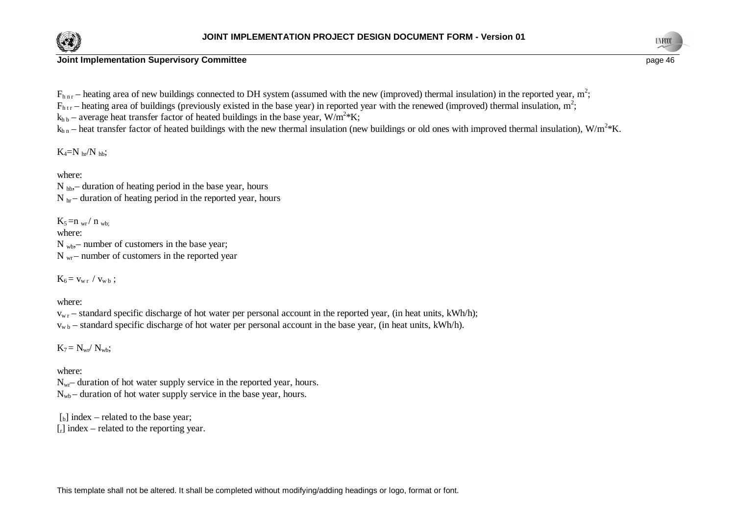$F_{h\,n\,r}$ – heating area of new buildings connected to DH system (assumed with the new (improved) thermal insulation) in the reported year, $m^2$;
$F_{h\,t\,r}$ – heating area of buildings (previously existed in the base year) in reported year with the renewed (improved) thermal insulation, $m^2$;
$k_{h\,b}$ – average heat transfer factor of heated buildings in the base year, $W/m^2*K$;
$k_{h\,n}$ – heat transfer factor of heated buildings with the new thermal insulation (new buildings or old ones with improved thermal insulation), $W/m^2*K$.

$K_4=N_{hr}/N_{hb}$;

where:
$N_{hb}$,– duration of heating period in the base year, hours
$N_{hr}$ – duration of heating period in the reported year, hours

$K_5 = n_{wr} / n_{wb;}$
where:
$N_{wb}$,– number of customers in the base year;
$N_{wr}$ – number of customers in the reported year

$K_6 = v_{w\,r} / v_{w\,b}$ ;

where:
$v_{w\,r}$ – standard specific discharge of hot water per personal account in the reported year, (in heat units, kWh/h);
$v_{w\,b}$ – standard specific discharge of hot water per personal account in the base year, (in heat units, kWh/h).

$K_7 = N_{wr}/ N_{wb}$;

where:
$N_{wr}$– duration of hot water supply service in the reported year, hours.
$N_{wb}$ – duration of hot water supply service in the base year, hours.

$[_b]$ index – related to the base year;
$[_r]$ index – related to the reporting year.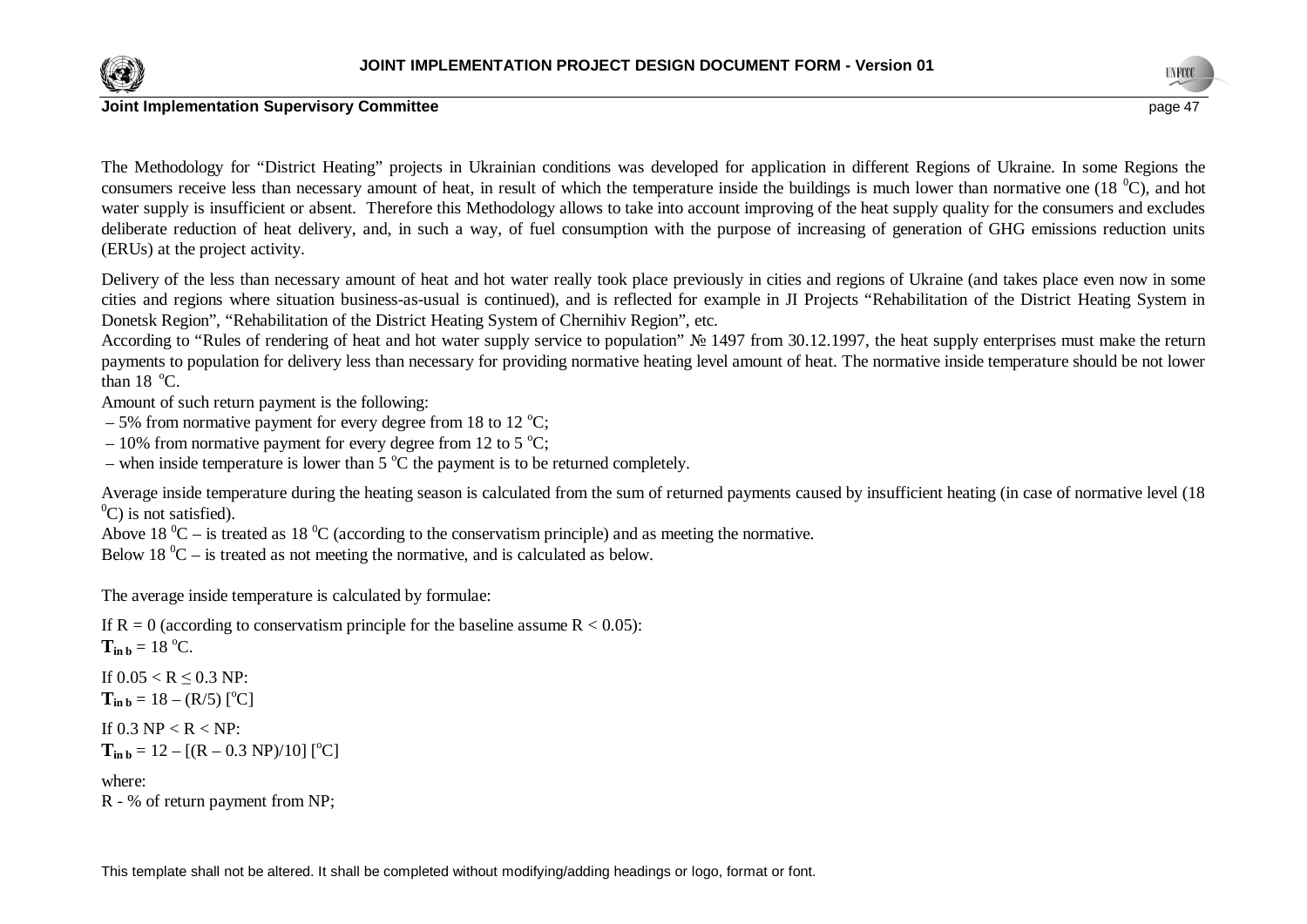The Methodology for "District Heating" projects in Ukrainian conditions was developed for application in different Regions of Ukraine. In some Regions the consumers receive less than necessary amount of heat, in result of which the temperature inside the buildings is much lower than normative one (18 $^0$C), and hot water supply is insufficient or absent. Therefore this Methodology allows to take into account improving of the heat supply quality for the consumers and excludes deliberate reduction of heat delivery, and, in such a way, of fuel consumption with the purpose of increasing of generation of GHG emissions reduction units (ERUs) at the project activity.

Delivery of the less than necessary amount of heat and hot water really took place previously in cities and regions of Ukraine (and takes place even now in some cities and regions where situation business-as-usual is continued), and is reflected for example in JI Projects "Rehabilitation of the District Heating System in Donetsk Region", "Rehabilitation of the District Heating System of Chernihiv Region", etc.

According to "Rules of rendering of heat and hot water supply service to population" № 1497 from 30.12.1997, the heat supply enterprises must make the return payments to population for delivery less than necessary for providing normative heating level amount of heat. The normative inside temperature should be not lower than 18 $^o$C.

Amount of such return payment is the following:

– 5% from normative payment for every degree from 18 to 12 $^o$C;

– 10% from normative payment for every degree from 12 to 5 $^o$C;

– when inside temperature is lower than 5 $^o$C the payment is to be returned completely.

Average inside temperature during the heating season is calculated from the sum of returned payments caused by insufficient heating (in case of normative level (18 $^0$C) is not satisfied).

Above 18 $^0$C – is treated as 18 $^0$C (according to the conservatism principle) and as meeting the normative.

Below 18 $^0$C – is treated as not meeting the normative, and is calculated as below.

The average inside temperature is calculated by formulae:

If R = 0 (according to conservatism principle for the baseline assume $R < 0.05$):

$\mathbf{T_{in\,b}} = 18$ $^o$C.

If $0.05 < R \leq 0.3$ NP:

$\mathbf{T_{in\,b}} = 18 - (R/5)$ [$^o$C]

If $0.3$ NP $< R <$ NP:

$\mathbf{T_{in\,b}} = 12 - [(R - 0.3\ NP)/10]$ [$^o$C]

where:

R - % of return payment from NP;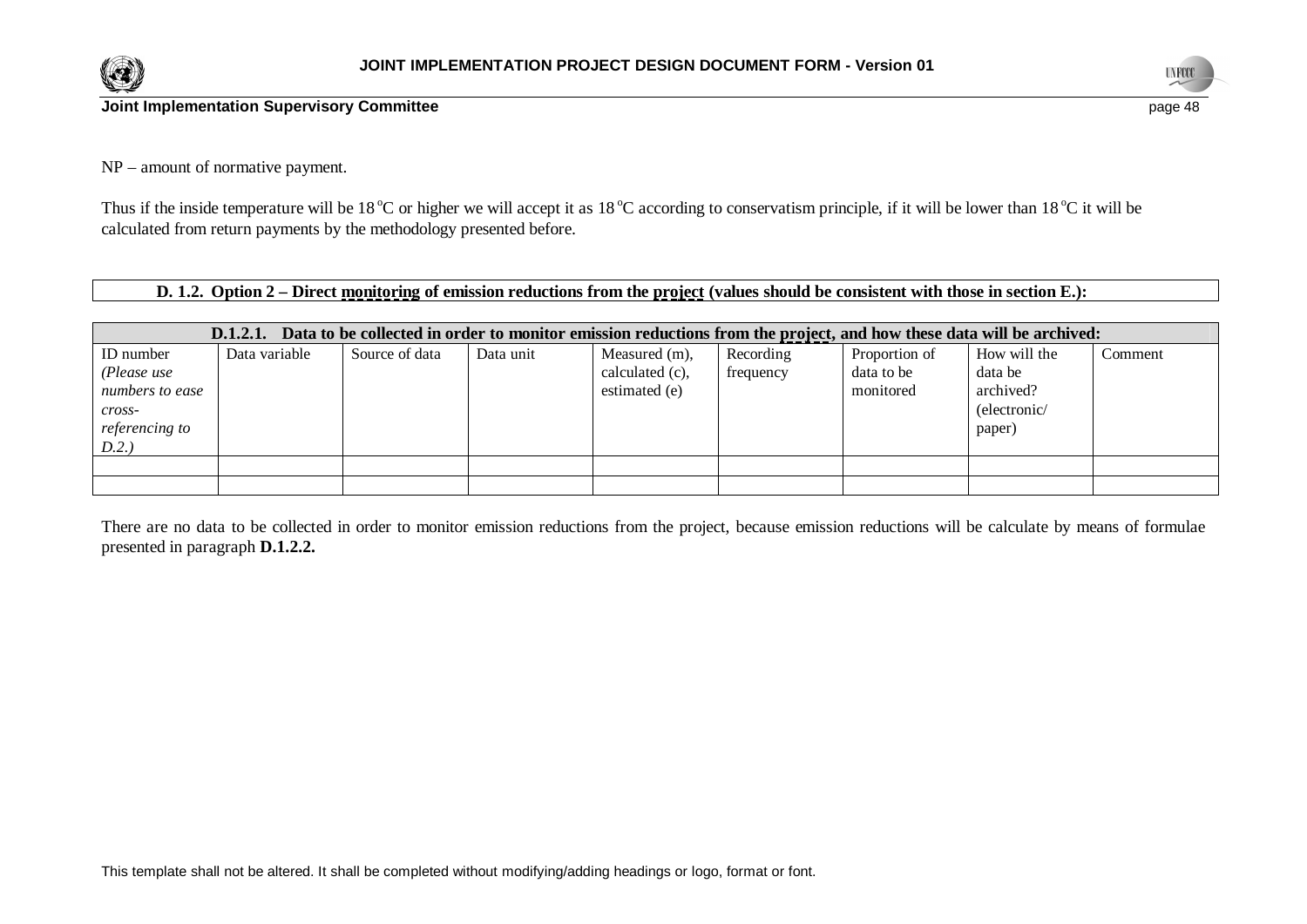NP – amount of normative payment.

Thus if the inside temperature will be 18 $^{o}$C or higher we will accept it as 18 $^{o}$C according to conservatism principle, if it will be lower than 18 $^{o}$C it will be calculated from return payments by the methodology presented before.

| **D. 1.2. Option 2 – Direct monitoring of emission reductions from the project (values should be consistent with those in section E.):** |
|---|

| **D.1.2.1. Data to be collected in order to monitor emission reductions from the project, and how these data will be archived:** | | | | | | | | |
|---|---|---|---|---|---|---|---|---|
| ID number *(Please use numbers to ease cross-referencing to D.2.)* | Data variable | Source of data | Data unit | Measured (m), calculated (c), estimated (e) | Recording frequency | Proportion of data to be monitored | How will the data be archived? (electronic/ paper) | Comment |
| | | | | | | | | |
| | | | | | | | | |

There are no data to be collected in order to monitor emission reductions from the project, because emission reductions will be calculate by means of formulae presented in paragraph **D.1.2.2.**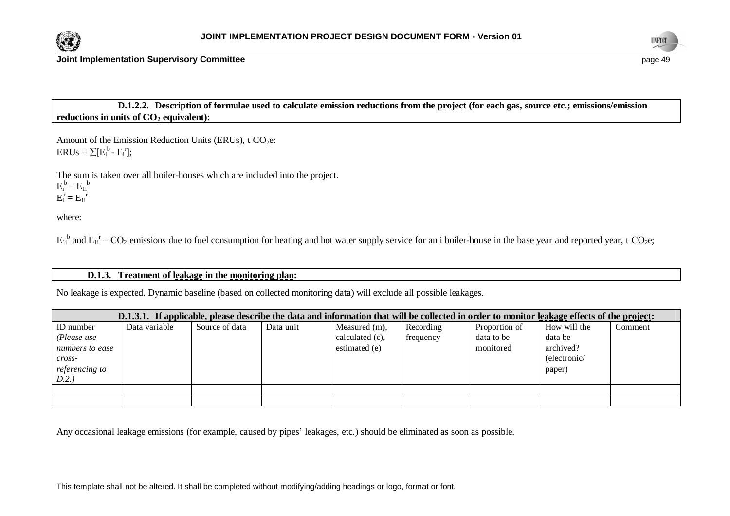**D.1.2.2. Description of formulae used to calculate emission reductions from the project (for each gas, source etc.; emissions/emission reductions in units of $CO_2$ equivalent):**

Amount of the Emission Reduction Units (ERUs), t $CO_2$e:
$ERUs = \sum[E_i^b - E_i^r]$;

The sum is taken over all boiler-houses which are included into the project.
$E_i^b = E_{1i}^b$
$E_i^r = E_{1i}^r$

where:

$E_{1i}^b$ and $E_{1i}^r$ – $CO_2$ emissions due to fuel consumption for heating and hot water supply service for an i boiler-house in the base year and reported year, t $CO_2$e;

**D.1.3. Treatment of leakage in the monitoring plan:**

No leakage is expected. Dynamic baseline (based on collected monitoring data) will exclude all possible leakages.

| **D.1.3.1. If applicable, please describe the data and information that will be collected in order to monitor leakage effects of the project:** | | | | | | | | |
|---|---|---|---|---|---|---|---|---|
| ID number *(Please use numbers to ease cross-referencing to D.2.)* | Data variable | Source of data | Data unit | Measured (m), calculated (c), estimated (e) | Recording frequency | Proportion of data to be monitored | How will the data be archived? (electronic/ paper) | Comment |
| | | | | | | | | |
| | | | | | | | | |

Any occasional leakage emissions (for example, caused by pipes' leakages, etc.) should be eliminated as soon as possible.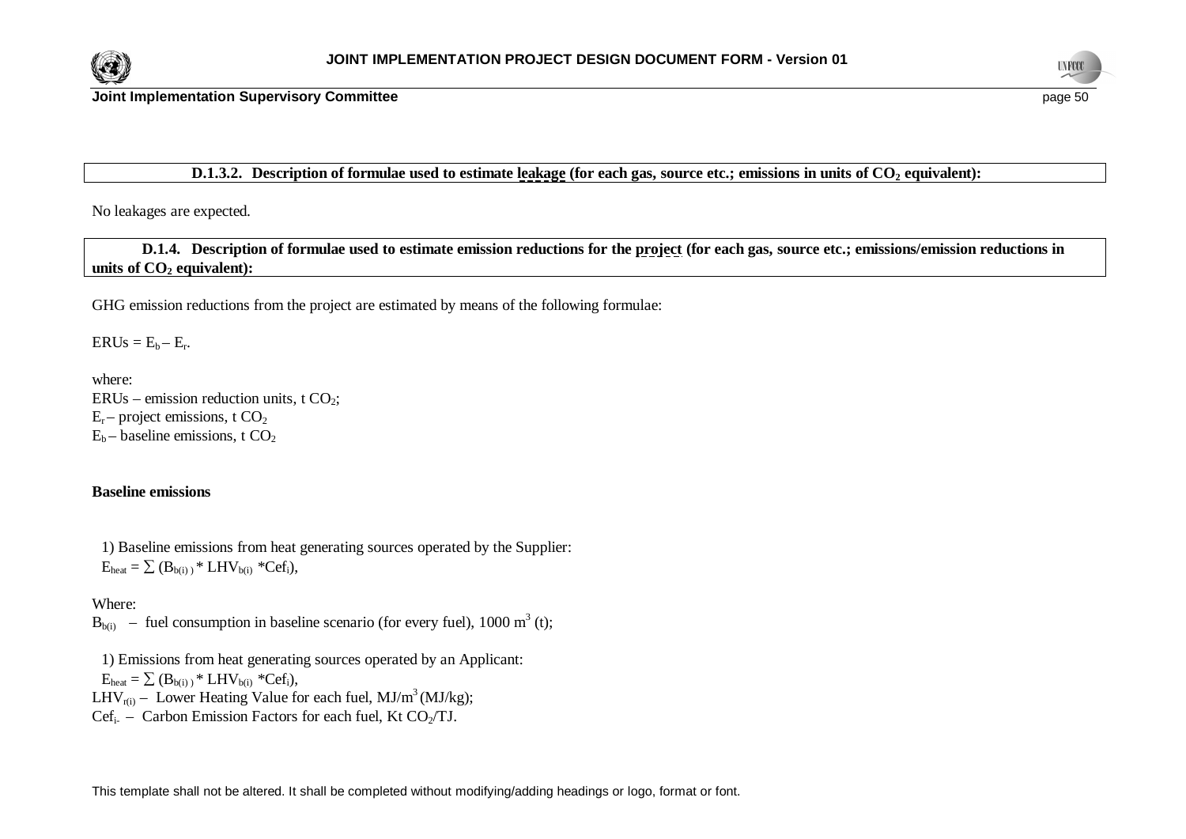**D.1.3.2. Description of formulae used to estimate leakage (for each gas, source etc.; emissions in units of $CO_2$ equivalent):**

No leakages are expected.

**D.1.4. Description of formulae used to estimate emission reductions for the project (for each gas, source etc.; emissions/emission reductions in units of $CO_2$ equivalent):**

GHG emission reductions from the project are estimated by means of the following formulae:

$ERUs = E_b - E_r$.

where:
ERUs – emission reduction units, t $CO_2$;
$E_r$ – project emissions, t $CO_2$
$E_b$ – baseline emissions, t $CO_2$

**Baseline emissions**

1) Baseline emissions from heat generating sources operated by the Supplier:
$E_{heat} = \sum (B_{b(i)} * LHV_{b(i)} * Cef_i)$,

Where:
$B_{b(i)}$ – fuel consumption in baseline scenario (for every fuel), 1000 $m^3$ (t);

1) Emissions from heat generating sources operated by an Applicant:
$E_{heat} = \sum (B_{b(i)} * LHV_{b(i)} * Cef_i)$,
$LHV_{r(i)}$ – Lower Heating Value for each fuel, MJ/$m^3$ (MJ/kg);
$Cef_{i}$ – Carbon Emission Factors for each fuel, Kt $CO_2$/TJ.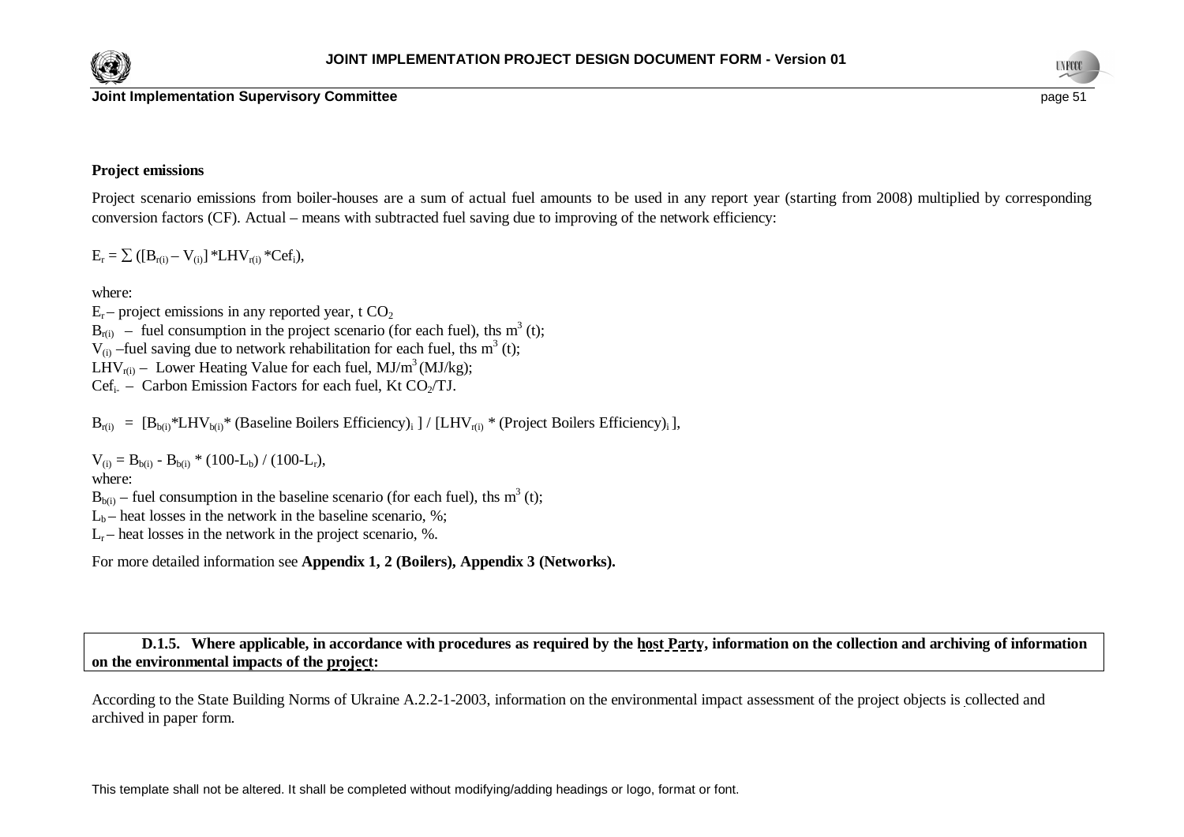**Project emissions**

Project scenario emissions from boiler-houses are a sum of actual fuel amounts to be used in any report year (starting from 2008) multiplied by corresponding conversion factors (CF). Actual – means with subtracted fuel saving due to improving of the network efficiency:

$$E_r = \sum ([B_{r(i)} - V_{(i)}] * LHV_{r(i)} * Cef_i),$$

where:

$E_r$ – project emissions in any reported year, t $CO_2$

$B_{r(i)}$ – fuel consumption in the project scenario (for each fuel), ths $m^3$ (t);

$V_{(i)}$ –fuel saving due to network rehabilitation for each fuel, ths $m^3$ (t);

$LHV_{r(i)}$ – Lower Heating Value for each fuel, $MJ/m^3$ (MJ/kg);

$Cef_i$ – Carbon Emission Factors for each fuel, Kt $CO_2$/TJ.

$$B_{r(i)} = [B_{b(i)} * LHV_{b(i)} * (\text{Baseline Boilers Efficiency})_i ] / [LHV_{r(i)} * (\text{Project Boilers Efficiency})_i ],$$

$$V_{(i)} = B_{b(i)} - B_{b(i)} * (100-L_b) / (100-L_r),$$

where:

$B_{b(i)}$ – fuel consumption in the baseline scenario (for each fuel), ths $m^3$ (t);

$L_b$ – heat losses in the network in the baseline scenario, %;

$L_r$ – heat losses in the network in the project scenario, %.

For more detailed information see **Appendix 1, 2 (Boilers), Appendix 3 (Networks).**

**D.1.5. Where applicable, in accordance with procedures as required by the host Party, information on the collection and archiving of information on the environmental impacts of the project:**

According to the State Building Norms of Ukraine A.2.2-1-2003, information on the environmental impact assessment of the project objects is collected and archived in paper form.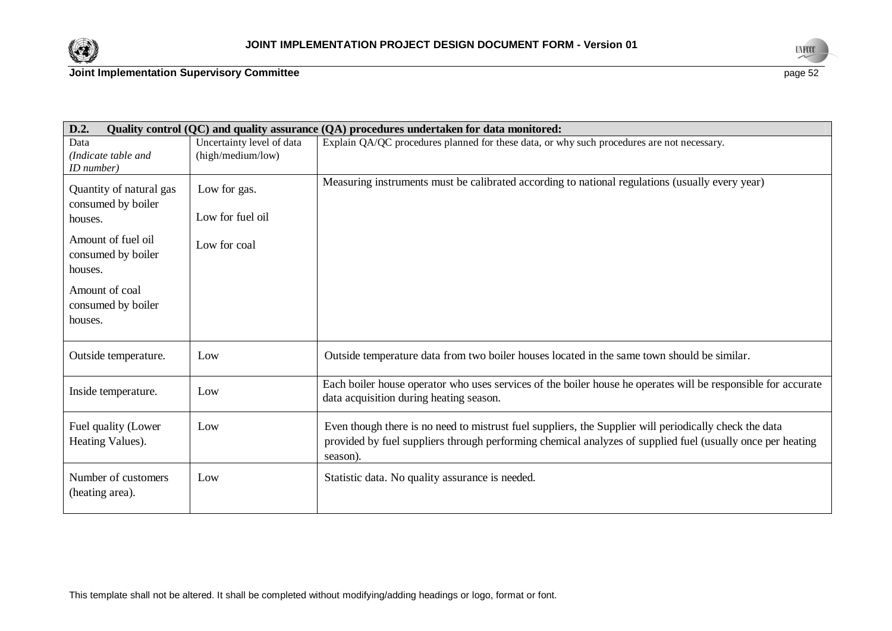| **D.2. Quality control (QC) and quality assurance (QA) procedures undertaken for data monitored:** | | |
|---|---|---|
| Data *(Indicate table and ID number)* | Uncertainty level of data (high/medium/low) | Explain QA/QC procedures planned for these data, or why such procedures are not necessary. |
| Quantity of natural gas consumed by boiler houses.<br><br>Amount of fuel oil consumed by boiler houses.<br><br>Amount of coal consumed by boiler houses. | Low for gas.<br><br>Low for fuel oil<br><br>Low for coal | Measuring instruments must be calibrated according to national regulations (usually every year) |
| Outside temperature. | Low | Outside temperature data from two boiler houses located in the same town should be similar. |
| Inside temperature. | Low | Each boiler house operator who uses services of the boiler house he operates will be responsible for accurate data acquisition during heating season. |
| Fuel quality (Lower Heating Values). | Low | Even though there is no need to mistrust fuel suppliers, the Supplier will periodically check the data provided by fuel suppliers through performing chemical analyzes of supplied fuel (usually once per heating season). |
| Number of customers (heating area). | Low | Statistic data. No quality assurance is needed. |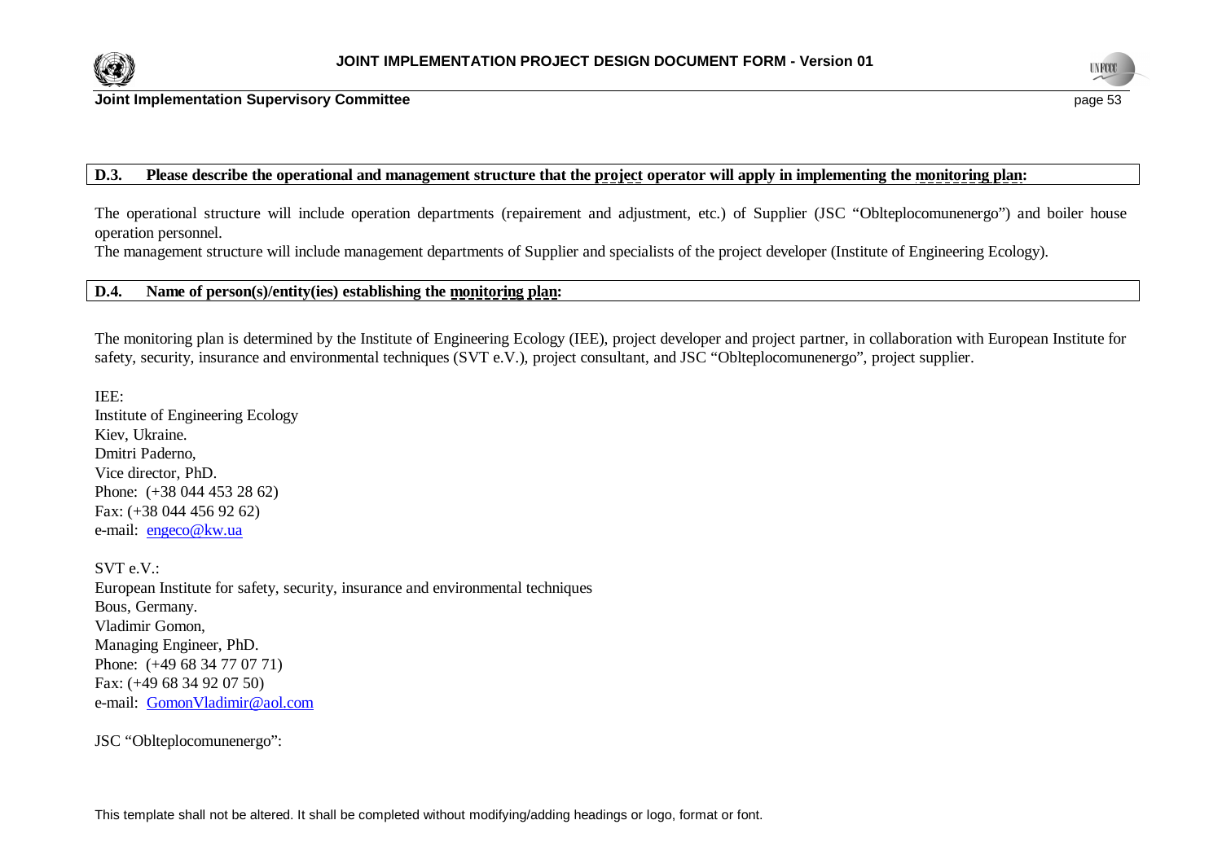**D.3. Please describe the operational and management structure that the project operator will apply in implementing the monitoring plan:**

The operational structure will include operation departments (repairement and adjustment, etc.) of Supplier (JSC "Oblteplocomunenergo") and boiler house operation personnel.
The management structure will include management departments of Supplier and specialists of the project developer (Institute of Engineering Ecology).

**D.4. Name of person(s)/entity(ies) establishing the monitoring plan:**

The monitoring plan is determined by the Institute of Engineering Ecology (IEE), project developer and project partner, in collaboration with European Institute for safety, security, insurance and environmental techniques (SVT e.V.), project consultant, and JSC "Oblteplocomunenergo", project supplier.

IEE:
Institute of Engineering Ecology
Kiev, Ukraine.
Dmitri Paderno,
Vice director, PhD.
Phone: (+38 044 453 28 62)
Fax: (+38 044 456 92 62)
e-mail: engeco@kw.ua

SVT e.V.:
European Institute for safety, security, insurance and environmental techniques
Bous, Germany.
Vladimir Gomon,
Managing Engineer, PhD.
Phone: (+49 68 34 77 07 71)
Fax: (+49 68 34 92 07 50)
e-mail: GomonVladimir@aol.com

JSC "Oblteplocomunenergo":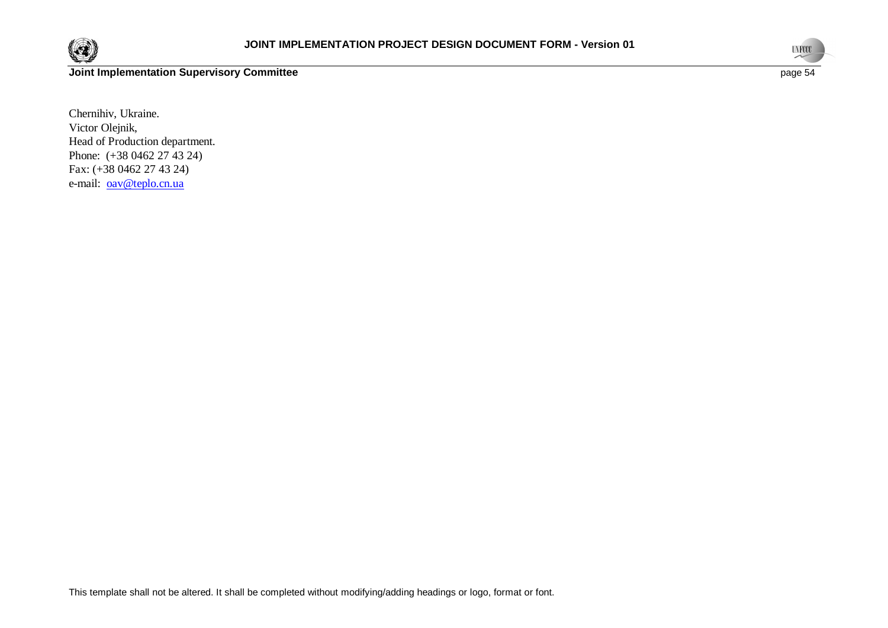Chernihiv, Ukraine.  
Victor Olejnik,  
Head of Production department.  
Phone: (+38 0462 27 43 24)  
Fax: (+38 0462 27 43 24)  
e-mail: oav@teplo.cn.ua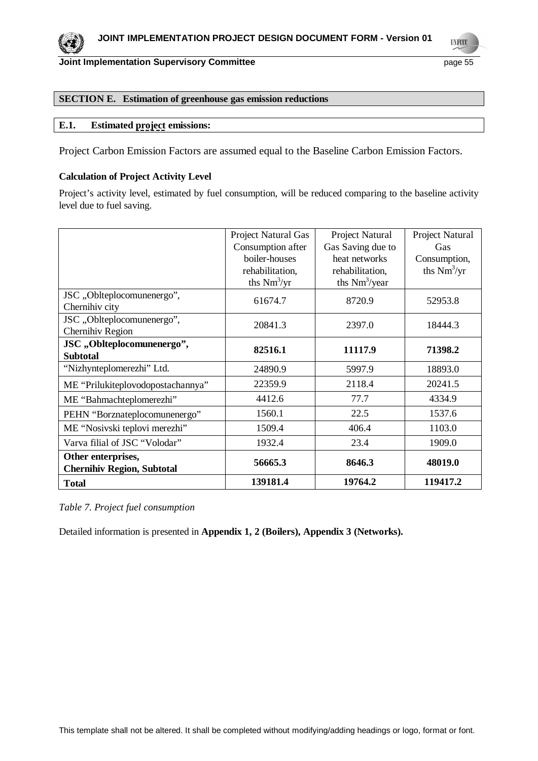## SECTION E. Estimation of greenhouse gas emission reductions

### E.1. Estimated project emissions:

Project Carbon Emission Factors are assumed equal to the Baseline Carbon Emission Factors.

**Calculation of Project Activity Level**

Project's activity level, estimated by fuel consumption, will be reduced comparing to the baseline activity level due to fuel saving.

| | Project Natural Gas Consumption after boiler-houses rehabilitation, ths $Nm^3/yr$ | Project Natural Gas Saving due to heat networks rehabilitation, ths $Nm^3/year$ | Project Natural Gas Consumption, ths $Nm^3/yr$ |
|---|---|---|---|
| JSC „Oblteplocomunenergo", Chernihiv city | 61674.7 | 8720.9 | 52953.8 |
| JSC „Oblteplocomunenergo", Chernihiv Region | 20841.3 | 2397.0 | 18444.3 |
| **JSC „Oblteplocomunenergo", Subtotal** | **82516.1** | **11117.9** | **71398.2** |
| "Nizhynteplomerezhi" Ltd. | 24890.9 | 5997.9 | 18893.0 |
| ME "Prilukiteplovodopostachannya" | 22359.9 | 2118.4 | 20241.5 |
| ME "Bahmachteplomerezhi" | 4412.6 | 77.7 | 4334.9 |
| PEHN "Borznateplocomunenergo" | 1560.1 | 22.5 | 1537.6 |
| ME "Nosivski teplovi merezhi" | 1509.4 | 406.4 | 1103.0 |
| Varva filial of JSC "Volodar" | 1932.4 | 23.4 | 1909.0 |
| **Other enterprises, Chernihiv Region, Subtotal** | **56665.3** | **8646.3** | **48019.0** |
| **Total** | **139181.4** | **19764.2** | **119417.2** |

*Table 7. Project fuel consumption*

Detailed information is presented in **Appendix 1, 2 (Boilers), Appendix 3 (Networks).**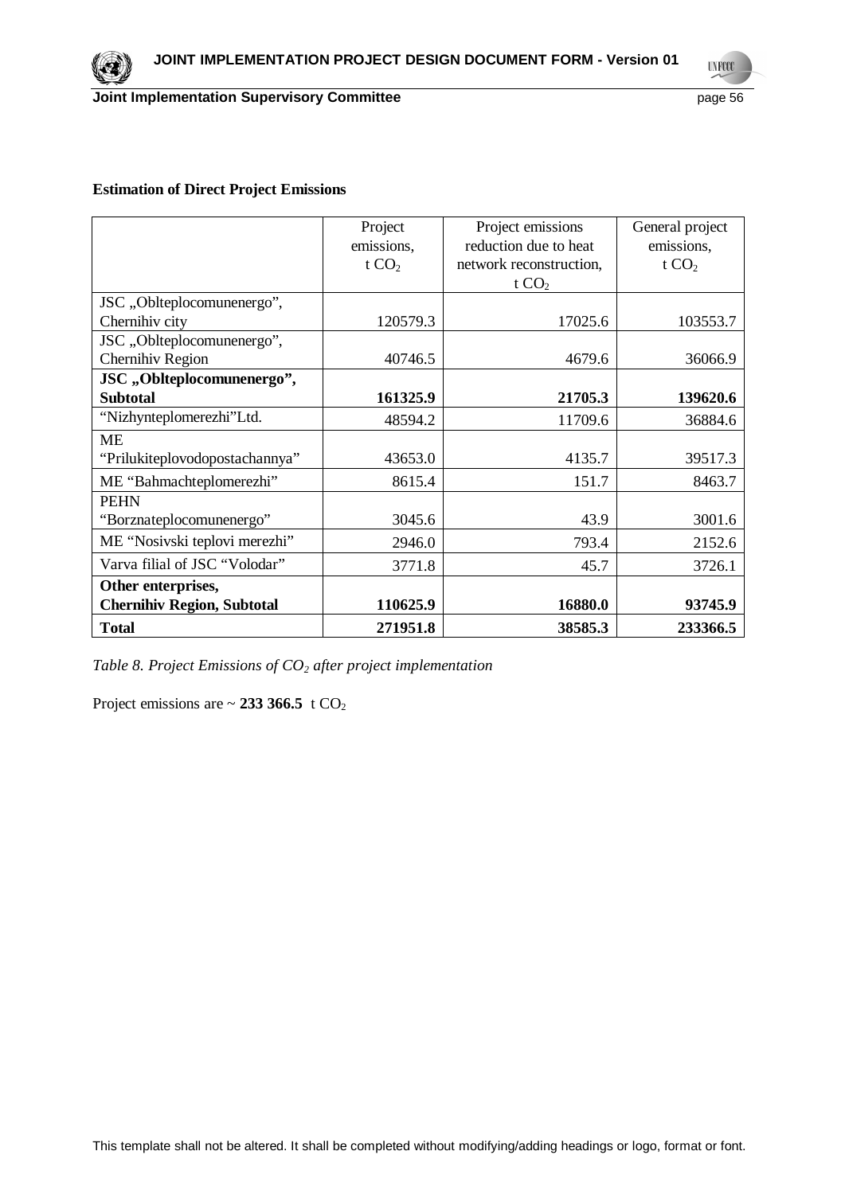**Estimation of Direct Project Emissions**

| | Project emissions, t $CO_2$ | Project emissions reduction due to heat network reconstruction, t $CO_2$ | General project emissions, t $CO_2$ |
|---|---|---|---|
| JSC „Oblteplocomunenergo", Chernihiv city | 120579.3 | 17025.6 | 103553.7 |
| JSC „Oblteplocomunenergo", Chernihiv Region | 40746.5 | 4679.6 | 36066.9 |
| **JSC „Oblteplocomunenergo", Subtotal** | **161325.9** | **21705.3** | **139620.6** |
| "Nizhynteplomerezhi"Ltd. | 48594.2 | 11709.6 | 36884.6 |
| ME "Prilukiteplovodopostachannya" | 43653.0 | 4135.7 | 39517.3 |
| ME "Bahmachteplomerezhi" | 8615.4 | 151.7 | 8463.7 |
| PEHN "Borznateplocomunenergo" | 3045.6 | 43.9 | 3001.6 |
| ME "Nosivski teplovi merezhi" | 2946.0 | 793.4 | 2152.6 |
| Varva filial of JSC "Volodar" | 3771.8 | 45.7 | 3726.1 |
| **Other enterprises, Chernihiv Region, Subtotal** | **110625.9** | **16880.0** | **93745.9** |
| **Total** | **271951.8** | **38585.3** | **233366.5** |

*Table 8. Project Emissions of $CO_2$ after project implementation*

Project emissions are ~ **233 366.5** t $CO_2$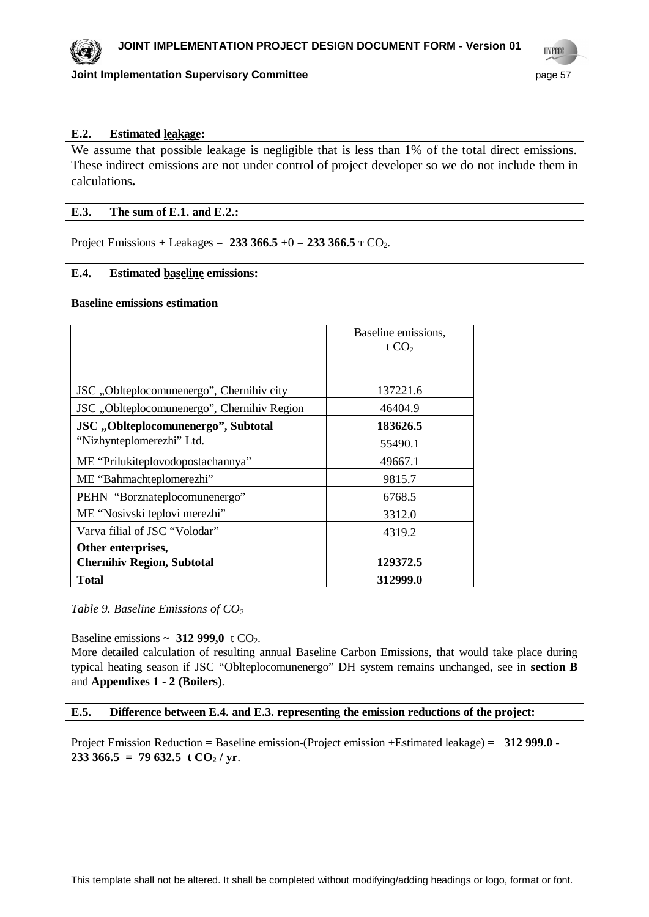### E.2. Estimated leakage:

We assume that possible leakage is negligible that is less than 1% of the total direct emissions. These indirect emissions are not under control of project developer so we do not include them in calculations**.**

### E.3. The sum of E.1. and E.2.:

Project Emissions + Leakages = **233 366.5** +0 = **233 366.5** т $CO_2$.

### E.4. Estimated baseline emissions:

**Baseline emissions estimation**

| | Baseline emissions, t $CO_2$ |
|---|---|
| JSC „Oblteplocomunenergo", Chernihiv city | 137221.6 |
| JSC „Oblteplocomunenergo", Chernihiv Region | 46404.9 |
| **JSC „Oblteplocomunenergo", Subtotal** | **183626.5** |
| "Nizhynteplomerezhi" Ltd. | 55490.1 |
| ME "Prilukiteplovodopostachannya" | 49667.1 |
| ME "Bahmachteplomerezhi" | 9815.7 |
| PEHN "Borznateplocomunenergo" | 6768.5 |
| ME "Nosivski teplovi merezhi" | 3312.0 |
| Varva filial of JSC "Volodar" | 4319.2 |
| **Other enterprises, Chernihiv Region, Subtotal** | **129372.5** |
| **Total** | **312999.0** |

*Table 9. Baseline Emissions of $CO_2$*

Baseline emissions ~ **312 999,0** t $CO_2$.

More detailed calculation of resulting annual Baseline Carbon Emissions, that would take place during typical heating season if JSC "Oblteplocomunenergo" DH system remains unchanged, see in **section B** and **Appendixes 1 - 2 (Boilers)**.

### E.5. Difference between E.4. and E.3. representing the emission reductions of the project:

Project Emission Reduction = Baseline emission-(Project emission +Estimated leakage) = **312 999.0 - 233 366.5 = 79 632.5 t $CO_2$ / yr**.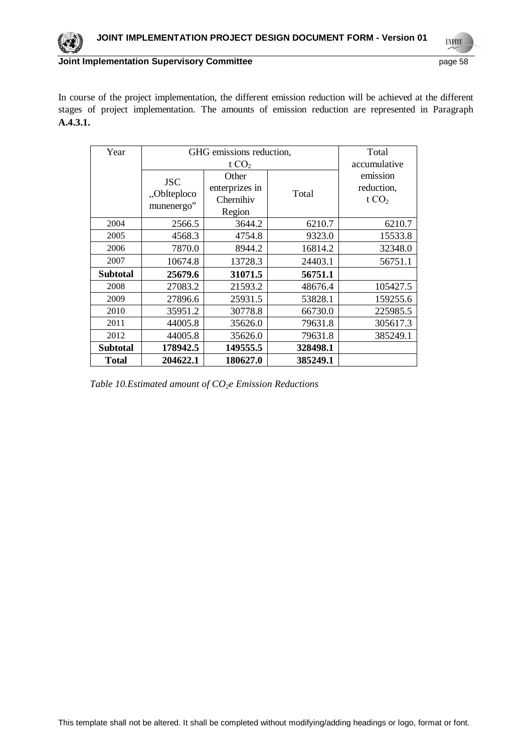In course of the project implementation, the different emission reduction will be achieved at the different stages of project implementation. The amounts of emission reduction are represented in Paragraph **A.4.3.1.**

| Year | GHG emissions reduction, t $CO_2$ | | | Total accumulative emission reduction, t $CO_2$ |
|---|---|---|---|---|
| | JSC „Oblteplocomunenergo" | Other enterprizes in Chernihiv Region | Total | |
| 2004 | 2566.5 | 3644.2 | 6210.7 | 6210.7 |
| 2005 | 4568.3 | 4754.8 | 9323.0 | 15533.8 |
| 2006 | 7870.0 | 8944.2 | 16814.2 | 32348.0 |
| 2007 | 10674.8 | 13728.3 | 24403.1 | 56751.1 |
| **Subtotal** | **25679.6** | **31071.5** | **56751.1** | |
| 2008 | 27083.2 | 21593.2 | 48676.4 | 105427.5 |
| 2009 | 27896.6 | 25931.5 | 53828.1 | 159255.6 |
| 2010 | 35951.2 | 30778.8 | 66730.0 | 225985.5 |
| 2011 | 44005.8 | 35626.0 | 79631.8 | 305617.3 |
| 2012 | 44005.8 | 35626.0 | 79631.8 | 385249.1 |
| **Subtotal** | **178942.5** | **149555.5** | **328498.1** | |
| **Total** | **204622.1** | **180627.0** | **385249.1** | |

*Table 10.Estimated amount of $CO_2e$ Emission Reductions*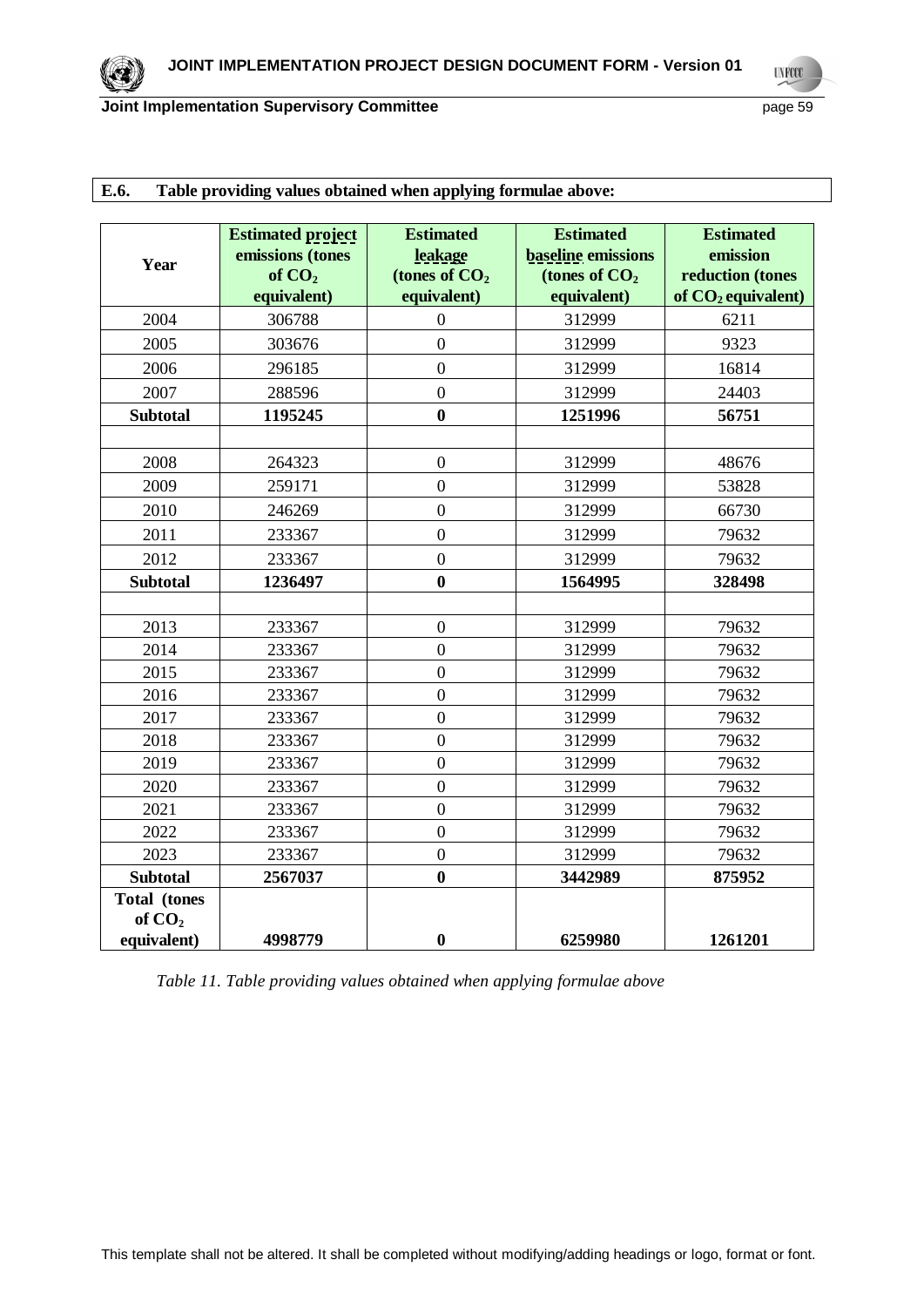**E.6. Table providing values obtained when applying formulae above:**

| Year | Estimated project emissions (tones of $CO_2$ equivalent) | Estimated leakage (tones of $CO_2$ equivalent) | Estimated baseline emissions (tones of $CO_2$ equivalent) | Estimated emission reduction (tones of $CO_2$ equivalent) |
|---|---|---|---|---|
| 2004 | 306788 | 0 | 312999 | 6211 |
| 2005 | 303676 | 0 | 312999 | 9323 |
| 2006 | 296185 | 0 | 312999 | 16814 |
| 2007 | 288596 | 0 | 312999 | 24403 |
| **Subtotal** | **1195245** | **0** | **1251996** | **56751** |
| | | | | |
| 2008 | 264323 | 0 | 312999 | 48676 |
| 2009 | 259171 | 0 | 312999 | 53828 |
| 2010 | 246269 | 0 | 312999 | 66730 |
| 2011 | 233367 | 0 | 312999 | 79632 |
| 2012 | 233367 | 0 | 312999 | 79632 |
| **Subtotal** | **1236497** | **0** | **1564995** | **328498** |
| | | | | |
| 2013 | 233367 | 0 | 312999 | 79632 |
| 2014 | 233367 | 0 | 312999 | 79632 |
| 2015 | 233367 | 0 | 312999 | 79632 |
| 2016 | 233367 | 0 | 312999 | 79632 |
| 2017 | 233367 | 0 | 312999 | 79632 |
| 2018 | 233367 | 0 | 312999 | 79632 |
| 2019 | 233367 | 0 | 312999 | 79632 |
| 2020 | 233367 | 0 | 312999 | 79632 |
| 2021 | 233367 | 0 | 312999 | 79632 |
| 2022 | 233367 | 0 | 312999 | 79632 |
| 2023 | 233367 | 0 | 312999 | 79632 |
| **Subtotal** | **2567037** | **0** | **3442989** | **875952** |
| **Total (tones of $CO_2$ equivalent)** | **4998779** | **0** | **6259980** | **1261201** |

*Table 11. Table providing values obtained when applying formulae above*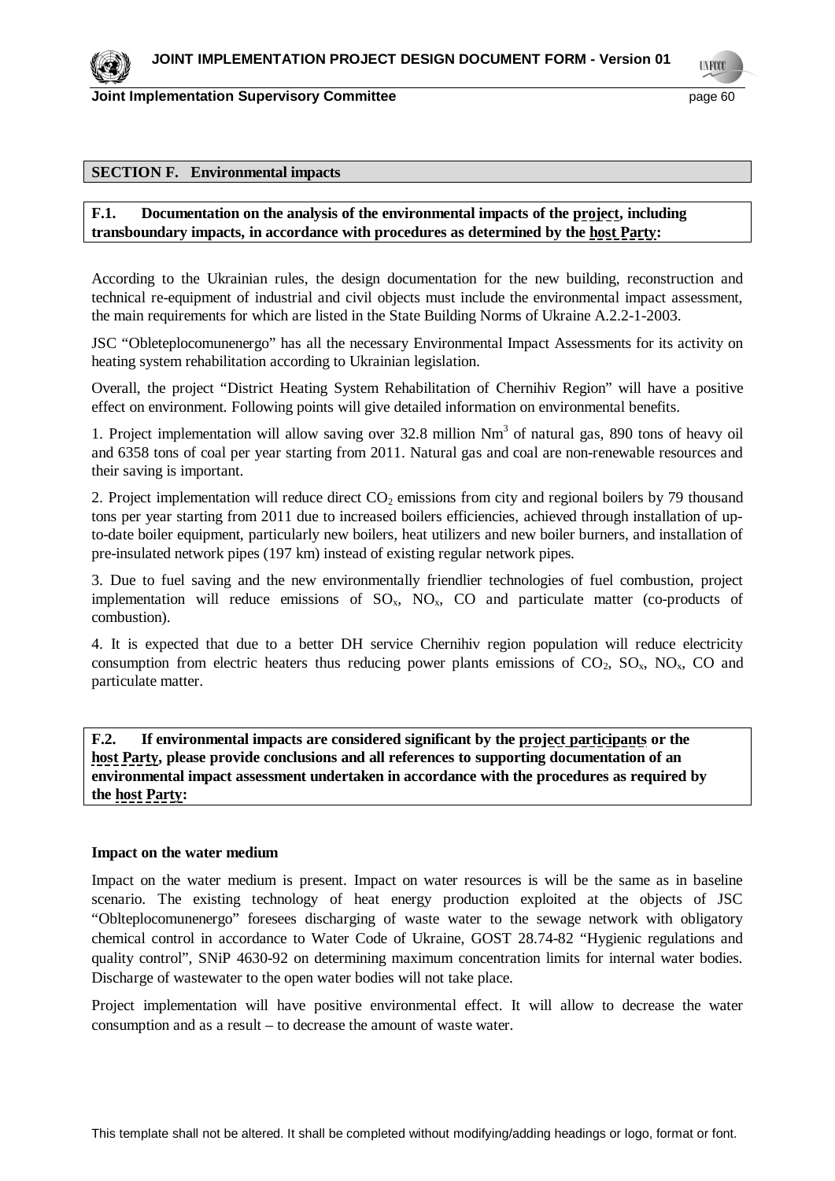## SECTION F. Environmental impacts

**F.1. Documentation on the analysis of the environmental impacts of the project, including transboundary impacts, in accordance with procedures as determined by the host Party:**

According to the Ukrainian rules, the design documentation for the new building, reconstruction and technical re-equipment of industrial and civil objects must include the environmental impact assessment, the main requirements for which are listed in the State Building Norms of Ukraine A.2.2-1-2003.

JSC "Obleteplocomunenergo" has all the necessary Environmental Impact Assessments for its activity on heating system rehabilitation according to Ukrainian legislation.

Overall, the project "District Heating System Rehabilitation of Chernihiv Region" will have a positive effect on environment. Following points will give detailed information on environmental benefits.

1. Project implementation will allow saving over 32.8 million $Nm^3$ of natural gas, 890 tons of heavy oil and 6358 tons of coal per year starting from 2011. Natural gas and coal are non-renewable resources and their saving is important.

2. Project implementation will reduce direct $CO_2$ emissions from city and regional boilers by 79 thousand tons per year starting from 2011 due to increased boilers efficiencies, achieved through installation of up-to-date boiler equipment, particularly new boilers, heat utilizers and new boiler burners, and installation of pre-insulated network pipes (197 km) instead of existing regular network pipes.

3. Due to fuel saving and the new environmentally friendlier technologies of fuel combustion, project implementation will reduce emissions of $SO_x$, $NO_x$, CO and particulate matter (co-products of combustion).

4. It is expected that due to a better DH service Chernihiv region population will reduce electricity consumption from electric heaters thus reducing power plants emissions of $CO_2$, $SO_x$, $NO_x$, CO and particulate matter.

**F.2. If environmental impacts are considered significant by the project participants or the host Party, please provide conclusions and all references to supporting documentation of an environmental impact assessment undertaken in accordance with the procedures as required by the host Party:**

**Impact on the water medium**

Impact on the water medium is present. Impact on water resources is will be the same as in baseline scenario. The existing technology of heat energy production exploited at the objects of JSC "Oblteplocomunenergo" foresees discharging of waste water to the sewage network with obligatory chemical control in accordance to Water Code of Ukraine, GOST 28.74-82 "Hygienic regulations and quality control", SNiP 4630-92 on determining maximum concentration limits for internal water bodies. Discharge of wastewater to the open water bodies will not take place.

Project implementation will have positive environmental effect. It will allow to decrease the water consumption and as a result – to decrease the amount of waste water.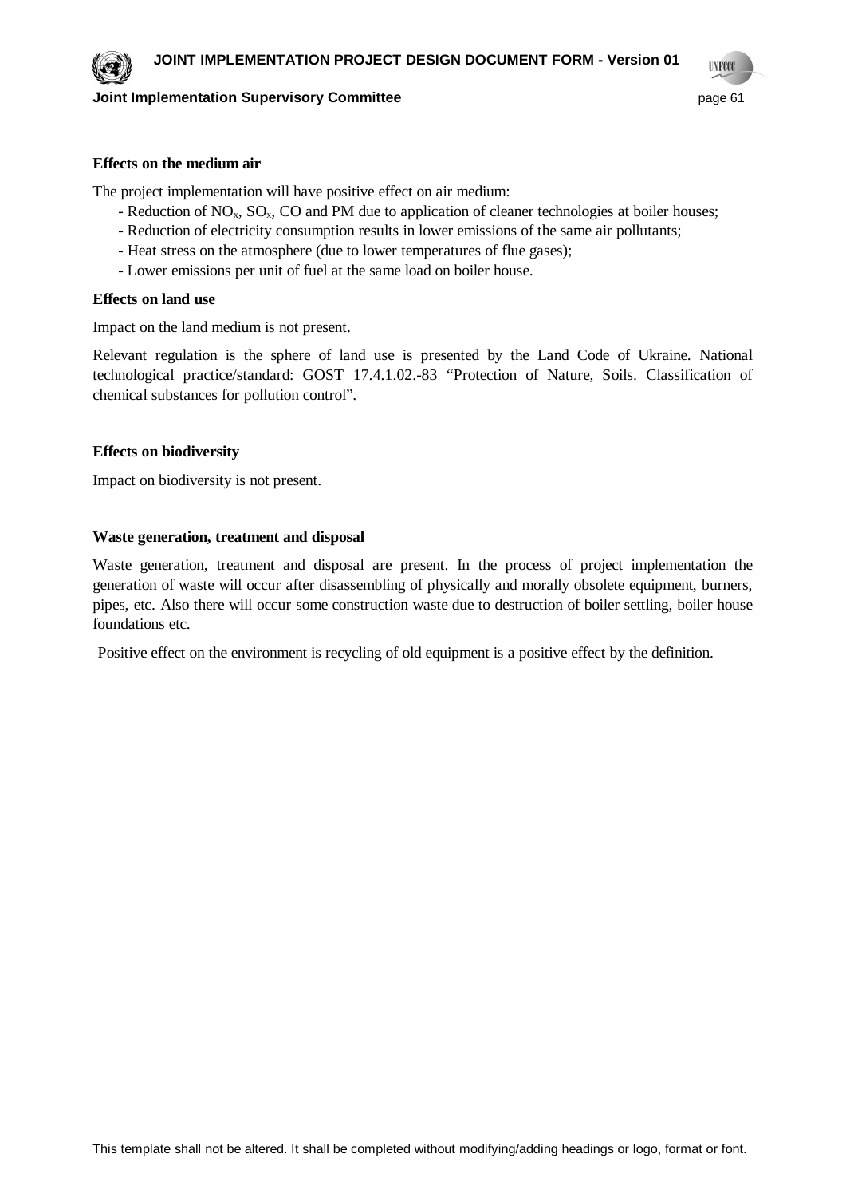**Effects on the medium air**

The project implementation will have positive effect on air medium:

- Reduction of $NO_x$, $SO_x$, CO and PM due to application of cleaner technologies at boiler houses;
- Reduction of electricity consumption results in lower emissions of the same air pollutants;
- Heat stress on the atmosphere (due to lower temperatures of flue gases);
- Lower emissions per unit of fuel at the same load on boiler house.

**Effects on land use**

Impact on the land medium is not present.

Relevant regulation is the sphere of land use is presented by the Land Code of Ukraine. National technological practice/standard: GOST 17.4.1.02.-83 "Protection of Nature, Soils. Classification of chemical substances for pollution control".

**Effects on biodiversity**

Impact on biodiversity is not present.

**Waste generation, treatment and disposal**

Waste generation, treatment and disposal are present. In the process of project implementation the generation of waste will occur after disassembling of physically and morally obsolete equipment, burners, pipes, etc. Also there will occur some construction waste due to destruction of boiler settling, boiler house foundations etc.

Positive effect on the environment is recycling of old equipment is a positive effect by the definition.

This template shall not be altered. It shall be completed without modifying/adding headings or logo, format or font.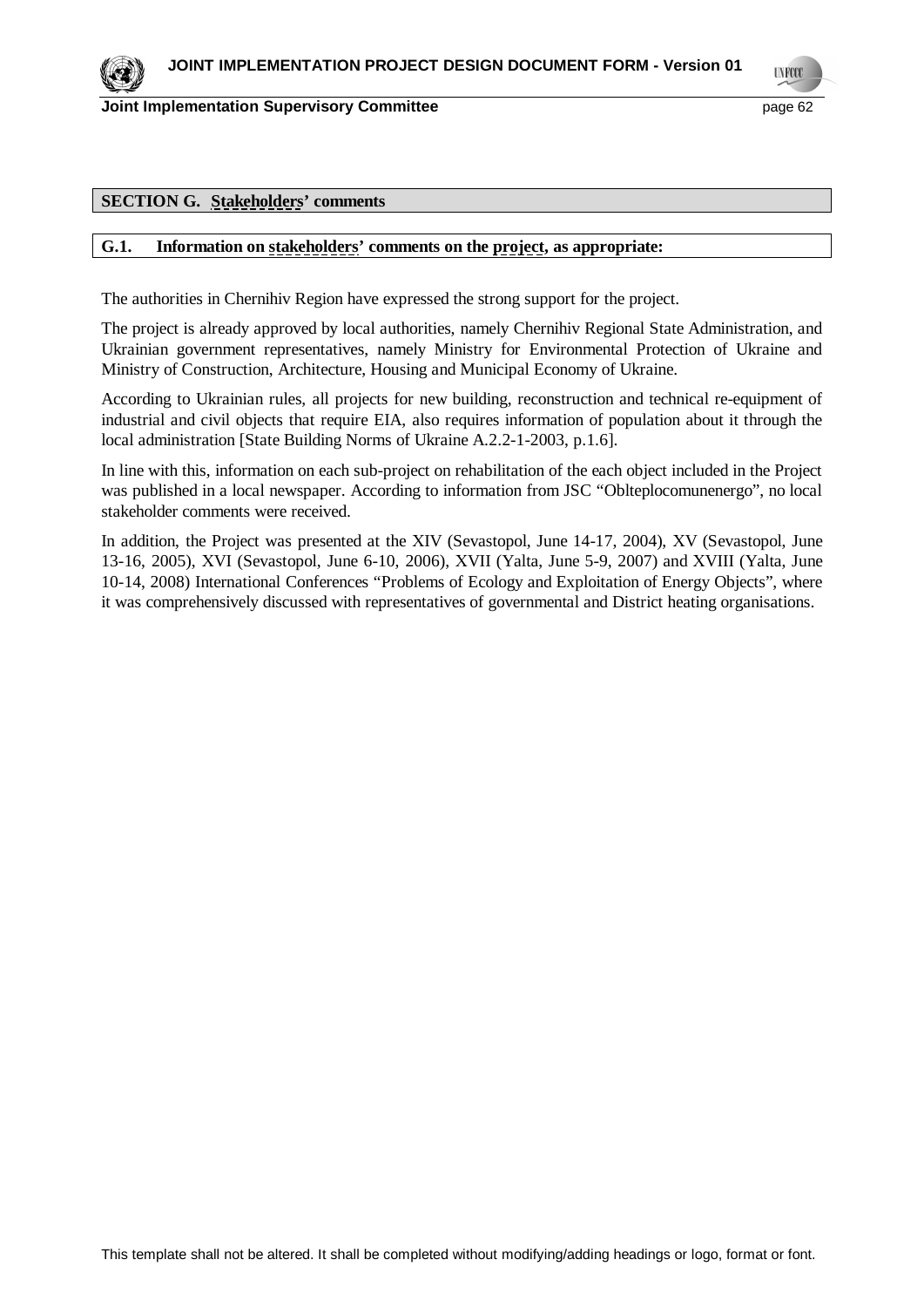## SECTION G. Stakeholders' comments

### G.1. Information on stakeholders' comments on the project, as appropriate:

The authorities in Chernihiv Region have expressed the strong support for the project.

The project is already approved by local authorities, namely Chernihiv Regional State Administration, and Ukrainian government representatives, namely Ministry for Environmental Protection of Ukraine and Ministry of Construction, Architecture, Housing and Municipal Economy of Ukraine.

According to Ukrainian rules, all projects for new building, reconstruction and technical re-equipment of industrial and civil objects that require EIA, also requires information of population about it through the local administration [State Building Norms of Ukraine A.2.2-1-2003, p.1.6].

In line with this, information on each sub-project on rehabilitation of the each object included in the Project was published in a local newspaper. According to information from JSC "Oblteplocomunenergo", no local stakeholder comments were received.

In addition, the Project was presented at the XIV (Sevastopol, June 14-17, 2004), XV (Sevastopol, June 13-16, 2005), XVI (Sevastopol, June 6-10, 2006), XVII (Yalta, June 5-9, 2007) and XVIII (Yalta, June 10-14, 2008) International Conferences "Problems of Ecology and Exploitation of Energy Objects", where it was comprehensively discussed with representatives of governmental and District heating organisations.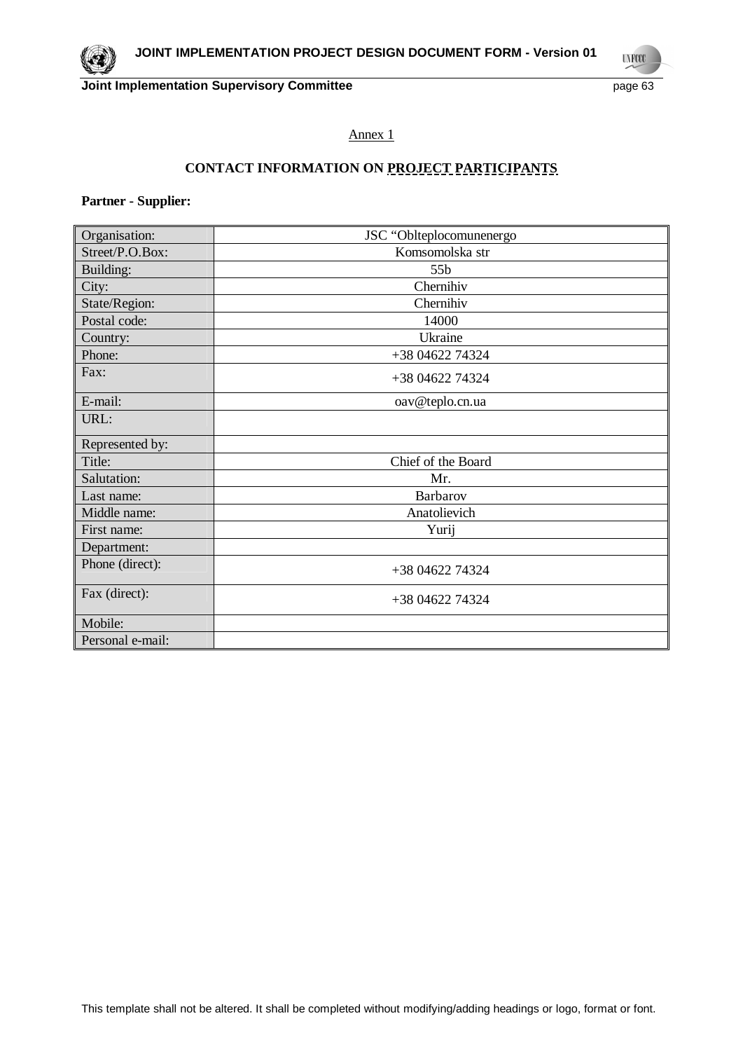Annex 1

## CONTACT INFORMATION ON PROJECT PARTICIPANTS

**Partner - Supplier:**

| Organisation: | JSC “Oblteplocomunenergo |
|---|---|
| Street/P.O.Box: | Komsomolska str |
| Building: | 55b |
| City: | Chernihiv |
| State/Region: | Chernihiv |
| Postal code: | 14000 |
| Country: | Ukraine |
| Phone: | +38 04622 74324 |
| Fax: | +38 04622 74324 |
| E-mail: | oav@teplo.cn.ua |
| URL: | |
| Represented by: | |
| Title: | Chief of the Board |
| Salutation: | Mr. |
| Last name: | Barbarov |
| Middle name: | Anatolievich |
| First name: | Yurij |
| Department: | |
| Phone (direct): | +38 04622 74324 |
| Fax (direct): | +38 04622 74324 |
| Mobile: | |
| Personal e-mail: | |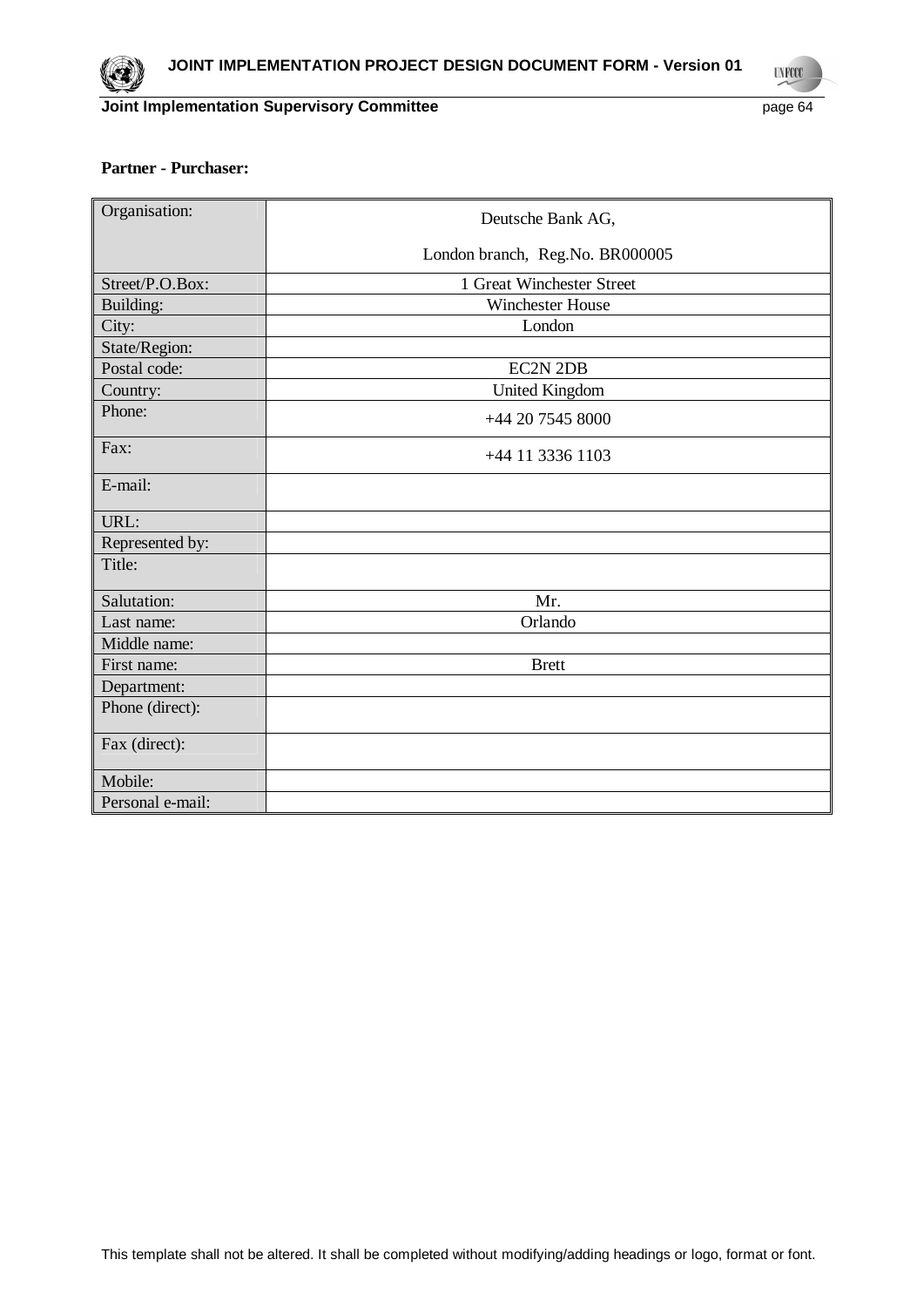**Partner - Purchaser:**

| | |
|---|---|
| Organisation: | Deutsche Bank AG,<br><br>London branch, Reg.No. BR000005 |
| Street/P.O.Box: | 1 Great Winchester Street |
| Building: | Winchester House |
| City: | London |
| State/Region: | |
| Postal code: | EC2N 2DB |
| Country: | United Kingdom |
| Phone: | +44 20 7545 8000 |
| Fax: | +44 11 3336 1103 |
| E-mail: | |
| URL: | |
| Represented by: | |
| Title: | |
| Salutation: | Mr. |
| Last name: | Orlando |
| Middle name: | |
| First name: | Brett |
| Department: | |
| Phone (direct): | |
| Fax (direct): | |
| Mobile: | |
| Personal e-mail: | |

This template shall not be altered. It shall be completed without modifying/adding headings or logo, format or font.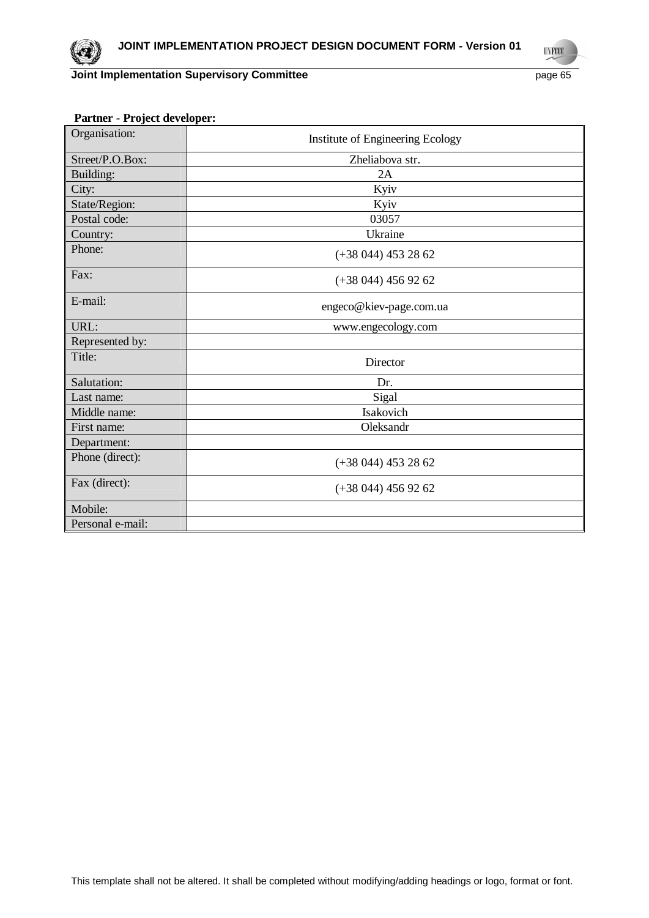**Partner - Project developer:**

| Organisation: | Institute of Engineering Ecology |
|---|---|
| Street/P.O.Box: | Zheliabova str. |
| Building: | 2A |
| City: | Kyiv |
| State/Region: | Kyiv |
| Postal code: | 03057 |
| Country: | Ukraine |
| Phone: | (+38 044) 453 28 62 |
| Fax: | (+38 044) 456 92 62 |
| E-mail: | engeco@kiev-page.com.ua |
| URL: | www.engecology.com |
| Represented by: | |
| Title: | Director |
| Salutation: | Dr. |
| Last name: | Sigal |
| Middle name: | Isakovich |
| First name: | Oleksandr |
| Department: | |
| Phone (direct): | (+38 044) 453 28 62 |
| Fax (direct): | (+38 044) 456 92 62 |
| Mobile: | |
| Personal e-mail: | |

This template shall not be altered. It shall be completed without modifying/adding headings or logo, format or font.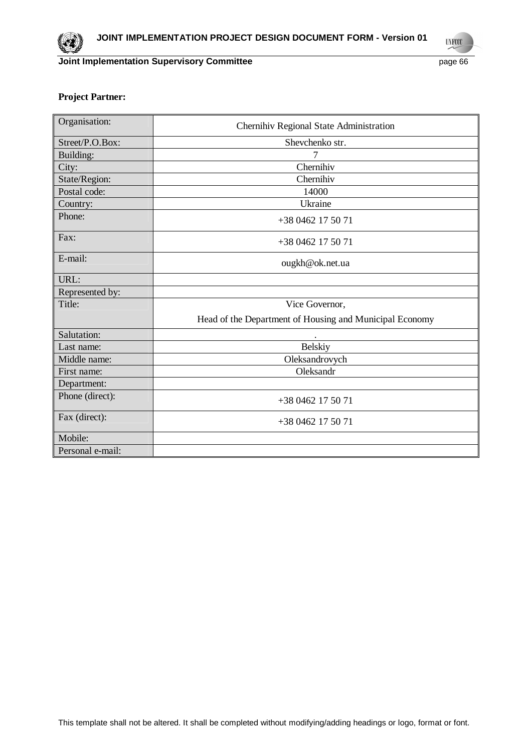**Project Partner:**

| Organisation: | Chernihiv Regional State Administration |
|---|---|
| Street/P.O.Box: | Shevchenko str. |
| Building: | 7 |
| City: | Chernihiv |
| State/Region: | Chernihiv |
| Postal code: | 14000 |
| Country: | Ukraine |
| Phone: | +38 0462 17 50 71 |
| Fax: | +38 0462 17 50 71 |
| E-mail: | ougkh@ok.net.ua |
| URL: | |
| Represented by: | |
| Title: | Vice Governor, Head of the Department of Housing and Municipal Economy |
| Salutation: | . |
| Last name: | Belskiy |
| Middle name: | Oleksandrovych |
| First name: | Oleksandr |
| Department: | |
| Phone (direct): | +38 0462 17 50 71 |
| Fax (direct): | +38 0462 17 50 71 |
| Mobile: | |
| Personal e-mail: | |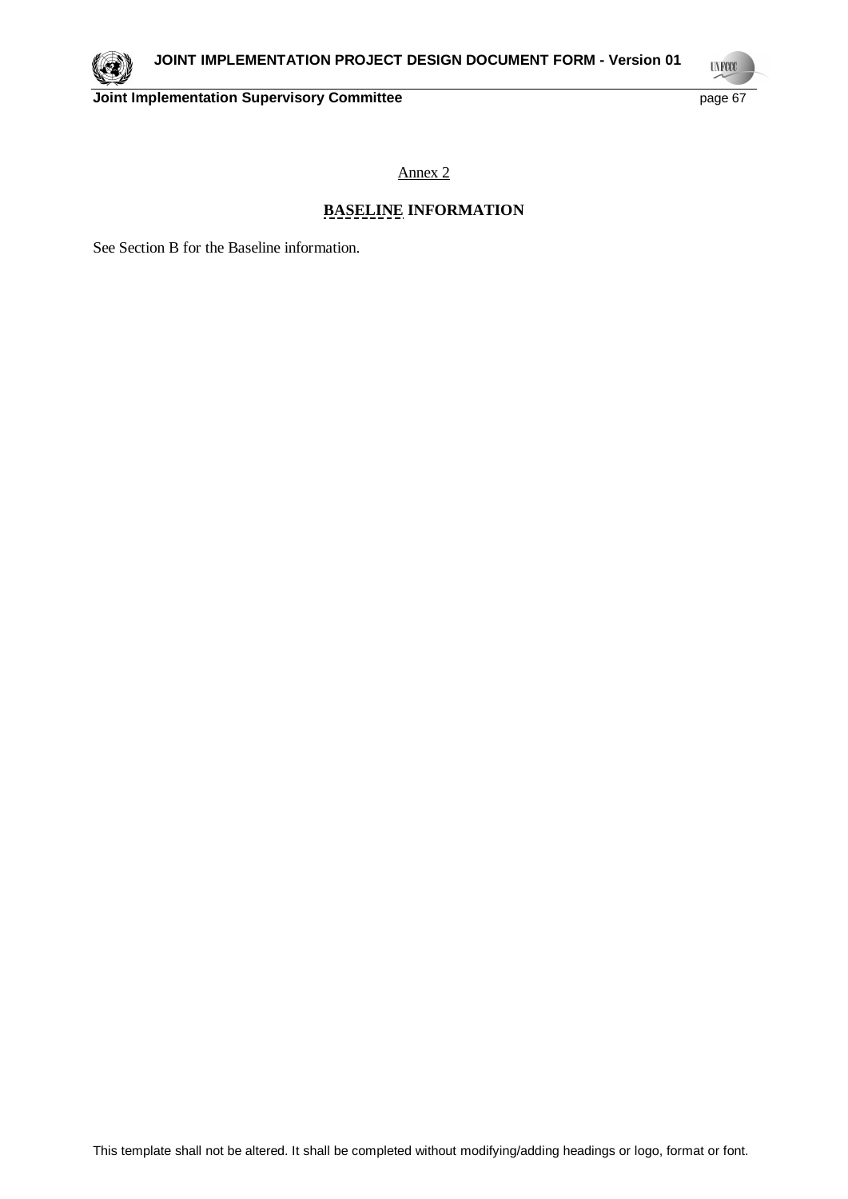Annex 2

## BASELINE INFORMATION

See Section B for the Baseline information.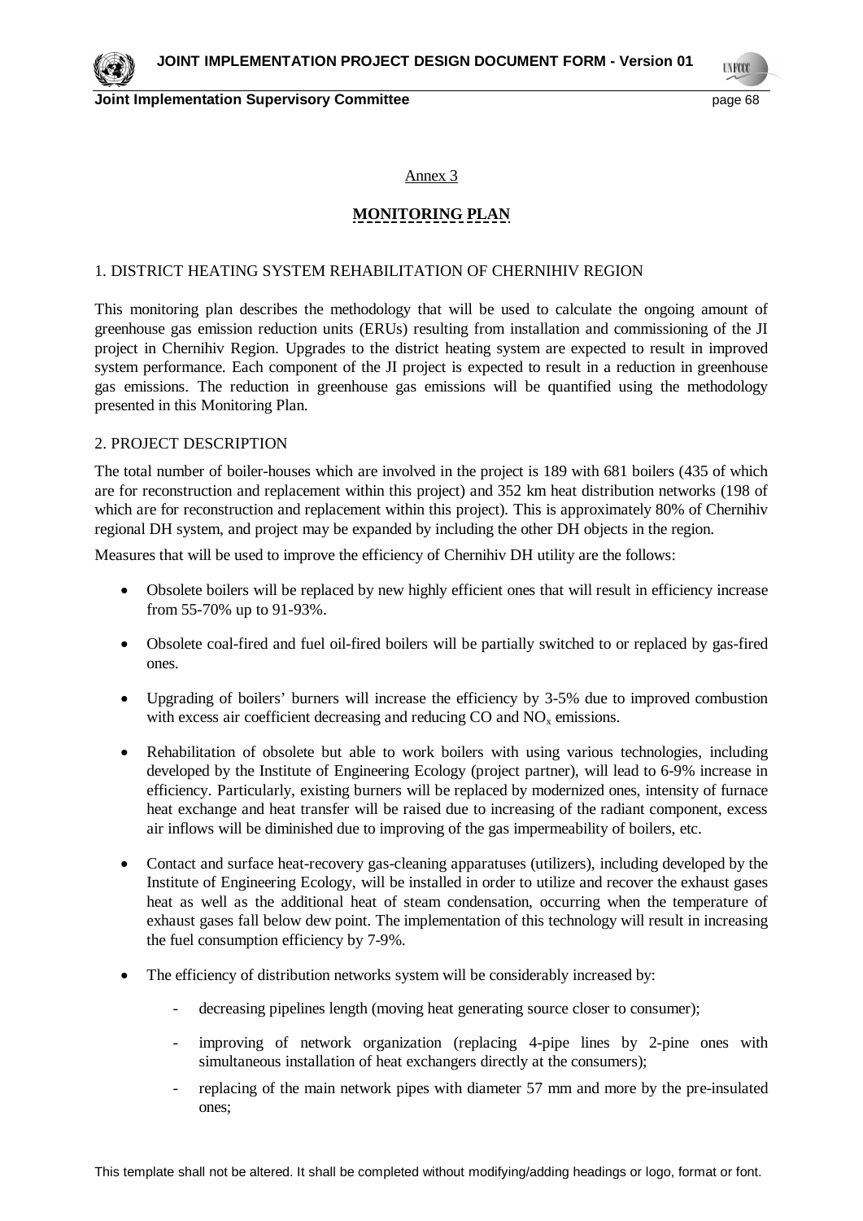Annex 3

## MONITORING PLAN

1. DISTRICT HEATING SYSTEM REHABILITATION OF CHERNIHIV REGION

This monitoring plan describes the methodology that will be used to calculate the ongoing amount of greenhouse gas emission reduction units (ERUs) resulting from installation and commissioning of the JI project in Chernihiv Region. Upgrades to the district heating system are expected to result in improved system performance. Each component of the JI project is expected to result in a reduction in greenhouse gas emissions. The reduction in greenhouse gas emissions will be quantified using the methodology presented in this Monitoring Plan.

2. PROJECT DESCRIPTION

The total number of boiler-houses which are involved in the project is 189 with 681 boilers (435 of which are for reconstruction and replacement within this project) and 352 km heat distribution networks (198 of which are for reconstruction and replacement within this project). This is approximately 80% of Chernihiv regional DH system, and project may be expanded by including the other DH objects in the region.

Measures that will be used to improve the efficiency of Chernihiv DH utility are the follows:

- Obsolete boilers will be replaced by new highly efficient ones that will result in efficiency increase from 55-70% up to 91-93%.
- Obsolete coal-fired and fuel oil-fired boilers will be partially switched to or replaced by gas-fired ones.
- Upgrading of boilers' burners will increase the efficiency by 3-5% due to improved combustion with excess air coefficient decreasing and reducing CO and $NO_x$ emissions.
- Rehabilitation of obsolete but able to work boilers with using various technologies, including developed by the Institute of Engineering Ecology (project partner), will lead to 6-9% increase in efficiency. Particularly, existing burners will be replaced by modernized ones, intensity of furnace heat exchange and heat transfer will be raised due to increasing of the radiant component, excess air inflows will be diminished due to improving of the gas impermeability of boilers, etc.
- Contact and surface heat-recovery gas-cleaning apparatuses (utilizers), including developed by the Institute of Engineering Ecology, will be installed in order to utilize and recover the exhaust gases heat as well as the additional heat of steam condensation, occurring when the temperature of exhaust gases fall below dew point. The implementation of this technology will result in increasing the fuel consumption efficiency by 7-9%.
- The efficiency of distribution networks system will be considerably increased by:
  - decreasing pipelines length (moving heat generating source closer to consumer);
  - improving of network organization (replacing 4-pipe lines by 2-pine ones with simultaneous installation of heat exchangers directly at the consumers);
  - replacing of the main network pipes with diameter 57 mm and more by the pre-insulated ones;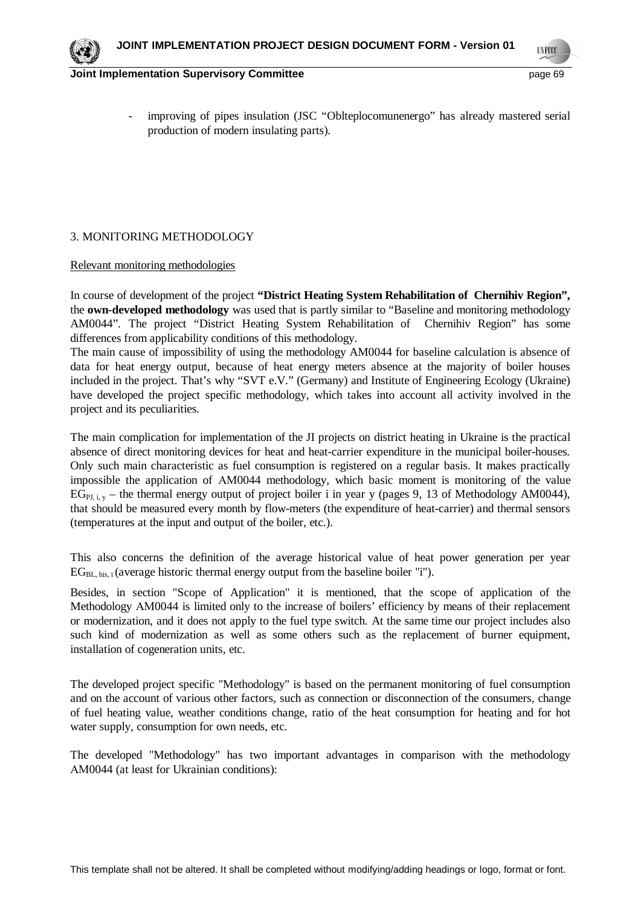- improving of pipes insulation (JSC "Oblteplocomunenergo" has already mastered serial production of modern insulating parts).

## 3. MONITORING METHODOLOGY

Relevant monitoring methodologies

In course of development of the project **"District Heating System Rehabilitation of Chernihiv Region",** the **own-developed methodology** was used that is partly similar to "Baseline and monitoring methodology AM0044". The project "District Heating System Rehabilitation of Chernihiv Region" has some differences from applicability conditions of this methodology.

The main cause of impossibility of using the methodology AM0044 for baseline calculation is absence of data for heat energy output, because of heat energy meters absence at the majority of boiler houses included in the project. That's why "SVT e.V." (Germany) and Institute of Engineering Ecology (Ukraine) have developed the project specific methodology, which takes into account all activity involved in the project and its peculiarities.

The main complication for implementation of the JI projects on district heating in Ukraine is the practical absence of direct monitoring devices for heat and heat-carrier expenditure in the municipal boiler-houses. Only such main characteristic as fuel consumption is registered on a regular basis. It makes practically impossible the application of AM0044 methodology, which basic moment is monitoring of the value $EG_{PJ, i, y}$ – the thermal energy output of project boiler i in year y (pages 9, 13 of Methodology AM0044), that should be measured every month by flow-meters (the expenditure of heat-carrier) and thermal sensors (temperatures at the input and output of the boiler, etc.).

This also concerns the definition of the average historical value of heat power generation per year $EG_{BL, his, i}$ (average historic thermal energy output from the baseline boiler "i").

Besides, in section "Scope of Application" it is mentioned, that the scope of application of the Methodology AM0044 is limited only to the increase of boilers' efficiency by means of their replacement or modernization, and it does not apply to the fuel type switch. At the same time our project includes also such kind of modernization as well as some others such as the replacement of burner equipment, installation of cogeneration units, etc.

The developed project specific "Methodology" is based on the permanent monitoring of fuel consumption and on the account of various other factors, such as connection or disconnection of the consumers, change of fuel heating value, weather conditions change, ratio of the heat consumption for heating and for hot water supply, consumption for own needs, etc.

The developed "Methodology" has two important advantages in comparison with the methodology AM0044 (at least for Ukrainian conditions):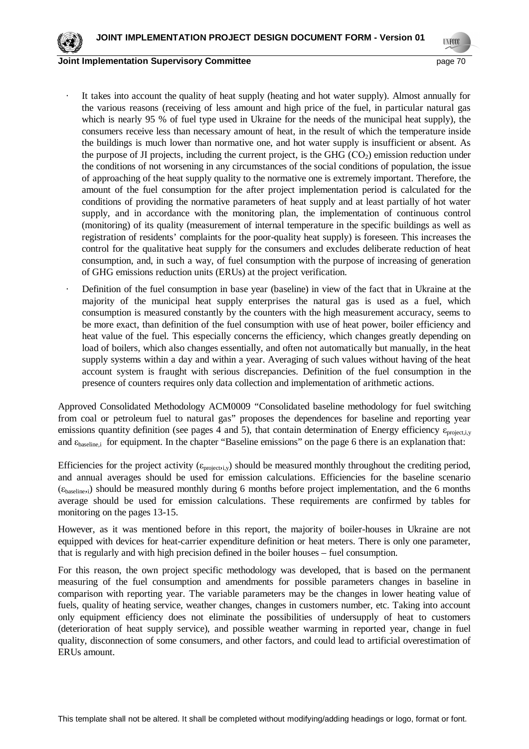- It takes into account the quality of heat supply (heating and hot water supply). Almost annually for the various reasons (receiving of less amount and high price of the fuel, in particular natural gas which is nearly 95 % of fuel type used in Ukraine for the needs of the municipal heat supply), the consumers receive less than necessary amount of heat, in the result of which the temperature inside the buildings is much lower than normative one, and hot water supply is insufficient or absent. As the purpose of JI projects, including the current project, is the GHG ($CO_2$) emission reduction under the conditions of not worsening in any circumstances of the social conditions of population, the issue of approaching of the heat supply quality to the normative one is extremely important. Therefore, the amount of the fuel consumption for the after project implementation period is calculated for the conditions of providing the normative parameters of heat supply and at least partially of hot water supply, and in accordance with the monitoring plan, the implementation of continuous control (monitoring) of its quality (measurement of internal temperature in the specific buildings as well as registration of residents' complaints for the poor-quality heat supply) is foreseen. This increases the control for the qualitative heat supply for the consumers and excludes deliberate reduction of heat consumption, and, in such a way, of fuel consumption with the purpose of increasing of generation of GHG emissions reduction units (ERUs) at the project verification.
- Definition of the fuel consumption in base year (baseline) in view of the fact that in Ukraine at the majority of the municipal heat supply enterprises the natural gas is used as a fuel, which consumption is measured constantly by the counters with the high measurement accuracy, seems to be more exact, than definition of the fuel consumption with use of heat power, boiler efficiency and heat value of the fuel. This especially concerns the efficiency, which changes greatly depending on load of boilers, which also changes essentially, and often not automatically but manually, in the heat supply systems within a day and within a year. Averaging of such values without having of the heat account system is fraught with serious discrepancies. Definition of the fuel consumption in the presence of counters requires only data collection and implementation of arithmetic actions.

Approved Consolidated Methodology ACM0009 "Consolidated baseline methodology for fuel switching from coal or petroleum fuel to natural gas" proposes the dependences for baseline and reporting year emissions quantity definition (see pages 4 and 5), that contain determination of Energy efficiency $\varepsilon_{project,i,y}$ and $\varepsilon_{baseline,i}$ for equipment. In the chapter "Baseline emissions" on the page 6 there is an explanation that:

Efficiencies for the project activity ($\varepsilon_{project,i,y}$) should be measured monthly throughout the crediting period, and annual averages should be used for emission calculations. Efficiencies for the baseline scenario ($\varepsilon_{baseline,i}$) should be measured monthly during 6 months before project implementation, and the 6 months average should be used for emission calculations. These requirements are confirmed by tables for monitoring on the pages 13-15.

However, as it was mentioned before in this report, the majority of boiler-houses in Ukraine are not equipped with devices for heat-carrier expenditure definition or heat meters. There is only one parameter, that is regularly and with high precision defined in the boiler houses – fuel consumption.

For this reason, the own project specific methodology was developed, that is based on the permanent measuring of the fuel consumption and amendments for possible parameters changes in baseline in comparison with reporting year. The variable parameters may be the changes in lower heating value of fuels, quality of heating service, weather changes, changes in customers number, etc. Taking into account only equipment efficiency does not eliminate the possibilities of undersupply of heat to customers (deterioration of heat supply service), and possible weather warming in reported year, change in fuel quality, disconnection of some consumers, and other factors, and could lead to artificial overestimation of ERUs amount.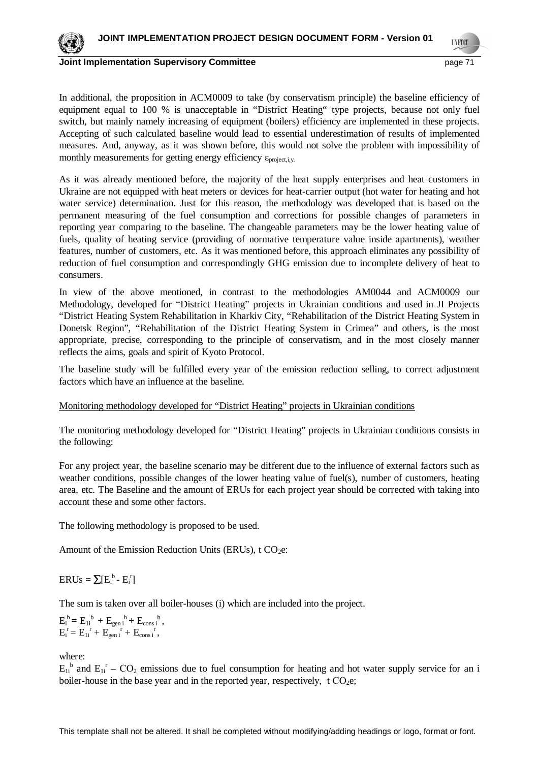In additional, the proposition in ACM0009 to take (by conservatism principle) the baseline efficiency of equipment equal to 100 % is unacceptable in "District Heating" type projects, because not only fuel switch, but mainly namely increasing of equipment (boilers) efficiency are implemented in these projects. Accepting of such calculated baseline would lead to essential underestimation of results of implemented measures. And, anyway, as it was shown before, this would not solve the problem with impossibility of monthly measurements for getting energy efficiency $\varepsilon_{project,i,y.}$

As it was already mentioned before, the majority of the heat supply enterprises and heat customers in Ukraine are not equipped with heat meters or devices for heat-carrier output (hot water for heating and hot water service) determination. Just for this reason, the methodology was developed that is based on the permanent measuring of the fuel consumption and corrections for possible changes of parameters in reporting year comparing to the baseline. The changeable parameters may be the lower heating value of fuels, quality of heating service (providing of normative temperature value inside apartments), weather features, number of customers, etc. As it was mentioned before, this approach eliminates any possibility of reduction of fuel consumption and correspondingly GHG emission due to incomplete delivery of heat to consumers.

In view of the above mentioned, in contrast to the methodologies AM0044 and ACM0009 our Methodology, developed for "District Heating" projects in Ukrainian conditions and used in JI Projects "District Heating System Rehabilitation in Kharkiv City, "Rehabilitation of the District Heating System in Donetsk Region", "Rehabilitation of the District Heating System in Crimea" and others, is the most appropriate, precise, corresponding to the principle of conservatism, and in the most closely manner reflects the aims, goals and spirit of Kyoto Protocol.

The baseline study will be fulfilled every year of the emission reduction selling, to correct adjustment factors which have an influence at the baseline.

Monitoring methodology developed for "District Heating" projects in Ukrainian conditions

The monitoring methodology developed for "District Heating" projects in Ukrainian conditions consists in the following:

For any project year, the baseline scenario may be different due to the influence of external factors such as weather conditions, possible changes of the lower heating value of fuel(s), number of customers, heating area, etc. The Baseline and the amount of ERUs for each project year should be corrected with taking into account these and some other factors.

The following methodology is proposed to be used.

Amount of the Emission Reduction Units (ERUs), t $CO_2$e:

$$ERUs = \sum[E_i^{\,b} - E_i^{\,r}]$$

The sum is taken over all boiler-houses (i) which are included into the project.

$$E_i^{\,b} = E_{1i}^{\,b} + E_{gen\,i}^{\,b} + E_{cons\,i}^{\,b},$$
$$E_i^{\,r} = E_{1i}^{\,r} + E_{gen\,i}^{\,r} + E_{cons\,i}^{\,r},$$

where:

$E_{1i}^{\,b}$ and $E_{1i}^{\,r}$ – $CO_2$ emissions due to fuel consumption for heating and hot water supply service for an i boiler-house in the base year and in the reported year, respectively, t $CO_2$e;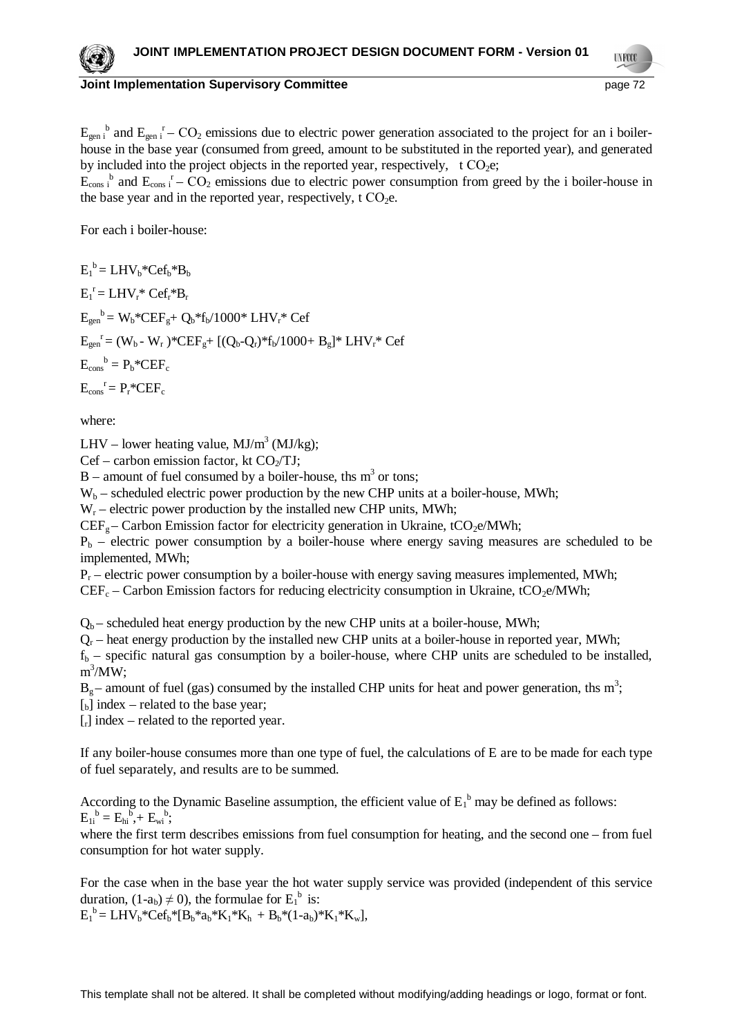$E_{gen\ i}{}^{b}$ and $E_{gen\ i}{}^{r}$ – $CO_2$ emissions due to electric power generation associated to the project for an i boiler-house in the base year (consumed from greed, amount to be substituted in the reported year), and generated by included into the project objects in the reported year, respectively, t $CO_2$e;

$E_{cons\ i}{}^{b}$ and $E_{cons\ i}{}^{r}$ – $CO_2$ emissions due to electric power consumption from greed by the i boiler-house in the base year and in the reported year, respectively, t $CO_2$e.

For each i boiler-house:

$$E_1{}^{b} = LHV_b*Cef_b*B_b$$

$$E_1{}^{r} = LHV_r*\ Cef_r*B_r$$

$$E_{gen}{}^{b} = W_b*CEF_g+\ Q_b*f_b/1000*\ LHV_r*\ Cef$$

$$E_{gen}{}^{r} = (W_b - W_r\ )*CEF_g+\ [(Q_b-Q_r)*f_b/1000+\ B_g]*\ LHV_r*\ Cef$$

$$E_{cons}{}^{b} = P_b*CEF_c$$

$$E_{cons}{}^{r} = P_r*CEF_c$$

where:

LHV – lower heating value, MJ/$m^3$ (MJ/kg);

Cef – carbon emission factor, kt $CO_2$/TJ;

B – amount of fuel consumed by a boiler-house, ths $m^3$ or tons;

$W_b$ – scheduled electric power production by the new CHP units at a boiler-house, MWh;

$W_r$ – electric power production by the installed new CHP units, MWh;

$CEF_g$ – Carbon Emission factor for electricity generation in Ukraine, t$CO_2$e/MWh;

$P_b$ – electric power consumption by a boiler-house where energy saving measures are scheduled to be implemented, MWh;

$P_r$ – electric power consumption by a boiler-house with energy saving measures implemented, MWh;

$CEF_c$ – Carbon Emission factors for reducing electricity consumption in Ukraine, t$CO_2$e/MWh;

$Q_b$ – scheduled heat energy production by the new CHP units at a boiler-house, MWh;

$Q_r$ – heat energy production by the installed new CHP units at a boiler-house in reported year, MWh;

$f_b$ – specific natural gas consumption by a boiler-house, where CHP units are scheduled to be installed, $m^3$/MW;

$B_g$ – amount of fuel (gas) consumed by the installed CHP units for heat and power generation, ths $m^3$;

[$_b$] index – related to the base year;

[$_r$] index – related to the reported year.

If any boiler-house consumes more than one type of fuel, the calculations of E are to be made for each type of fuel separately, and results are to be summed.

According to the Dynamic Baseline assumption, the efficient value of $E_1{}^{b}$ may be defined as follows:
$E_{1i}{}^{b} = E_{hi}{}^{b},+\ E_{wi}{}^{b}$;

where the first term describes emissions from fuel consumption for heating, and the second one – from fuel consumption for hot water supply.

For the case when in the base year the hot water supply service was provided (independent of this service duration, $(1\text{-}a_b) \neq 0$), the formulae for $E_1{}^{b}$ is:

$$E_1{}^{b} = LHV_b*Cef_b*[B_b*a_b*K_1*K_h\ +\ B_b*(1\text{-}a_b)*K_1*K_w],$$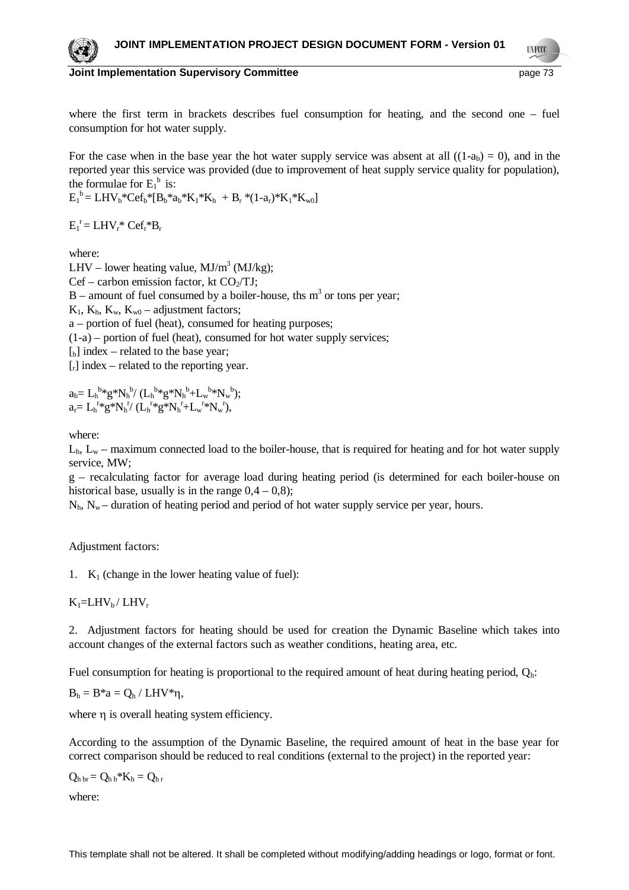where the first term in brackets describes fuel consumption for heating, and the second one – fuel consumption for hot water supply.

For the case when in the base year the hot water supply service was absent at all ($(1-a_b) = 0$), and in the reported year this service was provided (due to improvement of heat supply service quality for population), the formulae for $E_1^b$ is:

$$E_1^b = LHV_b*Cef_b*[B_b*a_b*K_1*K_h + B_r*(1-a_r)*K_1*K_{w0}]$$

$$E_1^r = LHV_r*Cef_r*B_r$$

where:

LHV – lower heating value, $MJ/m^3$ (MJ/kg);

Cef – carbon emission factor, kt $CO_2$/TJ;

B – amount of fuel consumed by a boiler-house, ths $m^3$ or tons per year;

$K_1$, $K_h$, $K_w$, $K_{w0}$ – adjustment factors;

a – portion of fuel (heat), consumed for heating purposes;

(1-a) – portion of fuel (heat), consumed for hot water supply services;

[$_b$] index – related to the base year;

[$_r$] index – related to the reporting year.

$$a_b = L_h^b*g*N_h^b / (L_h^b*g*N_h^b + L_w^b*N_w^b);$$

$$a_r = L_h^r*g*N_h^r / (L_h^r*g*N_h^r + L_w^r*N_w^r),$$

where:

$L_h$, $L_w$ – maximum connected load to the boiler-house, that is required for heating and for hot water supply service, MW;

g – recalculating factor for average load during heating period (is determined for each boiler-house on historical base, usually is in the range 0,4 – 0,8);

$N_h$, $N_w$ – duration of heating period and period of hot water supply service per year, hours.

Adjustment factors:

1. $K_1$ (change in the lower heating value of fuel):

$$K_1 = LHV_b / LHV_r$$

2. Adjustment factors for heating should be used for creation the Dynamic Baseline which takes into account changes of the external factors such as weather conditions, heating area, etc.

Fuel consumption for heating is proportional to the required amount of heat during heating period, $Q_h$:

$$B_h = B*a = Q_h / LHV*\eta,$$

where $\eta$ is overall heating system efficiency.

According to the assumption of the Dynamic Baseline, the required amount of heat in the base year for correct comparison should be reduced to real conditions (external to the project) in the reported year:

$$Q_{h\,br} = Q_{h\,b}*K_h = Q_{h\,r}$$

where: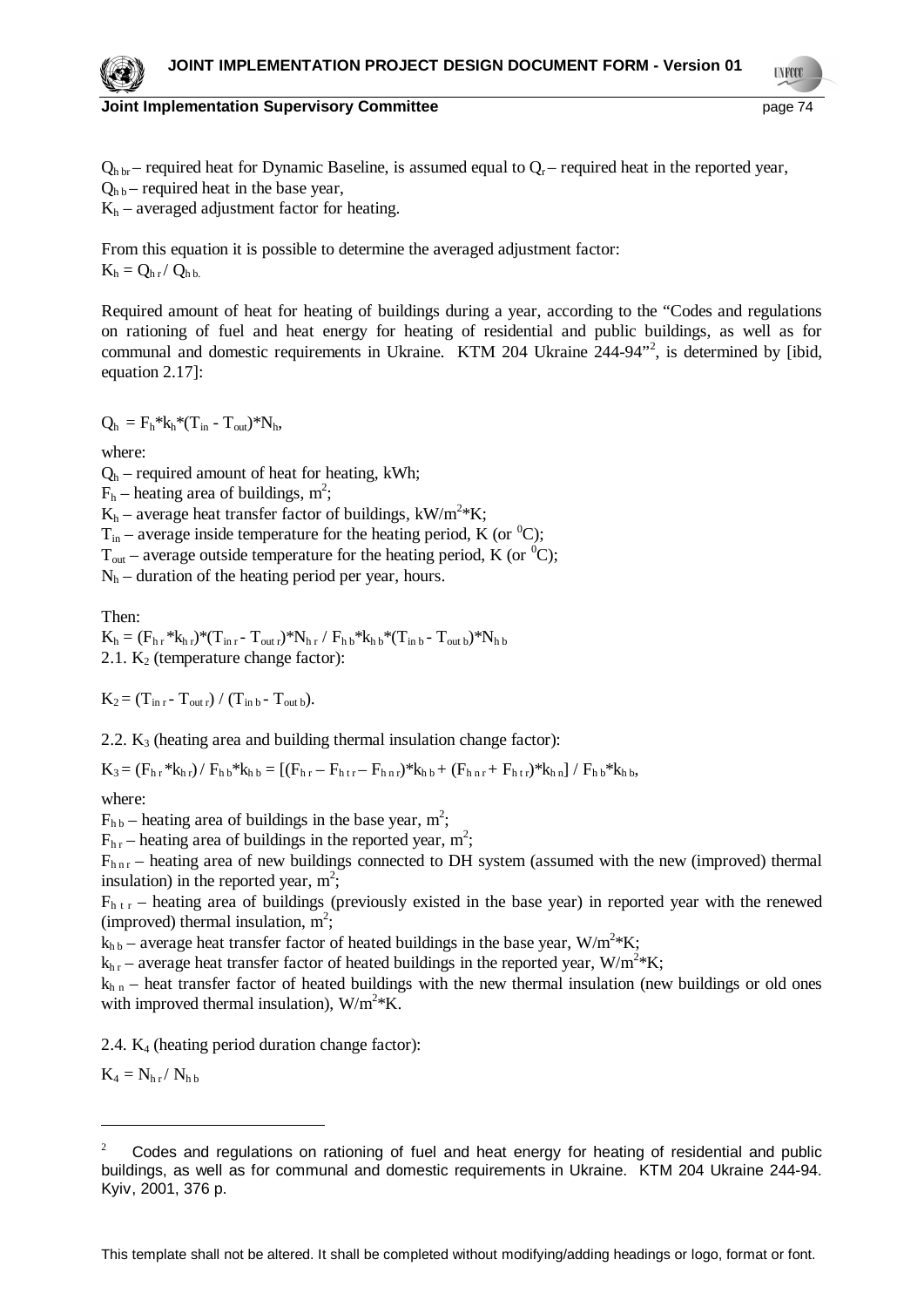$Q_{h\,br}$ – required heat for Dynamic Baseline, is assumed equal to $Q_r$ – required heat in the reported year,
$Q_{h\,b}$ – required heat in the base year,
$K_h$ – averaged adjustment factor for heating.

From this equation it is possible to determine the averaged adjustment factor:
$K_h = Q_{h\,r} / Q_{h\,b.}$

Required amount of heat for heating of buildings during a year, according to the "Codes and regulations on rationing of fuel and heat energy for heating of residential and public buildings, as well as for communal and domestic requirements in Ukraine. KTM 204 Ukraine 244-94"[2], is determined by [ibid, equation 2.17]:

$$Q_h = F_h * k_h * (T_{in} - T_{out}) * N_h,$$

where:
$Q_h$ – required amount of heat for heating, kWh;
$F_h$ – heating area of buildings, $m^2$;
$K_h$ – average heat transfer factor of buildings, $kW/m^2*K$;
$T_{in}$ – average inside temperature for the heating period, K (or $^0C$);
$T_{out}$ – average outside temperature for the heating period, K (or $^0C$);
$N_h$ – duration of the heating period per year, hours.

Then:
$K_h = (F_{h\,r} * k_{h\,r}) * (T_{in\,r} - T_{out\,r}) * N_{h\,r} / F_{h\,b} * k_{h\,b} * (T_{in\,b} - T_{out\,b}) * N_{h\,b}$
2.1. $K_2$ (temperature change factor):

$$K_2 = (T_{in\,r} - T_{out\,r}) / (T_{in\,b} - T_{out\,b}).$$

2.2. $K_3$ (heating area and building thermal insulation change factor):

$$K_3 = (F_{h\,r} * k_{h\,r}) / F_{h\,b} * k_{h\,b} = [(F_{h\,r} - F_{h\,t\,r} - F_{h\,n\,r}) * k_{h\,b} + (F_{h\,n\,r} + F_{h\,t\,r}) * k_{h\,n}] / F_{h\,b} * k_{h\,b},$$

where:
$F_{h\,b}$ – heating area of buildings in the base year, $m^2$;
$F_{h\,r}$ – heating area of buildings in the reported year, $m^2$;
$F_{h\,n\,r}$ – heating area of new buildings connected to DH system (assumed with the new (improved) thermal insulation) in the reported year, $m^2$;
$F_{h\,t\,r}$ – heating area of buildings (previously existed in the base year) in reported year with the renewed (improved) thermal insulation, $m^2$;
$k_{h\,b}$ – average heat transfer factor of heated buildings in the base year, $W/m^2*K$;
$k_{h\,r}$ – average heat transfer factor of heated buildings in the reported year, $W/m^2*K$;
$k_{h\,n}$ – heat transfer factor of heated buildings with the new thermal insulation (new buildings or old ones with improved thermal insulation), $W/m^2*K$.

2.4. $K_4$ (heating period duration change factor):

$$K_4 = N_{h\,r} / N_{h\,b}$$

[2] Codes and regulations on rationing of fuel and heat energy for heating of residential and public buildings, as well as for communal and domestic requirements in Ukraine. KTM 204 Ukraine 244-94. Kyiv, 2001, 376 p.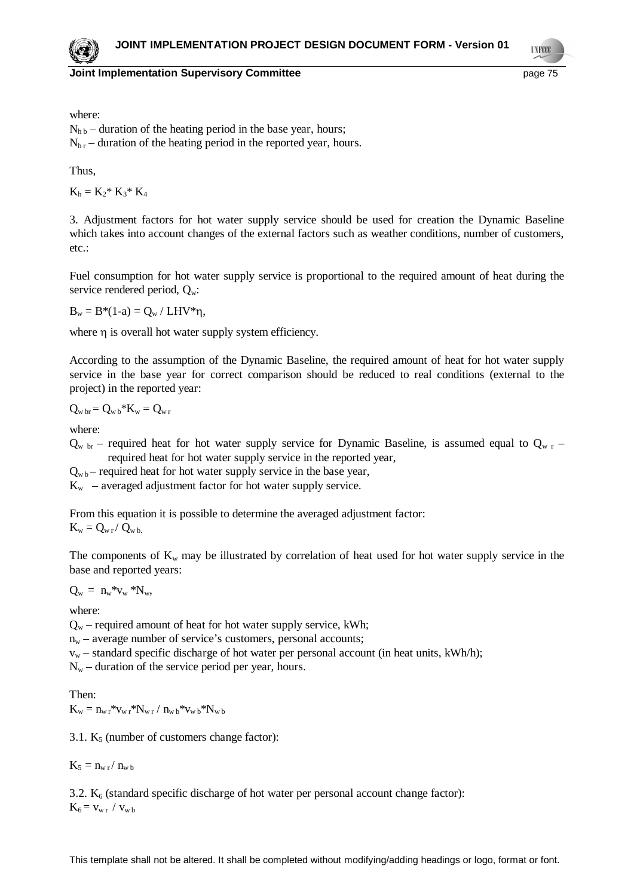where:

$N_{h\,b}$ – duration of the heating period in the base year, hours;

$N_{h\,r}$ – duration of the heating period in the reported year, hours.

Thus,

$K_h = K_2 * K_3 * K_4$

3. Adjustment factors for hot water supply service should be used for creation the Dynamic Baseline which takes into account changes of the external factors such as weather conditions, number of customers, etc.:

Fuel consumption for hot water supply service is proportional to the required amount of heat during the service rendered period, $Q_w$:

$B_w = B*(1\text{-}a) = Q_w / LHV*\eta$,

where η is overall hot water supply system efficiency.

According to the assumption of the Dynamic Baseline, the required amount of heat for hot water supply service in the base year for correct comparison should be reduced to real conditions (external to the project) in the reported year:

$Q_{w\,br} = Q_{w\,b} * K_w = Q_{w\,r}$

where:

$Q_{w\,br}$ – required heat for hot water supply service for Dynamic Baseline, is assumed equal to $Q_{w\,r}$ – required heat for hot water supply service in the reported year,

$Q_{w\,b}$ – required heat for hot water supply service in the base year,

$K_w$ – averaged adjustment factor for hot water supply service.

From this equation it is possible to determine the averaged adjustment factor:

$K_w = Q_{w\,r} / Q_{w\,b.}$

The components of $K_w$ may be illustrated by correlation of heat used for hot water supply service in the base and reported years:

$Q_w = n_w * v_w * N_w$,

where:

$Q_w$ – required amount of heat for hot water supply service, kWh;

$n_w$ – average number of service's customers, personal accounts;

$v_w$ – standard specific discharge of hot water per personal account (in heat units, kWh/h);

$N_w$ – duration of the service period per year, hours.

Then:

$K_w = n_{w\,r} * v_{w\,r} * N_{w\,r} / n_{w\,b} * v_{w\,b} * N_{w\,b}$

3.1. $K_5$ (number of customers change factor):

$K_5 = n_{w\,r} / n_{w\,b}$

3.2. $K_6$ (standard specific discharge of hot water per personal account change factor):

$K_6 = v_{w\,r} / v_{w\,b}$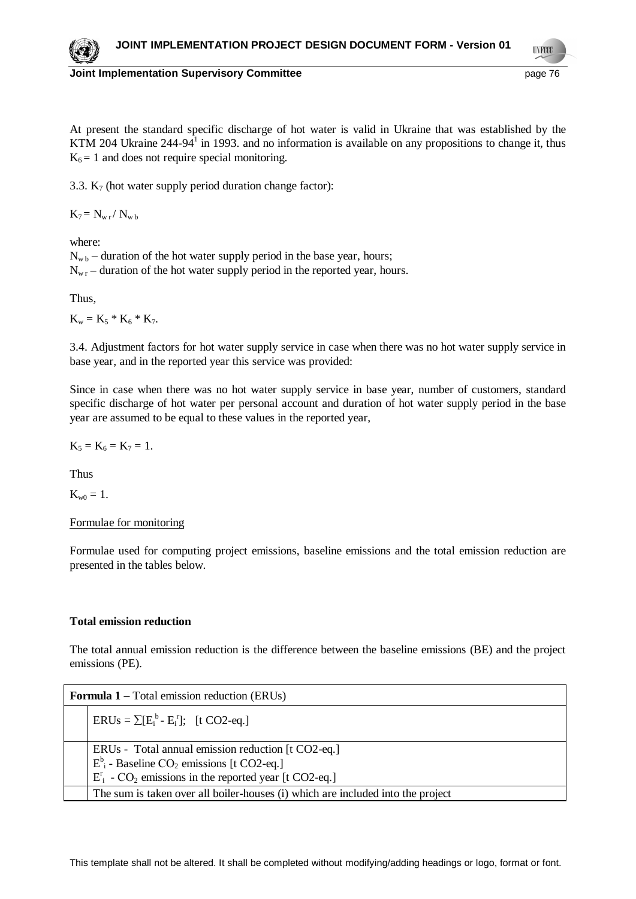At present the standard specific discharge of hot water is valid in Ukraine that was established by the KTM 204 Ukraine 244-94[1] in 1993. and no information is available on any propositions to change it, thus $K_6 = 1$ and does not require special monitoring.

3.3. $K_7$ (hot water supply period duration change factor):

$K_7 = N_{w\,r} / N_{w\,b}$

where:
$N_{w\,b}$ – duration of the hot water supply period in the base year, hours;
$N_{w\,r}$ – duration of the hot water supply period in the reported year, hours.

Thus,

$K_w = K_5 * K_6 * K_7$.

3.4. Adjustment factors for hot water supply service in case when there was no hot water supply service in base year, and in the reported year this service was provided:

Since in case when there was no hot water supply service in base year, number of customers, standard specific discharge of hot water per personal account and duration of hot water supply period in the base year are assumed to be equal to these values in the reported year,

$K_5 = K_6 = K_7 = 1$.

Thus

$K_{w0} = 1$.

Formulae for monitoring

Formulae used for computing project emissions, baseline emissions and the total emission reduction are presented in the tables below.

**Total emission reduction**

The total annual emission reduction is the difference between the baseline emissions (BE) and the project emissions (PE).

| **Formula 1 –** Total emission reduction (ERUs) | |
|---|---|
| | $ERUs = \sum[E_i^b - E_i^r]$; [t CO2-eq.] |
| | ERUs - Total annual emission reduction [t CO2-eq.]<br>$E^b_i$ - Baseline $CO_2$ emissions [t CO2-eq.]<br>$E^r_i$ - $CO_2$ emissions in the reported year [t CO2-eq.] |
| | The sum is taken over all boiler-houses (i) which are included into the project |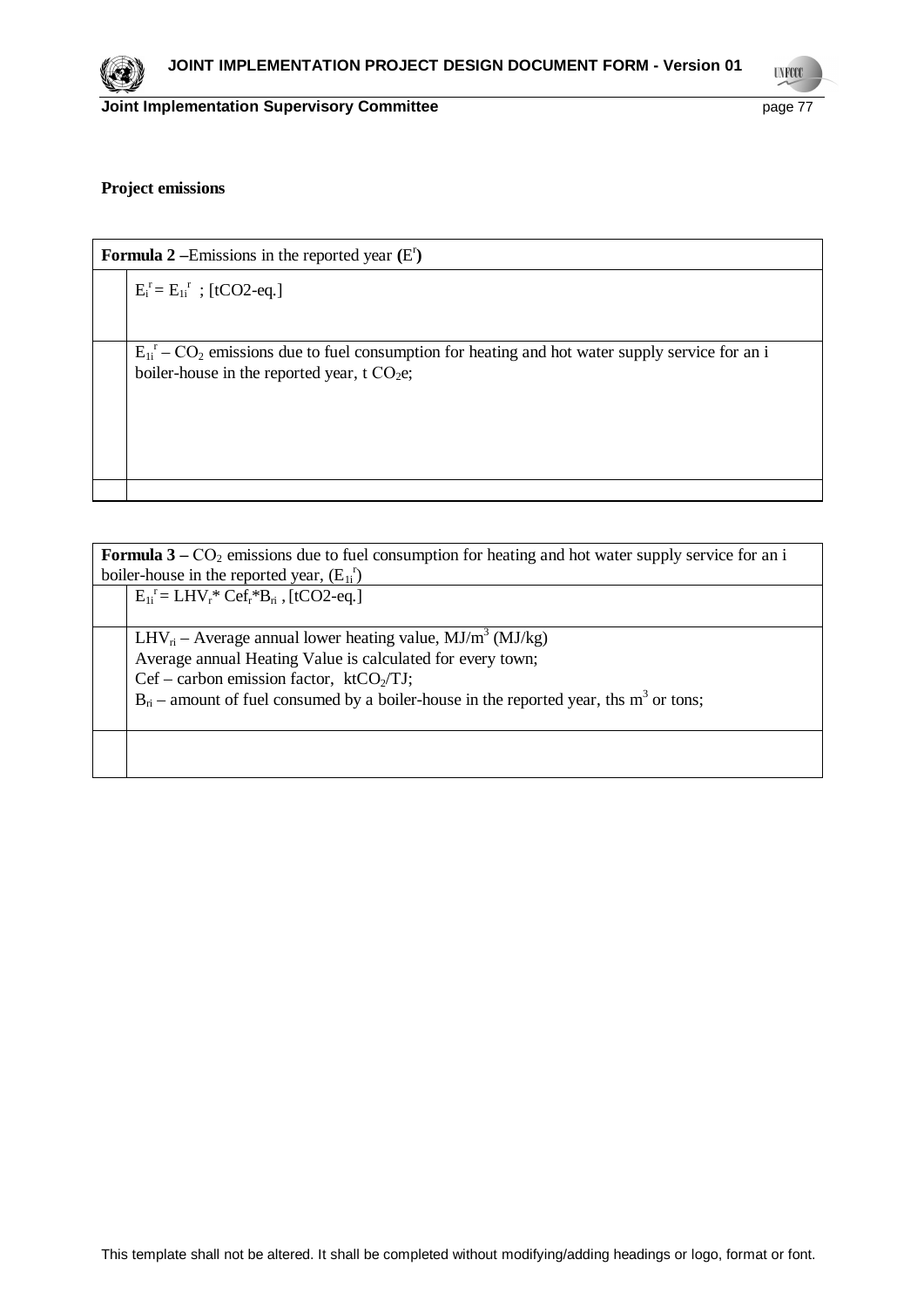**Project emissions**

| **Formula 2** –Emissions in the reported year **($E^r$)** | |
|---|---|
| | $E_i^r = E_{1i}^r$ ; [tCO2-eq.] |
| | $E_{1i}^r$ – $CO_2$ emissions due to fuel consumption for heating and hot water supply service for an i boiler-house in the reported year, t $CO_2$e; |
| | |

| **Formula 3 –** $CO_2$ emissions due to fuel consumption for heating and hot water supply service for an i boiler-house in the reported year, $(E_{1i}^r)$ | |
|---|---|
| | $E_{1i}^r = LHV_r * Cef_r * B_{ri}$ , [tCO2-eq.] |
| | $LHV_{ri}$ – Average annual lower heating value, $MJ/m^3$ (MJ/kg)<br>Average annual Heating Value is calculated for every town;<br>Cef – carbon emission factor, $ktCO_2/TJ$;<br>$B_{ri}$ – amount of fuel consumed by a boiler-house in the reported year, ths $m^3$ or tons; |
| | |

This template shall not be altered. It shall be completed without modifying/adding headings or logo, format or font.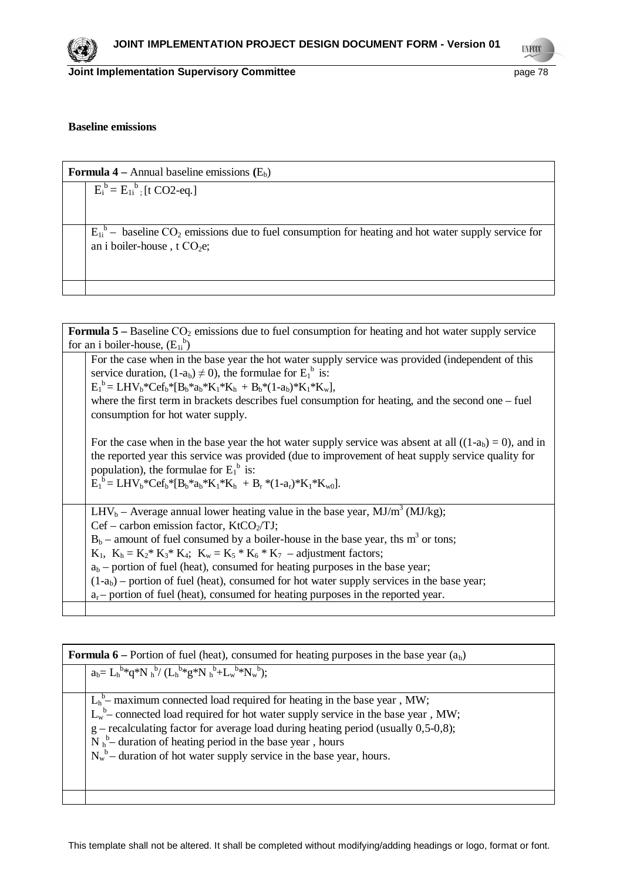**Baseline emissions**

| **Formula 4 –** Annual baseline emissions **(**$E_b$) | |
|---|---|
| | $E_i^{\,b} = E_{1i}^{\,b}$ ; [t CO2-eq.] |
| | $E_{1i}^{\,b}$ – baseline $CO_2$ emissions due to fuel consumption for heating and hot water supply service for an i boiler-house , t $CO_2$e; |
| | |

| **Formula 5 –** Baseline $CO_2$ emissions due to fuel consumption for heating and hot water supply service for an i boiler-house, ($E_{1i}^{\,b}$) | |
|---|---|
| | For the case when in the base year the hot water supply service was provided (independent of this service duration, $(1\text{-}a_b) \neq 0$), the formulae for $E_1^{\,b}$ is:<br>$E_1^{\,b} = LHV_b * Cef_b * [B_b * a_b * K_1 * K_h + B_b * (1\text{-}a_b) * K_1 * K_w]$,<br>where the first term in brackets describes fuel consumption for heating, and the second one – fuel consumption for hot water supply.<br><br>For the case when in the base year the hot water supply service was absent at all ($(1\text{-}a_b) = 0$), and in the reported year this service was provided (due to improvement of heat supply service quality for population), the formulae for $E_1^{\,b}$ is:<br>$E_1^{\,b} = LHV_b * Cef_b * [B_b * a_b * K_1 * K_h + B_r * (1\text{-}a_r) * K_1 * K_{w0}]$. |
| | $LHV_b$ – Average annual lower heating value in the base year, MJ/$m^3$ (MJ/kg);<br>Cef – carbon emission factor, $KtCO_2$/TJ;<br>$B_b$ – amount of fuel consumed by a boiler-house in the base year, ths $m^3$ or tons;<br>$K_1$, $K_h = K_2 * K_3 * K_4$; $K_w = K_5 * K_6 * K_7$ – adjustment factors;<br>$a_b$ – portion of fuel (heat), consumed for heating purposes in the base year;<br>$(1\text{-}a_b)$ – portion of fuel (heat), consumed for hot water supply services in the base year;<br>$a_r$ – portion of fuel (heat), consumed for heating purposes in the reported year. |
| | |

| **Formula 6 –** Portion of fuel (heat), consumed for heating purposes in the base year ($a_b$) | |
|---|---|
| | $a_b = L_h^{\,b} * q * N_h^{\,b} / (L_h^{\,b} * g * N_h^{\,b} + L_w^{\,b} * N_w^{\,b})$; |
| | $L_h^{\,b}$ – maximum connected load required for heating in the base year , MW;<br>$L_w^{\,b}$ – connected load required for hot water supply service in the base year , MW;<br>g – recalculating factor for average load during heating period (usually 0,5-0,8);<br>$N_h^{\,b}$ – duration of heating period in the base year , hours<br>$N_w^{\,b}$ – duration of hot water supply service in the base year, hours. |
| | |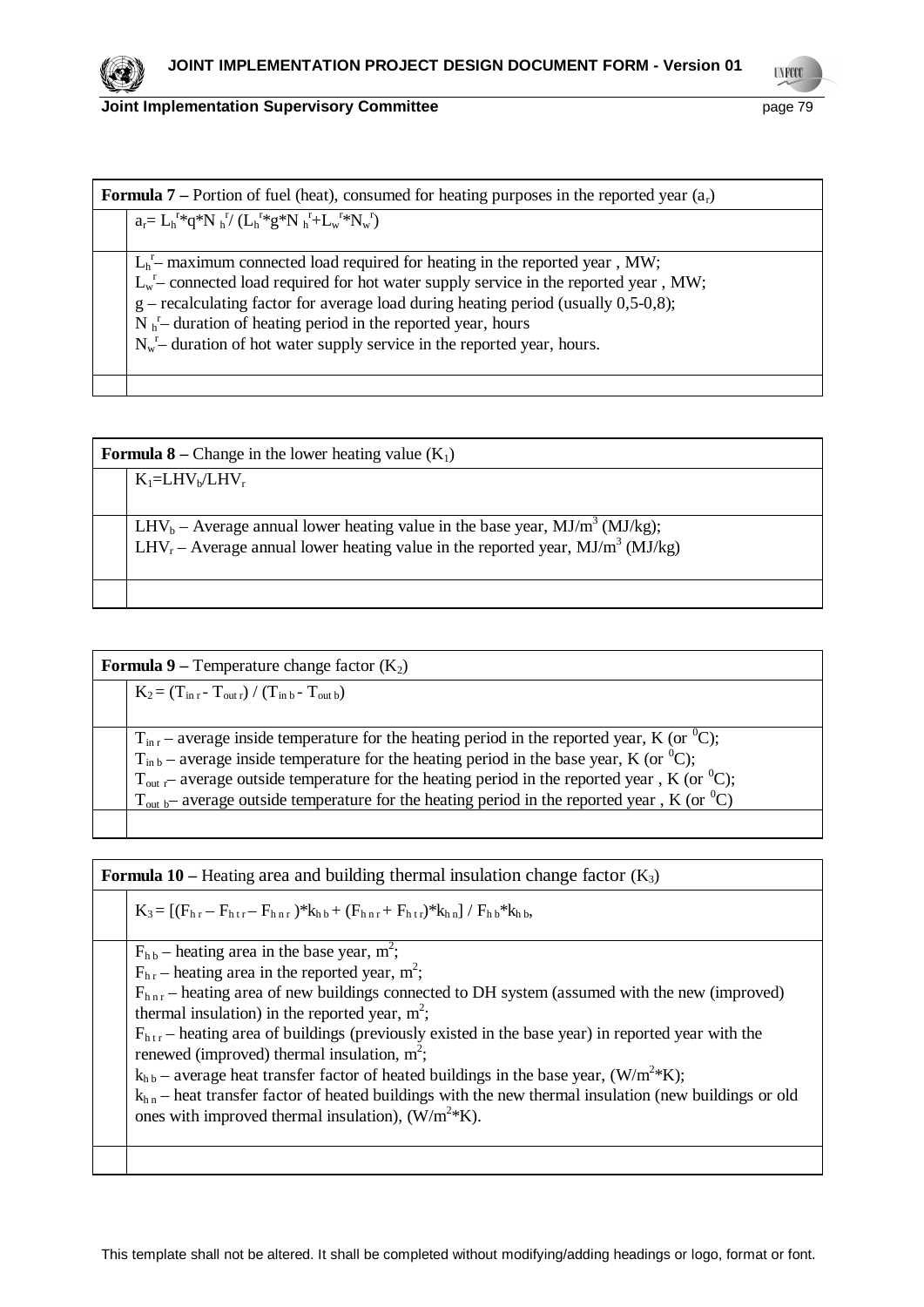| **Formula 7** – Portion of fuel (heat), consumed for heating purposes in the reported year ($a_r$) | |
|---|---|
| | $a_r = L_h^r * q * N_h^r / (L_h^r * g * N_h^r + L_w^r * N_w^r)$ |
| | $L_h^r$ – maximum connected load required for heating in the reported year , MW;<br>$L_w^r$ – connected load required for hot water supply service in the reported year , MW;<br>g – recalculating factor for average load during heating period (usually 0,5-0,8);<br>$N_h^r$ – duration of heating period in the reported year, hours<br>$N_w^r$ – duration of hot water supply service in the reported year, hours. |
| | |

| **Formula 8** – Change in the lower heating value ($K_1$) | |
|---|---|
| | $K_1 = LHV_b / LHV_r$ |
| | $LHV_b$ – Average annual lower heating value in the base year, $MJ/m^3$ (MJ/kg);<br>$LHV_r$ – Average annual lower heating value in the reported year, $MJ/m^3$ (MJ/kg) |
| | |

| **Formula 9** – Temperature change factor ($K_2$) | |
|---|---|
| | $K_2 = (T_{in\,r} - T_{out\,r}) / (T_{in\,b} - T_{out\,b})$ |
| | $T_{in\,r}$ – average inside temperature for the heating period in the reported year, K (or $^0C$);<br>$T_{in\,b}$ – average inside temperature for the heating period in the base year, K (or $^0C$);<br>$T_{out\,r}$ – average outside temperature for the heating period in the reported year , K (or $^0C$);<br>$T_{out\,b}$ – average outside temperature for the heating period in the reported year , K (or $^0C$) |
| | |

| **Formula 10** – Heating area and building thermal insulation change factor ($K_3$) | |
|---|---|
| | $K_3 = [(F_{h\,r} - F_{h\,t\,r} - F_{h\,n\,r}) * k_{h\,b} + (F_{h\,n\,r} + F_{h\,t\,r}) * k_{h\,n}] / F_{h\,b} * k_{h\,b}$, |
| | $F_{h\,b}$ – heating area in the base year, $m^2$;<br>$F_{h\,r}$ – heating area in the reported year, $m^2$;<br>$F_{h\,n\,r}$ – heating area of new buildings connected to DH system (assumed with the new (improved) thermal insulation) in the reported year, $m^2$;<br>$F_{h\,t\,r}$ – heating area of buildings (previously existed in the base year) in reported year with the renewed (improved) thermal insulation, $m^2$;<br>$k_{h\,b}$ – average heat transfer factor of heated buildings in the base year, $(W/m^2*K)$;<br>$k_{h\,n}$ – heat transfer factor of heated buildings with the new thermal insulation (new buildings or old ones with improved thermal insulation), $(W/m^2*K)$. |
| | |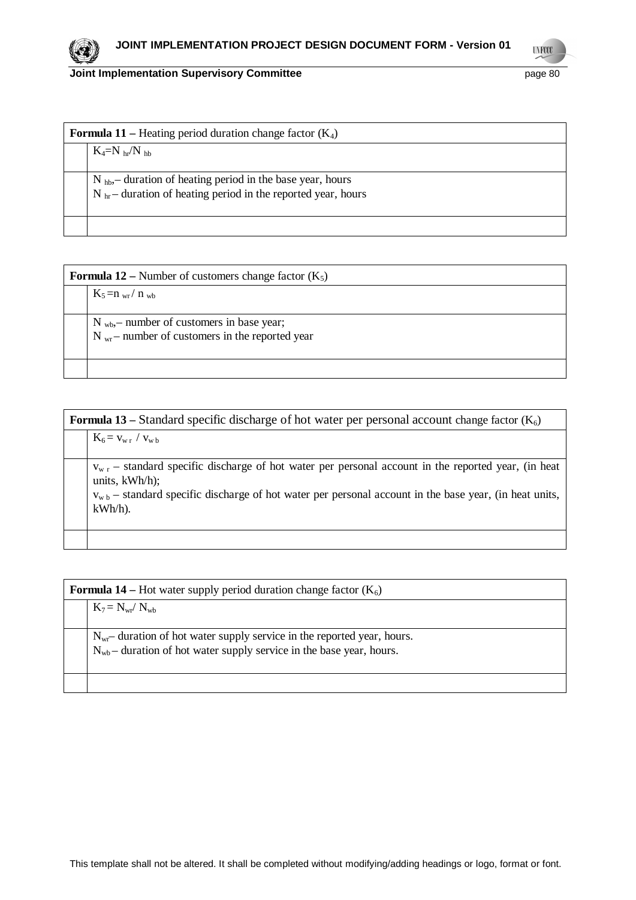| **Formula 11** – Heating period duration change factor ($K_4$) | |
|---|---|
| | $K_4 = N_{hr} / N_{hb}$ |
| | $N_{hb}$,– duration of heating period in the base year, hours<br>$N_{hr}$ – duration of heating period in the reported year, hours |
| | |

| **Formula 12** – Number of customers change factor ($K_5$) | |
|---|---|
| | $K_5 = n_{wr} / n_{wb}$ |
| | $N_{wb}$,– number of customers in base year;<br>$N_{wr}$ – number of customers in the reported year |
| | |

| **Formula 13** – Standard specific discharge of hot water per personal account change factor ($K_6$) | |
|---|---|
| | $K_6 = v_{w\,r} / v_{w\,b}$ |
| | $v_{w\,r}$ – standard specific discharge of hot water per personal account in the reported year, (in heat units, kWh/h);<br>$v_{w\,b}$ – standard specific discharge of hot water per personal account in the base year, (in heat units, kWh/h). |
| | |

| **Formula 14** – Hot water supply period duration change factor ($K_6$) | |
|---|---|
| | $K_7 = N_{wr} / N_{wb}$ |
| | $N_{wr}$– duration of hot water supply service in the reported year, hours.<br>$N_{wb}$ – duration of hot water supply service in the base year, hours. |
| | |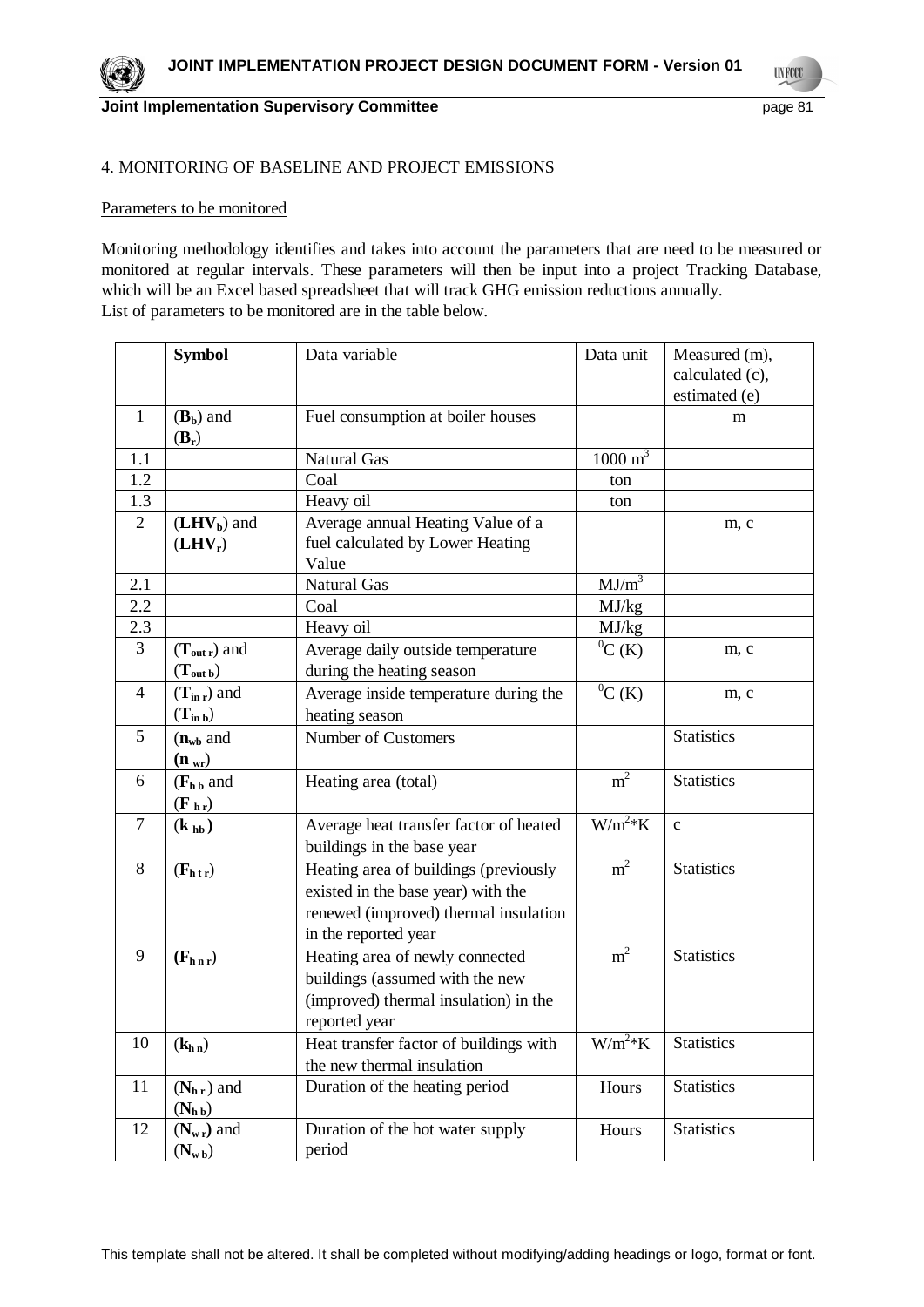4. MONITORING OF BASELINE AND PROJECT EMISSIONS

Parameters to be monitored

Monitoring methodology identifies and takes into account the parameters that are need to be measured or monitored at regular intervals. These parameters will then be input into a project Tracking Database, which will be an Excel based spreadsheet that will track GHG emission reductions annually.
List of parameters to be monitored are in the table below.

| | **Symbol** | Data variable | Data unit | Measured (m), calculated (c), estimated (e) |
|---|---|---|---|---|
| 1 | ($\mathbf{B_b}$) and ($\mathbf{B_r}$) | Fuel consumption at boiler houses | | m |
| 1.1 | | Natural Gas | 1000 $m^3$ | |
| 1.2 | | Coal | ton | |
| 1.3 | | Heavy oil | ton | |
| 2 | ($\mathbf{LHV_b}$) and ($\mathbf{LHV_r}$) | Average annual Heating Value of a fuel calculated by Lower Heating Value | | m, c |
| 2.1 | | Natural Gas | $MJ/m^3$ | |
| 2.2 | | Coal | MJ/kg | |
| 2.3 | | Heavy oil | MJ/kg | |
| 3 | ($\mathbf{T_{out\,r}}$) and ($\mathbf{T_{out\,b}}$) | Average daily outside temperature during the heating season | $^0C$ (K) | m, c |
| 4 | ($\mathbf{T_{in\,r}}$) and ($\mathbf{T_{in\,b}}$) | Average inside temperature during the heating season | $^0C$ (K) | m, c |
| 5 | ($\mathbf{n_{wb}}$ and ($\mathbf{n_{wr}}$) | Number of Customers | | Statistics |
| 6 | ($\mathbf{F_{h\,b}}$ and ($\mathbf{F_{h\,r}}$) | Heating area (total) | $m^2$ | Statistics |
| 7 | ($\mathbf{k_{hb}}$) | Average heat transfer factor of heated buildings in the base year | $W/m^2$*K | c |
| 8 | ($\mathbf{F_{h\,t\,r}}$) | Heating area of buildings (previously existed in the base year) with the renewed (improved) thermal insulation in the reported year | $m^2$ | Statistics |
| 9 | ($\mathbf{F_{h\,n\,r}}$) | Heating area of newly connected buildings (assumed with the new (improved) thermal insulation) in the reported year | $m^2$ | Statistics |
| 10 | ($\mathbf{k_{h\,n}}$) | Heat transfer factor of buildings with the new thermal insulation | $W/m^2$*K | Statistics |
| 11 | ($\mathbf{N_{h\,r}}$) and ($\mathbf{N_{h\,b}}$) | Duration of the heating period | Hours | Statistics |
| 12 | ($\mathbf{N_{w\,r}}$) and ($\mathbf{N_{w\,b}}$) | Duration of the hot water supply period | Hours | Statistics |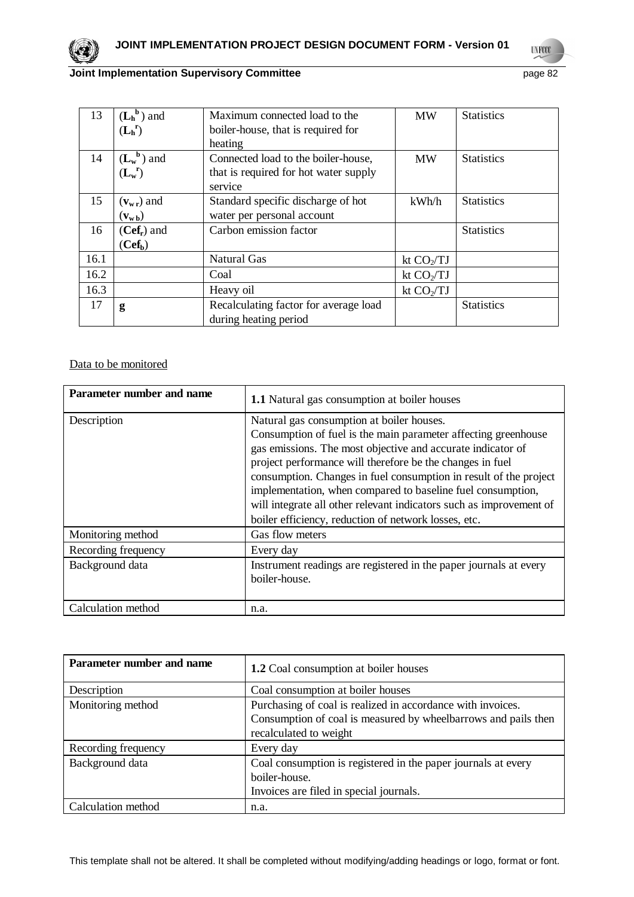| | | | | |
|---|---|---|---|---|
| 13 | ($\mathbf{L_h^b}$) and ($\mathbf{L_h^r}$) | Maximum connected load to the boiler-house, that is required for heating | MW | Statistics |
| 14 | ($\mathbf{L_w^b}$) and ($\mathbf{L_w^r}$) | Connected load to the boiler-house, that is required for hot water supply service | MW | Statistics |
| 15 | ($\mathbf{v_{w\,r}}$) and ($\mathbf{v_{w\,b}}$) | Standard specific discharge of hot water per personal account | kWh/h | Statistics |
| 16 | ($\mathbf{Cef_r}$) and ($\mathbf{Cef_b}$) | Carbon emission factor | | Statistics |
| 16.1 | | Natural Gas | kt $CO_2$/TJ | |
| 16.2 | | Coal | kt $CO_2$/TJ | |
| 16.3 | | Heavy oil | kt $CO_2$/TJ | |
| 17 | **g** | Recalculating factor for average load during heating period | | Statistics |

Data to be monitored

| Parameter number and name | **1.1** Natural gas consumption at boiler houses |
|---|---|
| Description | Natural gas consumption at boiler houses. Consumption of fuel is the main parameter affecting greenhouse gas emissions. The most objective and accurate indicator of project performance will therefore be the changes in fuel consumption. Changes in fuel consumption in result of the project implementation, when compared to baseline fuel consumption, will integrate all other relevant indicators such as improvement of boiler efficiency, reduction of network losses, etc. |
| Monitoring method | Gas flow meters |
| Recording frequency | Every day |
| Background data | Instrument readings are registered in the paper journals at every boiler-house. |
| Calculation method | n.a. |

| Parameter number and name | **1.2** Coal consumption at boiler houses |
|---|---|
| Description | Coal consumption at boiler houses |
| Monitoring method | Purchasing of coal is realized in accordance with invoices. Consumption of coal is measured by wheelbarrows and pails then recalculated to weight |
| Recording frequency | Every day |
| Background data | Coal consumption is registered in the paper journals at every boiler-house. Invoices are filed in special journals. |
| Calculation method | n.a. |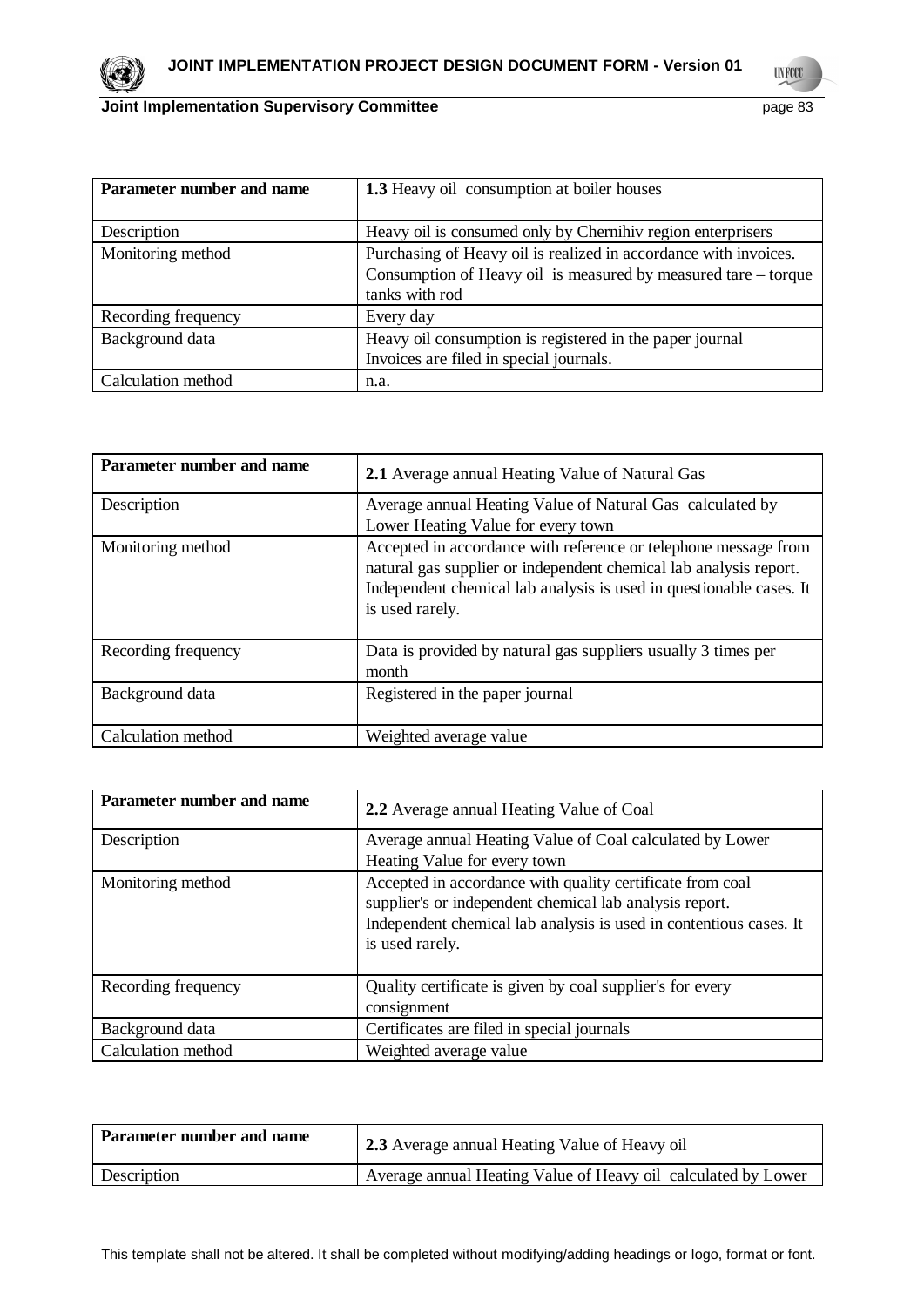| Parameter number and name | **1.3** Heavy oil consumption at boiler houses |
|---|---|
| Description | Heavy oil is consumed only by Chernihiv region enterprisers |
| Monitoring method | Purchasing of Heavy oil is realized in accordance with invoices. Consumption of Heavy oil is measured by measured tare – torque tanks with rod |
| Recording frequency | Every day |
| Background data | Heavy oil consumption is registered in the paper journal<br>Invoices are filed in special journals. |
| Calculation method | n.a. |

| Parameter number and name | **2.1** Average annual Heating Value of Natural Gas |
|---|---|
| Description | Average annual Heating Value of Natural Gas calculated by Lower Heating Value for every town |
| Monitoring method | Accepted in accordance with reference or telephone message from natural gas supplier or independent chemical lab analysis report. Independent chemical lab analysis is used in questionable cases. It is used rarely. |
| Recording frequency | Data is provided by natural gas suppliers usually 3 times per month |
| Background data | Registered in the paper journal |
| Calculation method | Weighted average value |

| Parameter number and name | **2.2** Average annual Heating Value of Coal |
|---|---|
| Description | Average annual Heating Value of Coal calculated by Lower Heating Value for every town |
| Monitoring method | Accepted in accordance with quality certificate from coal supplier's or independent chemical lab analysis report. Independent chemical lab analysis is used in contentious cases. It is used rarely. |
| Recording frequency | Quality certificate is given by coal supplier's for every consignment |
| Background data | Certificates are filed in special journals |
| Calculation method | Weighted average value |

| Parameter number and name | **2.3** Average annual Heating Value of Heavy oil |
|---|---|
| Description | Average annual Heating Value of Heavy oil calculated by Lower |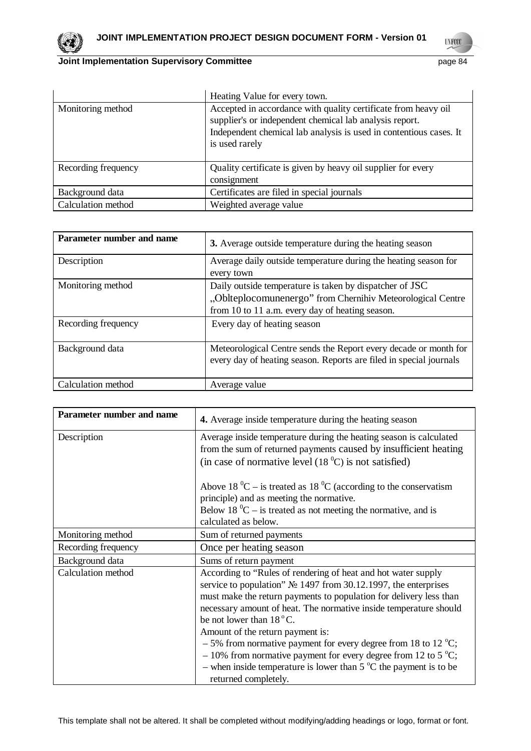| | Heating Value for every town. |
|---|---|
| Monitoring method | Accepted in accordance with quality certificate from heavy oil supplier's or independent chemical lab analysis report. Independent chemical lab analysis is used in contentious cases. It is used rarely |
| Recording frequency | Quality certificate is given by heavy oil supplier for every consignment |
| Background data | Certificates are filed in special journals |
| Calculation method | Weighted average value |

| **Parameter number and name** | **3.** Average outside temperature during the heating season |
|---|---|
| Description | Average daily outside temperature during the heating season for every town |
| Monitoring method | Daily outside temperature is taken by dispatcher of JSC „Oblteplocomunenergo" from Chernihiv Meteorological Centre from 10 to 11 a.m. every day of heating season. |
| Recording frequency | Every day of heating season |
| Background data | Meteorological Centre sends the Report every decade or month for every day of heating season. Reports are filed in special journals |
| Calculation method | Average value |

| **Parameter number and name** | **4.** Average inside temperature during the heating season |
|---|---|
| Description | Average inside temperature during the heating season is calculated from the sum of returned payments caused by insufficient heating (in case of normative level (18 $^0$C) is not satisfied)<br><br>Above 18 $^0$C – is treated as 18 $^0$C (according to the conservatism principle) and as meeting the normative.<br>Below 18 $^0$C – is treated as not meeting the normative, and is calculated as below. |
| Monitoring method | Sum of returned payments |
| Recording frequency | Once per heating season |
| Background data | Sums of return payment |
| Calculation method | According to "Rules of rendering of heat and hot water supply service to population" № 1497 from 30.12.1997, the enterprises must make the return payments to population for delivery less than necessary amount of heat. The normative inside temperature should be not lower than 18 $^o$C.<br>Amount of the return payment is:<br>– 5% from normative payment for every degree from 18 to 12 $^o$C;<br>– 10% from normative payment for every degree from 12 to 5 $^o$C;<br>– when inside temperature is lower than 5 $^o$C the payment is to be returned completely. |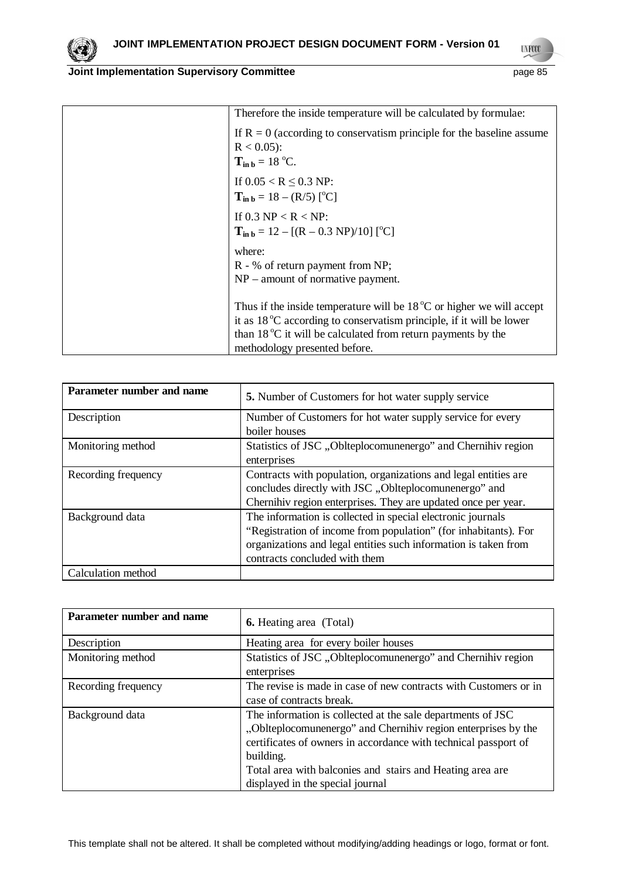|  | Therefore the inside temperature will be calculated by formulae:<br><br>If $R = 0$ (according to conservatism principle for the baseline assume $R < 0.05$):<br>$\mathbf{T_{in\ b}} = 18\ ^{o}C$.<br><br>If $0.05 < R \leq 0.3$ NP:<br>$\mathbf{T_{in\ b}} = 18 - (R/5)\ [^{o}C]$<br><br>If $0.3$ NP $< R <$ NP:<br>$\mathbf{T_{in\ b}} = 12 - [(R - 0.3\ NP)/10]\ [^{o}C]$<br><br>where:<br>R - % of return payment from NP;<br>NP – amount of normative payment.<br><br>Thus if the inside temperature will be $18\,^{o}C$ or higher we will accept it as $18\,^{o}C$ according to conservatism principle, if it will be lower than $18\,^{o}C$ it will be calculated from return payments by the methodology presented before. |
|---|---|

| Parameter number and name | **5.** Number of Customers for hot water supply service |
|---|---|
| Description | Number of Customers for hot water supply service for every boiler houses |
| Monitoring method | Statistics of JSC „Oblteplocomunenergo" and Chernihiv region enterprises |
| Recording frequency | Contracts with population, organizations and legal entities are concludes directly with JSC „Oblteplocomunenergo" and Chernihiv region enterprises. They are updated once per year. |
| Background data | The information is collected in special electronic journals "Registration of income from population" (for inhabitants). For organizations and legal entities such information is taken from contracts concluded with them |
| Calculation method |  |

| Parameter number and name | **6.** Heating area (Total) |
|---|---|
| Description | Heating area for every boiler houses |
| Monitoring method | Statistics of JSC „Oblteplocomunenergo" and Chernihiv region enterprises |
| Recording frequency | The revise is made in case of new contracts with Customers or in case of contracts break. |
| Background data | The information is collected at the sale departments of JSC „Oblteplocomunenergo" and Chernihiv region enterprises by the certificates of owners in accordance with technical passport of building.<br>Total area with balconies and stairs and Heating area are displayed in the special journal |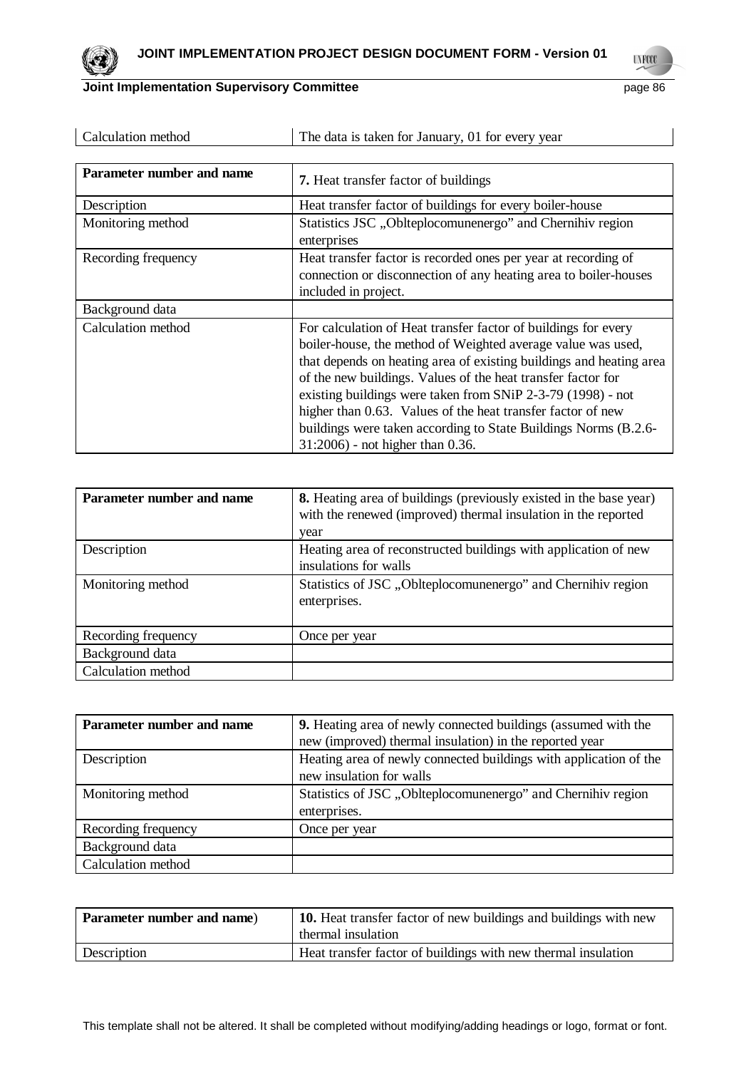| Calculation method | The data is taken for January, 01 for every year |
|---|---|

| Parameter number and name | 7. Heat transfer factor of buildings |
|---|---|
| Description | Heat transfer factor of buildings for every boiler-house |
| Monitoring method | Statistics JSC „Oblteplocomunenergo" and Chernihiv region enterprises |
| Recording frequency | Heat transfer factor is recorded ones per year at recording of connection or disconnection of any heating area to boiler-houses included in project. |
| Background data | |
| Calculation method | For calculation of Heat transfer factor of buildings for every boiler-house, the method of Weighted average value was used, that depends on heating area of existing buildings and heating area of the new buildings. Values of the heat transfer factor for existing buildings were taken from SNiP 2-3-79 (1998) - not higher than 0.63. Values of the heat transfer factor of new buildings were taken according to State Buildings Norms (B.2.6-31:2006) - not higher than 0.36. |

| Parameter number and name | 8. Heating area of buildings (previously existed in the base year) with the renewed (improved) thermal insulation in the reported year |
|---|---|
| Description | Heating area of reconstructed buildings with application of new insulations for walls |
| Monitoring method | Statistics of JSC „Oblteplocomunenergo" and Chernihiv region enterprises. |
| Recording frequency | Once per year |
| Background data | |
| Calculation method | |

| Parameter number and name | 9. Heating area of newly connected buildings (assumed with the new (improved) thermal insulation) in the reported year |
|---|---|
| Description | Heating area of newly connected buildings with application of the new insulation for walls |
| Monitoring method | Statistics of JSC „Oblteplocomunenergo" and Chernihiv region enterprises. |
| Recording frequency | Once per year |
| Background data | |
| Calculation method | |

| Parameter number and name) | 10. Heat transfer factor of new buildings and buildings with new thermal insulation |
|---|---|
| Description | Heat transfer factor of buildings with new thermal insulation |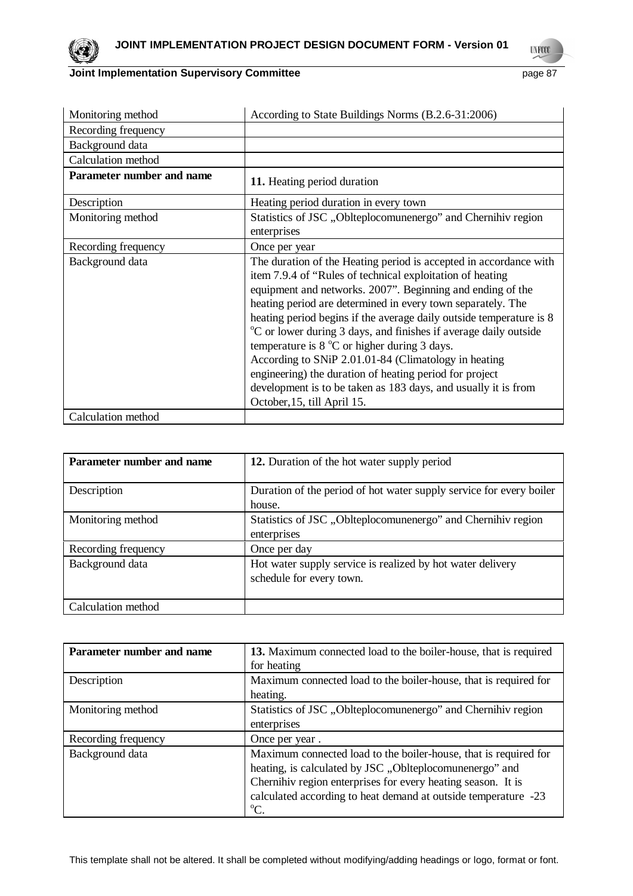| Monitoring method | According to State Buildings Norms (B.2.6-31:2006) |
|---|---|
| Recording frequency | |
| Background data | |
| Calculation method | |
| **Parameter number and name** | **11.** Heating period duration |
| Description | Heating period duration in every town |
| Monitoring method | Statistics of JSC „Oblteplocomunenergo" and Chernihiv region enterprises |
| Recording frequency | Once per year |
| Background data | The duration of the Heating period is accepted in accordance with item 7.9.4 of "Rules of technical exploitation of heating equipment and networks. 2007". Beginning and ending of the heating period are determined in every town separately. The heating period begins if the average daily outside temperature is 8 °C or lower during 3 days, and finishes if average daily outside temperature is 8 °C or higher during 3 days.<br>According to SNiP 2.01.01-84 (Climatology in heating engineering) the duration of heating period for project development is to be taken as 183 days, and usually it is from October,15, till April 15. |
| Calculation method | |

| **Parameter number and name** | **12.** Duration of the hot water supply period |
|---|---|
| Description | Duration of the period of hot water supply service for every boiler house. |
| Monitoring method | Statistics of JSC „Oblteplocomunenergo" and Chernihiv region enterprises |
| Recording frequency | Once per day |
| Background data | Hot water supply service is realized by hot water delivery schedule for every town. |
| Calculation method | |

| **Parameter number and name** | **13.** Maximum connected load to the boiler-house, that is required for heating |
|---|---|
| Description | Maximum connected load to the boiler-house, that is required for heating. |
| Monitoring method | Statistics of JSC „Oblteplocomunenergo" and Chernihiv region enterprises |
| Recording frequency | Once per year . |
| Background data | Maximum connected load to the boiler-house, that is required for heating, is calculated by JSC „Oblteplocomunenergo" and Chernihiv region enterprises for every heating season. It is calculated according to heat demand at outside temperature -23 °C. |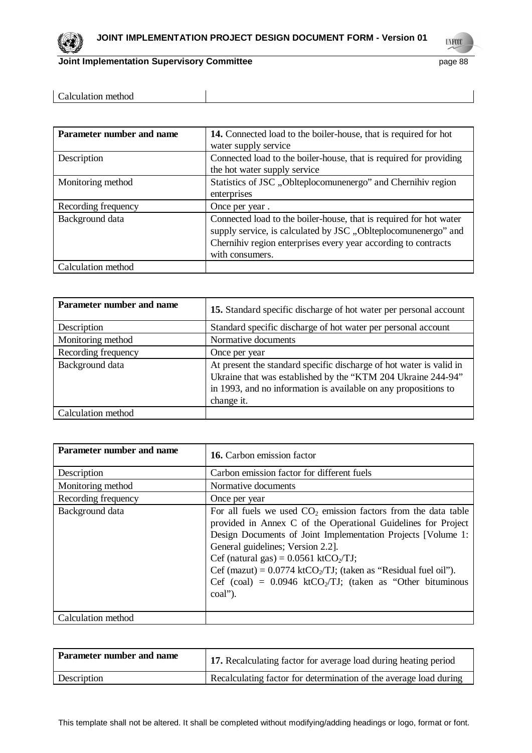| Calculation method | |
|---|---|

| Parameter number and name | **14.** Connected load to the boiler-house, that is required for hot water supply service |
|---|---|
| Description | Connected load to the boiler-house, that is required for providing the hot water supply service |
| Monitoring method | Statistics of JSC „Oblteplocomunenergo" and Chernihiv region enterprises |
| Recording frequency | Once per year . |
| Background data | Connected load to the boiler-house, that is required for hot water supply service, is calculated by JSC „Oblteplocomunenergo" and Chernihiv region enterprises every year according to contracts with consumers. |
| Calculation method | |

| Parameter number and name | **15.** Standard specific discharge of hot water per personal account |
|---|---|
| Description | Standard specific discharge of hot water per personal account |
| Monitoring method | Normative documents |
| Recording frequency | Once per year |
| Background data | At present the standard specific discharge of hot water is valid in Ukraine that was established by the "KTM 204 Ukraine 244-94" in 1993, and no information is available on any propositions to change it. |
| Calculation method | |

| Parameter number and name | **16.** Carbon emission factor |
|---|---|
| Description | Carbon emission factor for different fuels |
| Monitoring method | Normative documents |
| Recording frequency | Once per year |
| Background data | For all fuels we used $CO_2$ emission factors from the data table provided in Annex C of the Operational Guidelines for Project Design Documents of Joint Implementation Projects [Volume 1: General guidelines; Version 2.2].<br>Cef (natural gas) = 0.0561 kt$CO_2$/TJ;<br>Cef (mazut) = 0.0774 kt$CO_2$/TJ; (taken as "Residual fuel oil").<br>Cef (coal) = 0.0946 kt$CO_2$/TJ; (taken as "Other bituminous coal"). |
| Calculation method | |

| Parameter number and name | **17.** Recalculating factor for average load during heating period |
|---|---|
| Description | Recalculating factor for determination of the average load during |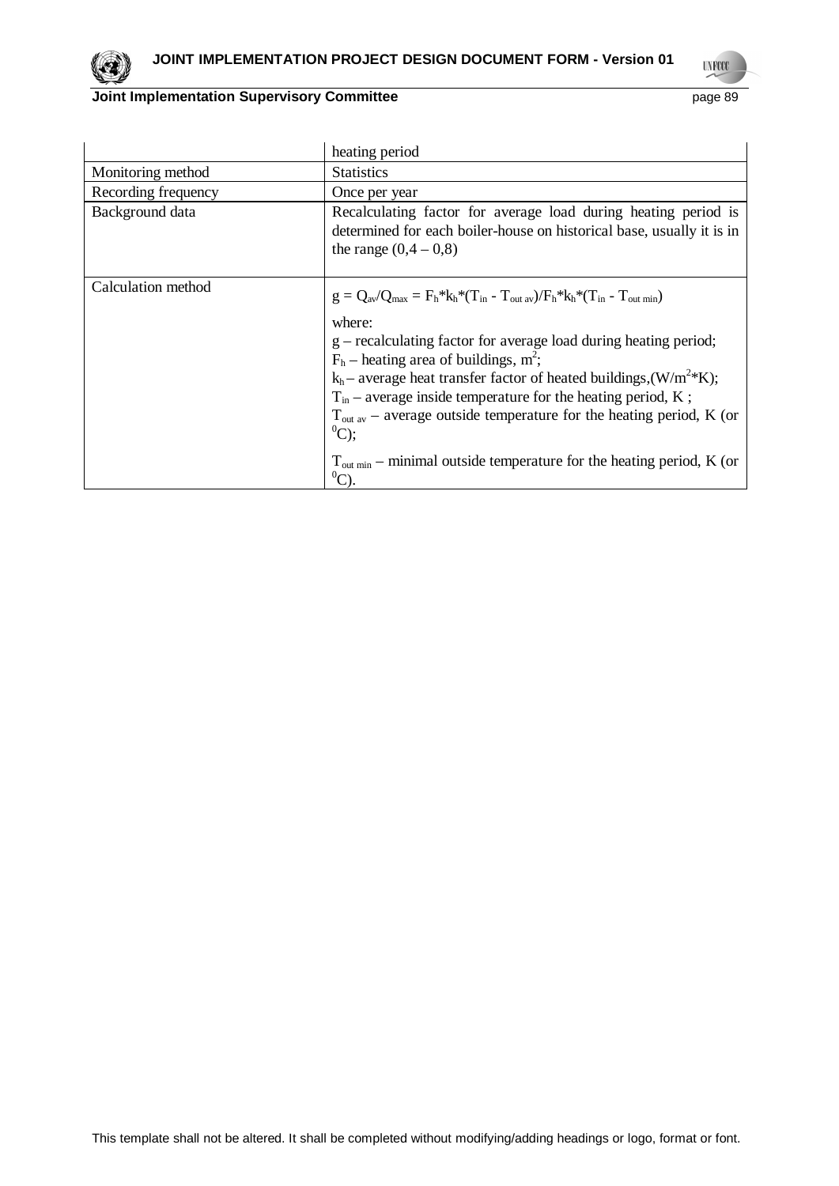| | |
|---|---|
| | heating period |
| Monitoring method | Statistics |
| Recording frequency | Once per year |
| Background data | Recalculating factor for average load during heating period is determined for each boiler-house on historical base, usually it is in the range (0,4 – 0,8) |
| Calculation method | $g = Q_{av}/Q_{max} = F_h*k_h*(T_{in} - T_{out\ av})/F_h*k_h*(T_{in} - T_{out\ min})$<br><br>where:<br>g – recalculating factor for average load during heating period;<br>$F_h$ – heating area of buildings, $m^2$;<br>$k_h$ – average heat transfer factor of heated buildings,($W/m^2*K$);<br>$T_{in}$ – average inside temperature for the heating period, K ;<br>$T_{out\ av}$ – average outside temperature for the heating period, K (or $^0C$);<br><br>$T_{out\ min}$ – minimal outside temperature for the heating period, K (or $^0C$). |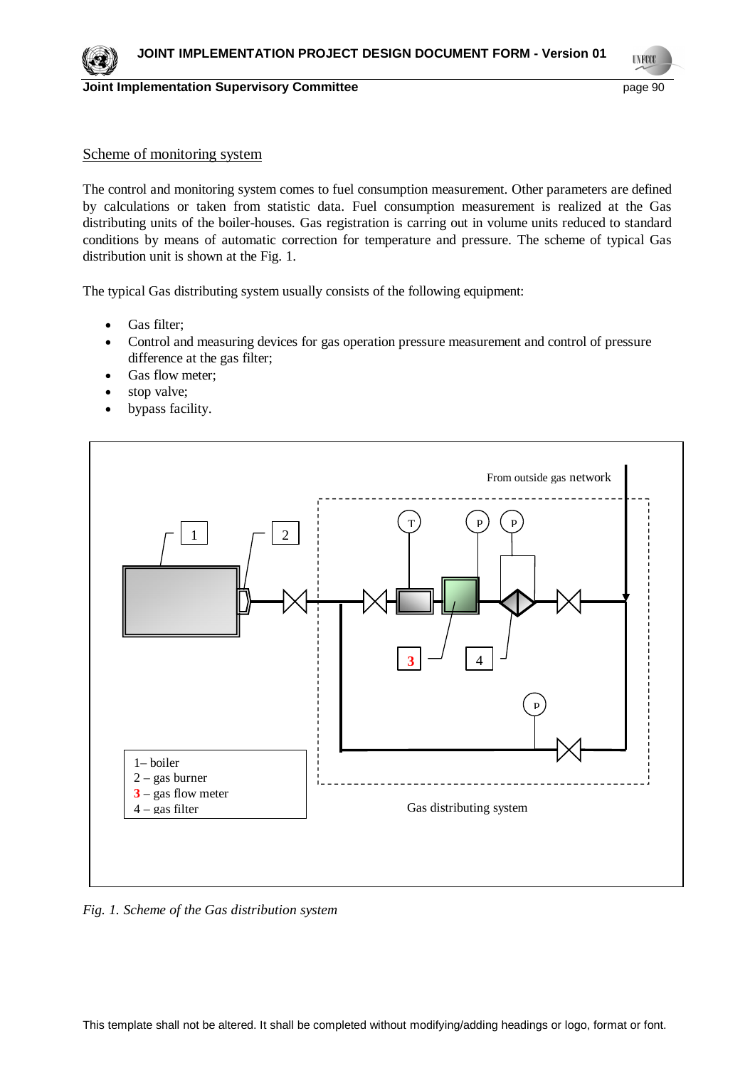Scheme of monitoring system

The control and monitoring system comes to fuel consumption measurement. Other parameters are defined by calculations or taken from statistic data. Fuel consumption measurement is realized at the Gas distributing units of the boiler-houses. Gas registration is carring out in volume units reduced to standard conditions by means of automatic correction for temperature and pressure. The scheme of typical Gas distribution unit is shown at the Fig. 1.

The typical Gas distributing system usually consists of the following equipment:

- Gas filter;
- Control and measuring devices for gas operation pressure measurement and control of pressure difference at the gas filter;
- Gas flow meter;
- stop valve;
- bypass facility.

From outside gas network

1 – boiler
2 – gas burner
3 – gas flow meter
4 – gas filter

Gas distributing system

*Fig. 1. Scheme of the Gas distribution system*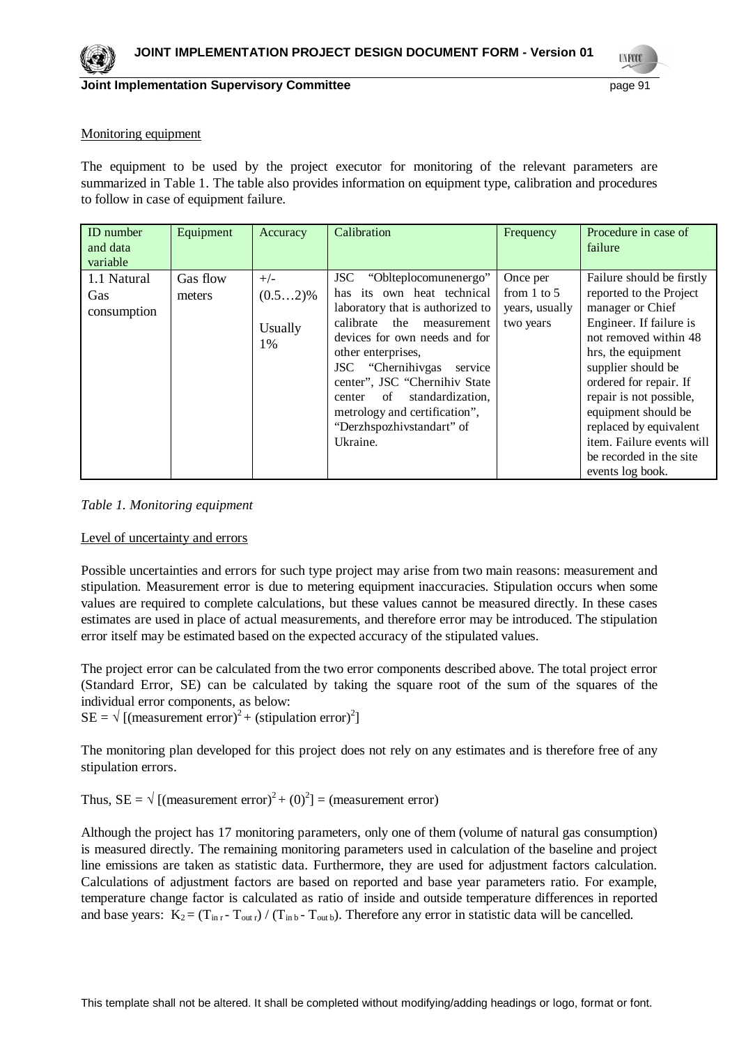Monitoring equipment

The equipment to be used by the project executor for monitoring of the relevant parameters are summarized in Table 1. The table also provides information on equipment type, calibration and procedures to follow in case of equipment failure.

| ID number and data variable | Equipment | Accuracy | Calibration | Frequency | Procedure in case of failure |
|---|---|---|---|---|---|
| 1.1 Natural Gas consumption | Gas flow meters | +/- (0.5…2)% Usually 1% | JSC "Oblteplocomunenergo" has its own heat technical laboratory that is authorized to calibrate the measurement devices for own needs and for other enterprises, JSC "Chernihivgas service center", JSC "Chernihiv State center of standardization, metrology and certification", "Derzhspozhivstandart" of Ukraine. | Once per from 1 to 5 years, usually two years | Failure should be firstly reported to the Project manager or Chief Engineer. If failure is not removed within 48 hrs, the equipment supplier should be ordered for repair. If repair is not possible, equipment should be replaced by equivalent item. Failure events will be recorded in the site events log book. |

*Table 1. Monitoring equipment*

Level of uncertainty and errors

Possible uncertainties and errors for such type project may arise from two main reasons: measurement and stipulation. Measurement error is due to metering equipment inaccuracies. Stipulation occurs when some values are required to complete calculations, but these values cannot be measured directly. In these cases estimates are used in place of actual measurements, and therefore error may be introduced. The stipulation error itself may be estimated based on the expected accuracy of the stipulated values.

The project error can be calculated from the two error components described above. The total project error (Standard Error, SE) can be calculated by taking the square root of the sum of the squares of the individual error components, as below:

$SE = \sqrt{[(\text{measurement error})^2 + (\text{stipulation error})^2]}$

The monitoring plan developed for this project does not rely on any estimates and is therefore free of any stipulation errors.

Thus, $SE = \sqrt{[(\text{measurement error})^2 + (0)^2]} = (\text{measurement error})$

Although the project has 17 monitoring parameters, only one of them (volume of natural gas consumption) is measured directly. The remaining monitoring parameters used in calculation of the baseline and project line emissions are taken as statistic data. Furthermore, they are used for adjustment factors calculation. Calculations of adjustment factors are based on reported and base year parameters ratio. For example, temperature change factor is calculated as ratio of inside and outside temperature differences in reported and base years: $K_2 = (T_{in\,r} - T_{out\,r}) / (T_{in\,b} - T_{out\,b})$. Therefore any error in statistic data will be cancelled.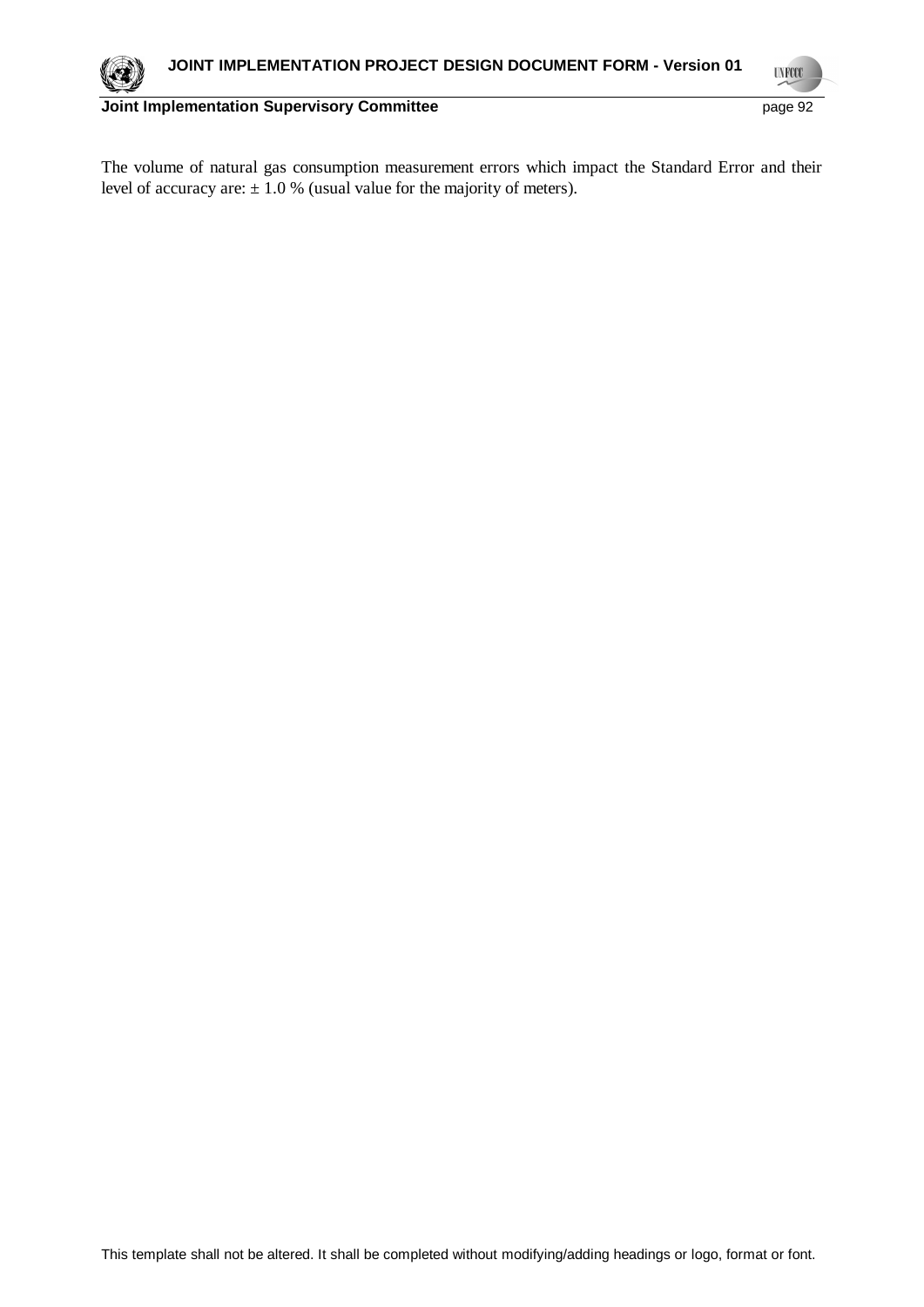The volume of natural gas consumption measurement errors which impact the Standard Error and their level of accuracy are: ± 1.0 % (usual value for the majority of meters).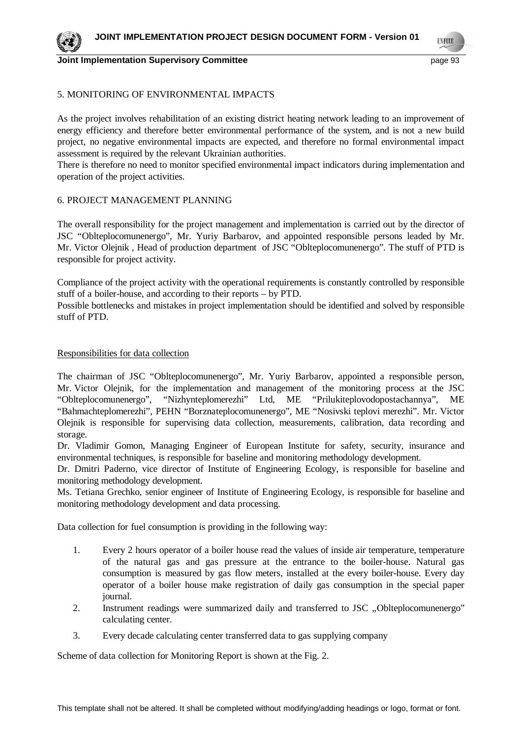5. MONITORING OF ENVIRONMENTAL IMPACTS

As the project involves rehabilitation of an existing district heating network leading to an improvement of energy efficiency and therefore better environmental performance of the system, and is not a new build project, no negative environmental impacts are expected, and therefore no formal environmental impact assessment is required by the relevant Ukrainian authorities.

There is therefore no need to monitor specified environmental impact indicators during implementation and operation of the project activities.

6. PROJECT MANAGEMENT PLANNING

The overall responsibility for the project management and implementation is carried out by the director of JSC "Oblteplocomunenergo", Mr. Yuriy Barbarov, and appointed responsible persons leaded by Mr. Mr. Victor Olejnik , Head of production department of JSC "Oblteplocomunenergo". The stuff of PTD is responsible for project activity.

Compliance of the project activity with the operational requirements is constantly controlled by responsible stuff of a boiler-house, and according to their reports – by PTD.

Possible bottlenecks and mistakes in project implementation should be identified and solved by responsible stuff of PTD.

Responsibilities for data collection

The chairman of JSC "Oblteplocomunenergo", Mr. Yuriy Barbarov, appointed a responsible person, Mr. Victor Olejnik, for the implementation and management of the monitoring process at the JSC "Oblteplocomunenergo", "Nizhynteplomerezhi" Ltd, ME "Prilukiteplovodopostachannya", ME "Bahmachteplomerezhi", PEHN "Borznateplocomunenergo", ME "Nosivski teplovi merezhi". Mr. Victor Olejnik is responsible for supervising data collection, measurements, calibration, data recording and storage.

Dr. Vladimir Gomon, Managing Engineer of European Institute for safety, security, insurance and environmental techniques, is responsible for baseline and monitoring methodology development.

Dr. Dmitri Paderno, vice director of Institute of Engineering Ecology, is responsible for baseline and monitoring methodology development.

Ms. Tetiana Grechko, senior engineer of Institute of Engineering Ecology, is responsible for baseline and monitoring methodology development and data processing.

Data collection for fuel consumption is providing in the following way:

1. Every 2 hours operator of a boiler house read the values of inside air temperature, temperature of the natural gas and gas pressure at the entrance to the boiler-house. Natural gas consumption is measured by gas flow meters, installed at the every boiler-house. Every day operator of a boiler house make registration of daily gas consumption in the special paper journal.
2. Instrument readings were summarized daily and transferred to JSC „Oblteplocomunenergo" calculating center.
3. Every decade calculating center transferred data to gas supplying company

Scheme of data collection for Monitoring Report is shown at the Fig. 2.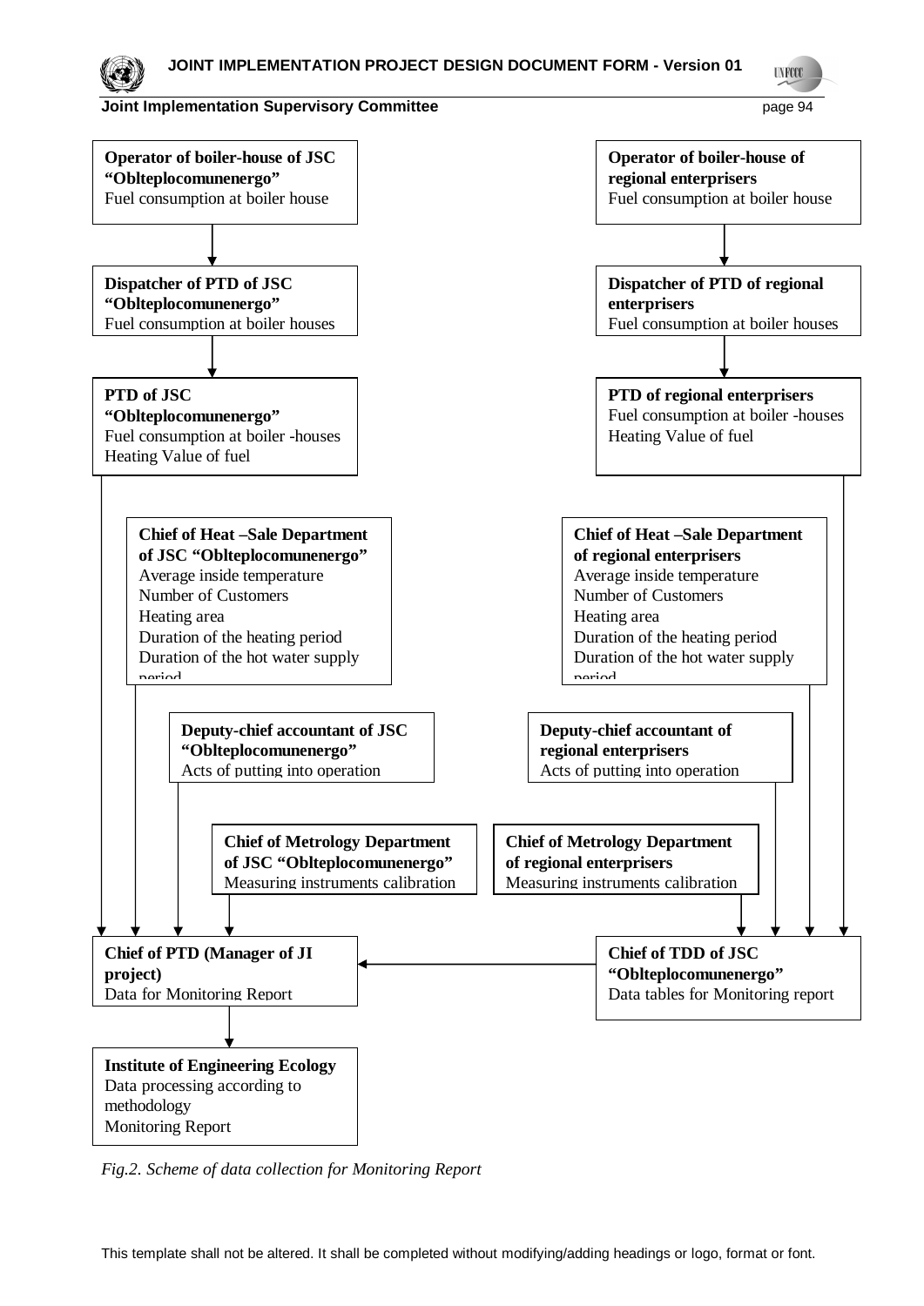**Operator of boiler-house of JSC "Oblteplocomunenergo"**
Fuel consumption at boiler house

**Operator of boiler-house of regional enterprisers**
Fuel consumption at boiler house

**Dispatcher of PTD of JSC "Oblteplocomunenergo"**
Fuel consumption at boiler houses

**Dispatcher of PTD of regional enterprisers**
Fuel consumption at boiler houses

**PTD of JSC "Oblteplocomunenergo"**
Fuel consumption at boiler -houses
Heating Value of fuel

**PTD of regional enterprisers**
Fuel consumption at boiler -houses
Heating Value of fuel

**Chief of Heat –Sale Department of JSC "Oblteplocomunenergo"**
Average inside temperature
Number of Customers
Heating area
Duration of the heating period
Duration of the hot water supply period

**Chief of Heat –Sale Department of regional enterprisers**
Average inside temperature
Number of Customers
Heating area
Duration of the heating period
Duration of the hot water supply period

**Deputy-chief accountant of JSC "Oblteplocomunenergo"**
Acts of putting into operation

**Deputy-chief accountant of regional enterprisers**
Acts of putting into operation

**Chief of Metrology Department of JSC "Oblteplocomunenergo"**
Measuring instruments calibration

**Chief of Metrology Department of regional enterprisers**
Measuring instruments calibration

**Chief of PTD (Manager of JI project)**
Data for Monitoring Report

**Chief of TDD of JSC "Oblteplocomunenergo"**
Data tables for Monitoring report

**Institute of Engineering Ecology**
Data processing according to methodology
Monitoring Report

*Fig.2. Scheme of data collection for Monitoring Report*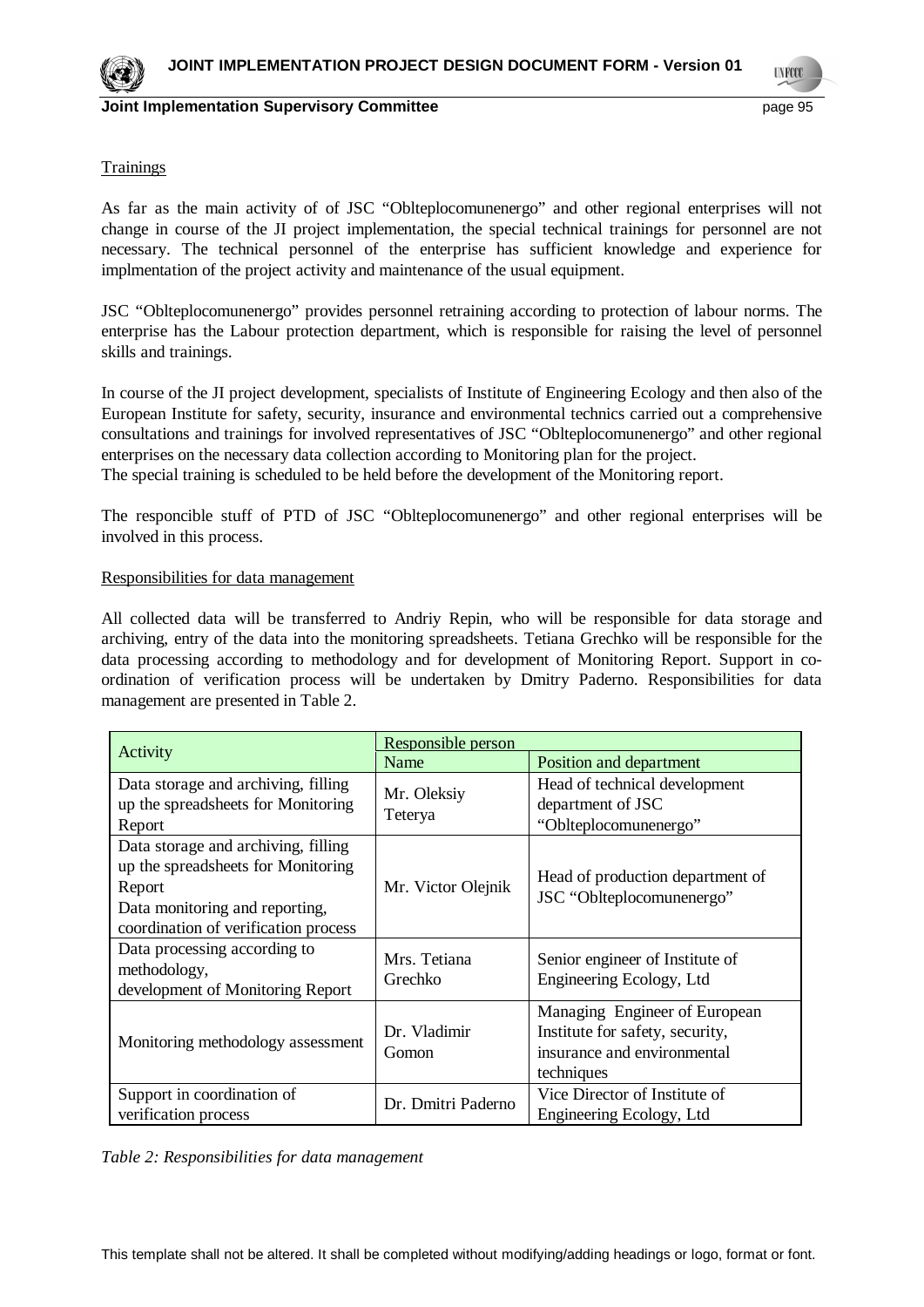Trainings

As far as the main activity of of JSC "Oblteplocomunenergo" and other regional enterprises will not change in course of the JI project implementation, the special technical trainings for personnel are not necessary. The technical personnel of the enterprise has sufficient knowledge and experience for implmentation of the project activity and maintenance of the usual equipment.

JSC "Oblteplocomunenergo" provides personnel retraining according to protection of labour norms. The enterprise has the Labour protection department, which is responsible for raising the level of personnel skills and trainings.

In course of the JI project development, specialists of Institute of Engineering Ecology and then also of the European Institute for safety, security, insurance and environmental technics carried out a comprehensive consultations and trainings for involved representatives of JSC "Oblteplocomunenergo" and other regional enterprises on the necessary data collection according to Monitoring plan for the project.
The special training is scheduled to be held before the development of the Monitoring report.

The responcible stuff of PTD of JSC "Oblteplocomunenergo" and other regional enterprises will be involved in this process.

Responsibilities for data management

All collected data will be transferred to Andriy Repin, who will be responsible for data storage and archiving, entry of the data into the monitoring spreadsheets. Tetiana Grechko will be responsible for the data processing according to methodology and for development of Monitoring Report. Support in co-ordination of verification process will be undertaken by Dmitry Paderno. Responsibilities for data management are presented in Table 2.

| Activity | Responsible person | |
|---|---|---|
| | Name | Position and department |
| Data storage and archiving, filling up the spreadsheets for Monitoring Report | Mr. Oleksiy Teterya | Head of technical development department of JSC "Oblteplocomunenergo" |
| Data storage and archiving, filling up the spreadsheets for Monitoring Report<br>Data monitoring and reporting, coordination of verification process | Mr. Victor Olejnik | Head of production department of JSC "Oblteplocomunenergo" |
| Data processing according to methodology,<br>development of Monitoring Report | Mrs. Tetiana Grechko | Senior engineer of Institute of Engineering Ecology, Ltd |
| Monitoring methodology assessment | Dr. Vladimir Gomon | Managing Engineer of European Institute for safety, security, insurance and environmental techniques |
| Support in coordination of verification process | Dr. Dmitri Paderno | Vice Director of Institute of Engineering Ecology, Ltd |

*Table 2: Responsibilities for data management*